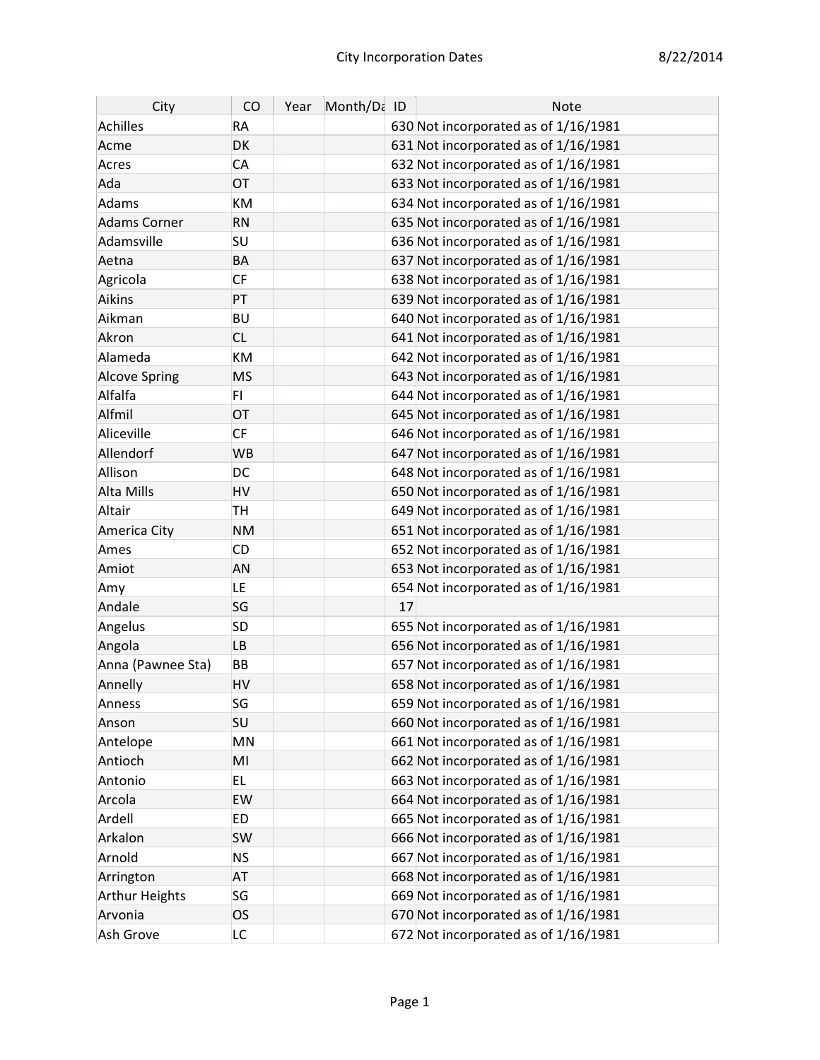| City | CO | Year | Month/Da | ID | Note |
|---|---|---|---|---|---|
| Achilles | RA | | | 630 | Not incorporated as of 1/16/1981 |
| Acme | DK | | | 631 | Not incorporated as of 1/16/1981 |
| Acres | CA | | | 632 | Not incorporated as of 1/16/1981 |
| Ada | OT | | | 633 | Not incorporated as of 1/16/1981 |
| Adams | KM | | | 634 | Not incorporated as of 1/16/1981 |
| Adams Corner | RN | | | 635 | Not incorporated as of 1/16/1981 |
| Adamsville | SU | | | 636 | Not incorporated as of 1/16/1981 |
| Aetna | BA | | | 637 | Not incorporated as of 1/16/1981 |
| Agricola | CF | | | 638 | Not incorporated as of 1/16/1981 |
| Aikins | PT | | | 639 | Not incorporated as of 1/16/1981 |
| Aikman | BU | | | 640 | Not incorporated as of 1/16/1981 |
| Akron | CL | | | 641 | Not incorporated as of 1/16/1981 |
| Alameda | KM | | | 642 | Not incorporated as of 1/16/1981 |
| Alcove Spring | MS | | | 643 | Not incorporated as of 1/16/1981 |
| Alfalfa | FI | | | 644 | Not incorporated as of 1/16/1981 |
| Alfmil | OT | | | 645 | Not incorporated as of 1/16/1981 |
| Aliceville | CF | | | 646 | Not incorporated as of 1/16/1981 |
| Allendorf | WB | | | 647 | Not incorporated as of 1/16/1981 |
| Allison | DC | | | 648 | Not incorporated as of 1/16/1981 |
| Alta Mills | HV | | | 650 | Not incorporated as of 1/16/1981 |
| Altair | TH | | | 649 | Not incorporated as of 1/16/1981 |
| America City | NM | | | 651 | Not incorporated as of 1/16/1981 |
| Ames | CD | | | 652 | Not incorporated as of 1/16/1981 |
| Amiot | AN | | | 653 | Not incorporated as of 1/16/1981 |
| Amy | LE | | | 654 | Not incorporated as of 1/16/1981 |
| Andale | SG | | | 17 | |
| Angelus | SD | | | 655 | Not incorporated as of 1/16/1981 |
| Angola | LB | | | 656 | Not incorporated as of 1/16/1981 |
| Anna (Pawnee Sta) | BB | | | 657 | Not incorporated as of 1/16/1981 |
| Annelly | HV | | | 658 | Not incorporated as of 1/16/1981 |
| Anness | SG | | | 659 | Not incorporated as of 1/16/1981 |
| Anson | SU | | | 660 | Not incorporated as of 1/16/1981 |
| Antelope | MN | | | 661 | Not incorporated as of 1/16/1981 |
| Antioch | MI | | | 662 | Not incorporated as of 1/16/1981 |
| Antonio | EL | | | 663 | Not incorporated as of 1/16/1981 |
| Arcola | EW | | | 664 | Not incorporated as of 1/16/1981 |
| Ardell | ED | | | 665 | Not incorporated as of 1/16/1981 |
| Arkalon | SW | | | 666 | Not incorporated as of 1/16/1981 |
| Arnold | NS | | | 667 | Not incorporated as of 1/16/1981 |
| Arrington | AT | | | 668 | Not incorporated as of 1/16/1981 |
| Arthur Heights | SG | | | 669 | Not incorporated as of 1/16/1981 |
| Arvonia | OS | | | 670 | Not incorporated as of 1/16/1981 |
| Ash Grove | LC | | | 672 | Not incorporated as of 1/16/1981 |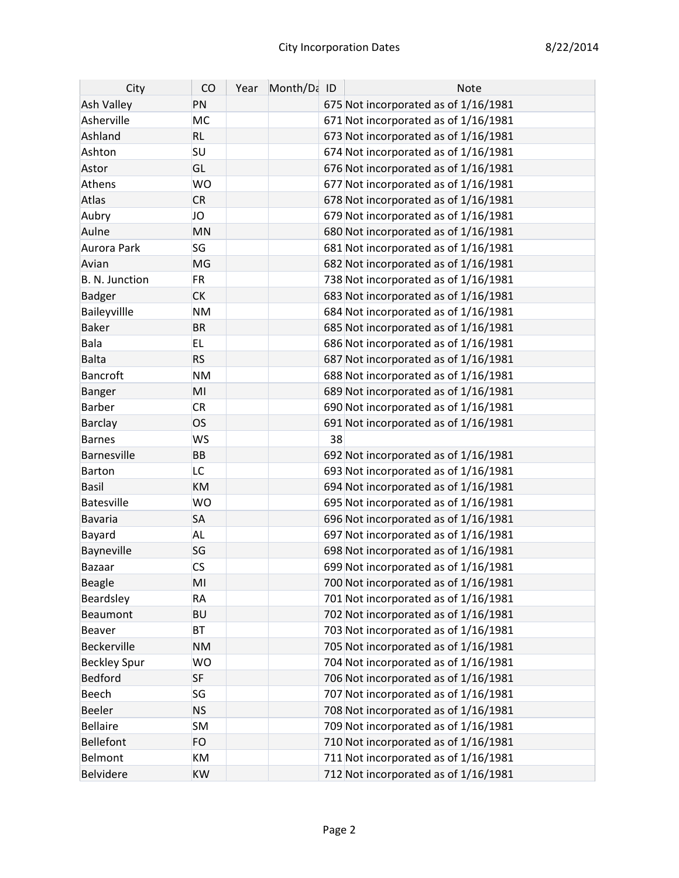| City | CO | Year | Month/Da | ID | Note |
|---|---|---|---|---|---|
| Ash Valley | PN | | | 675 | Not incorporated as of 1/16/1981 |
| Asherville | MC | | | 671 | Not incorporated as of 1/16/1981 |
| Ashland | RL | | | 673 | Not incorporated as of 1/16/1981 |
| Ashton | SU | | | 674 | Not incorporated as of 1/16/1981 |
| Astor | GL | | | 676 | Not incorporated as of 1/16/1981 |
| Athens | WO | | | 677 | Not incorporated as of 1/16/1981 |
| Atlas | CR | | | 678 | Not incorporated as of 1/16/1981 |
| Aubry | JO | | | 679 | Not incorporated as of 1/16/1981 |
| Aulne | MN | | | 680 | Not incorporated as of 1/16/1981 |
| Aurora Park | SG | | | 681 | Not incorporated as of 1/16/1981 |
| Avian | MG | | | 682 | Not incorporated as of 1/16/1981 |
| B. N. Junction | FR | | | 738 | Not incorporated as of 1/16/1981 |
| Badger | CK | | | 683 | Not incorporated as of 1/16/1981 |
| Baileyvillle | NM | | | 684 | Not incorporated as of 1/16/1981 |
| Baker | BR | | | 685 | Not incorporated as of 1/16/1981 |
| Bala | EL | | | 686 | Not incorporated as of 1/16/1981 |
| Balta | RS | | | 687 | Not incorporated as of 1/16/1981 |
| Bancroft | NM | | | 688 | Not incorporated as of 1/16/1981 |
| Banger | MI | | | 689 | Not incorporated as of 1/16/1981 |
| Barber | CR | | | 690 | Not incorporated as of 1/16/1981 |
| Barclay | OS | | | 691 | Not incorporated as of 1/16/1981 |
| Barnes | WS | | | 38 | |
| Barnesville | BB | | | 692 | Not incorporated as of 1/16/1981 |
| Barton | LC | | | 693 | Not incorporated as of 1/16/1981 |
| Basil | KM | | | 694 | Not incorporated as of 1/16/1981 |
| Batesville | WO | | | 695 | Not incorporated as of 1/16/1981 |
| Bavaria | SA | | | 696 | Not incorporated as of 1/16/1981 |
| Bayard | AL | | | 697 | Not incorporated as of 1/16/1981 |
| Bayneville | SG | | | 698 | Not incorporated as of 1/16/1981 |
| Bazaar | CS | | | 699 | Not incorporated as of 1/16/1981 |
| Beagle | MI | | | 700 | Not incorporated as of 1/16/1981 |
| Beardsley | RA | | | 701 | Not incorporated as of 1/16/1981 |
| Beaumont | BU | | | 702 | Not incorporated as of 1/16/1981 |
| Beaver | BT | | | 703 | Not incorporated as of 1/16/1981 |
| Beckerville | NM | | | 705 | Not incorporated as of 1/16/1981 |
| Beckley Spur | WO | | | 704 | Not incorporated as of 1/16/1981 |
| Bedford | SF | | | 706 | Not incorporated as of 1/16/1981 |
| Beech | SG | | | 707 | Not incorporated as of 1/16/1981 |
| Beeler | NS | | | 708 | Not incorporated as of 1/16/1981 |
| Bellaire | SM | | | 709 | Not incorporated as of 1/16/1981 |
| Bellefont | FO | | | 710 | Not incorporated as of 1/16/1981 |
| Belmont | KM | | | 711 | Not incorporated as of 1/16/1981 |
| Belvidere | KW | | | 712 | Not incorporated as of 1/16/1981 |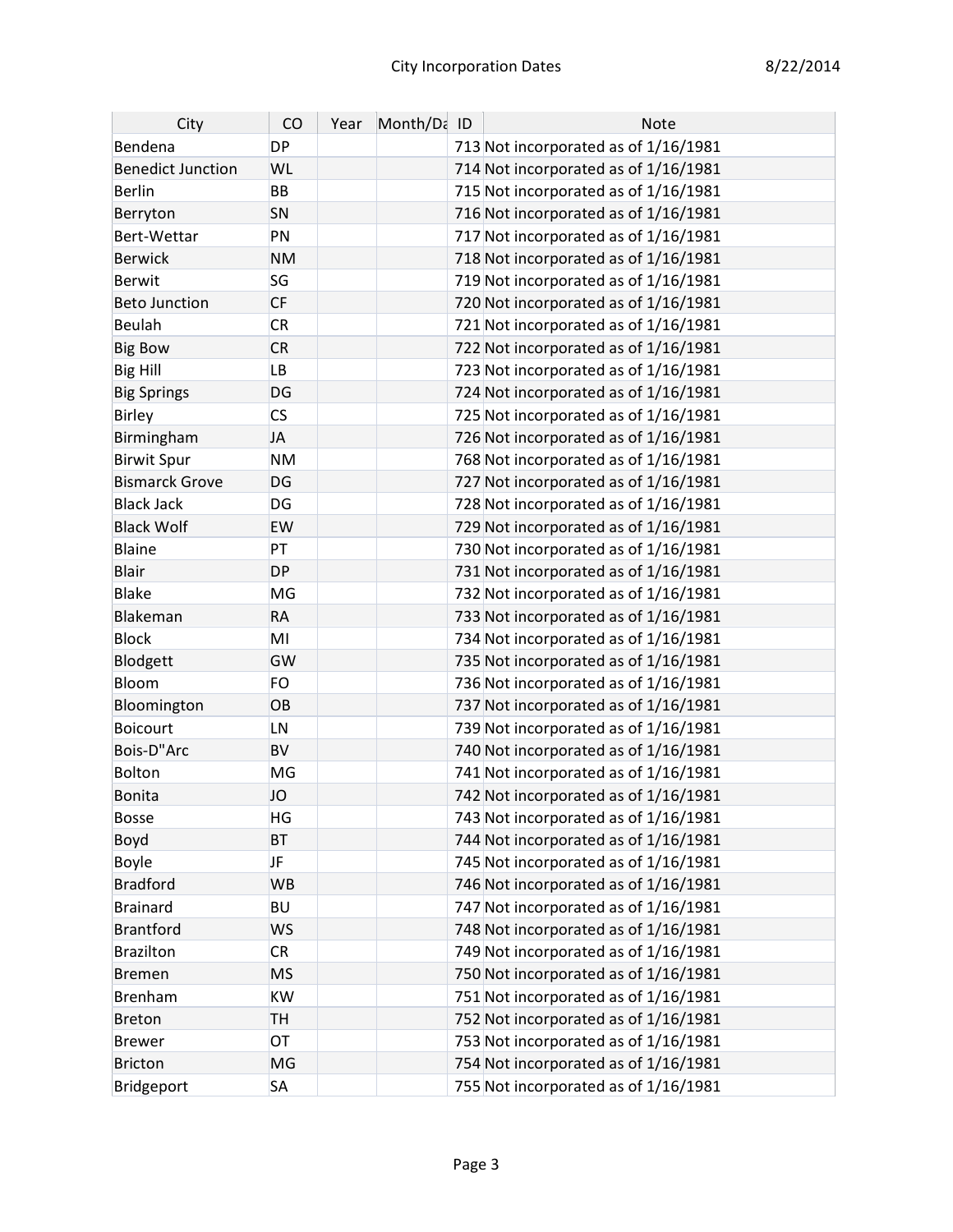| City | CO | Year | Month/Da | ID | Note |
|---|---|---|---|---|---|
| Bendena | DP | | | 713 | Not incorporated as of 1/16/1981 |
| Benedict Junction | WL | | | 714 | Not incorporated as of 1/16/1981 |
| Berlin | BB | | | 715 | Not incorporated as of 1/16/1981 |
| Berryton | SN | | | 716 | Not incorporated as of 1/16/1981 |
| Bert-Wettar | PN | | | 717 | Not incorporated as of 1/16/1981 |
| Berwick | NM | | | 718 | Not incorporated as of 1/16/1981 |
| Berwit | SG | | | 719 | Not incorporated as of 1/16/1981 |
| Beto Junction | CF | | | 720 | Not incorporated as of 1/16/1981 |
| Beulah | CR | | | 721 | Not incorporated as of 1/16/1981 |
| Big Bow | CR | | | 722 | Not incorporated as of 1/16/1981 |
| Big Hill | LB | | | 723 | Not incorporated as of 1/16/1981 |
| Big Springs | DG | | | 724 | Not incorporated as of 1/16/1981 |
| Birley | CS | | | 725 | Not incorporated as of 1/16/1981 |
| Birmingham | JA | | | 726 | Not incorporated as of 1/16/1981 |
| Birwit Spur | NM | | | 768 | Not incorporated as of 1/16/1981 |
| Bismarck Grove | DG | | | 727 | Not incorporated as of 1/16/1981 |
| Black Jack | DG | | | 728 | Not incorporated as of 1/16/1981 |
| Black Wolf | EW | | | 729 | Not incorporated as of 1/16/1981 |
| Blaine | PT | | | 730 | Not incorporated as of 1/16/1981 |
| Blair | DP | | | 731 | Not incorporated as of 1/16/1981 |
| Blake | MG | | | 732 | Not incorporated as of 1/16/1981 |
| Blakeman | RA | | | 733 | Not incorporated as of 1/16/1981 |
| Block | MI | | | 734 | Not incorporated as of 1/16/1981 |
| Blodgett | GW | | | 735 | Not incorporated as of 1/16/1981 |
| Bloom | FO | | | 736 | Not incorporated as of 1/16/1981 |
| Bloomington | OB | | | 737 | Not incorporated as of 1/16/1981 |
| Boicourt | LN | | | 739 | Not incorporated as of 1/16/1981 |
| Bois-D"Arc | BV | | | 740 | Not incorporated as of 1/16/1981 |
| Bolton | MG | | | 741 | Not incorporated as of 1/16/1981 |
| Bonita | JO | | | 742 | Not incorporated as of 1/16/1981 |
| Bosse | HG | | | 743 | Not incorporated as of 1/16/1981 |
| Boyd | BT | | | 744 | Not incorporated as of 1/16/1981 |
| Boyle | JF | | | 745 | Not incorporated as of 1/16/1981 |
| Bradford | WB | | | 746 | Not incorporated as of 1/16/1981 |
| Brainard | BU | | | 747 | Not incorporated as of 1/16/1981 |
| Brantford | WS | | | 748 | Not incorporated as of 1/16/1981 |
| Brazilton | CR | | | 749 | Not incorporated as of 1/16/1981 |
| Bremen | MS | | | 750 | Not incorporated as of 1/16/1981 |
| Brenham | KW | | | 751 | Not incorporated as of 1/16/1981 |
| Breton | TH | | | 752 | Not incorporated as of 1/16/1981 |
| Brewer | OT | | | 753 | Not incorporated as of 1/16/1981 |
| Bricton | MG | | | 754 | Not incorporated as of 1/16/1981 |
| Bridgeport | SA | | | 755 | Not incorporated as of 1/16/1981 |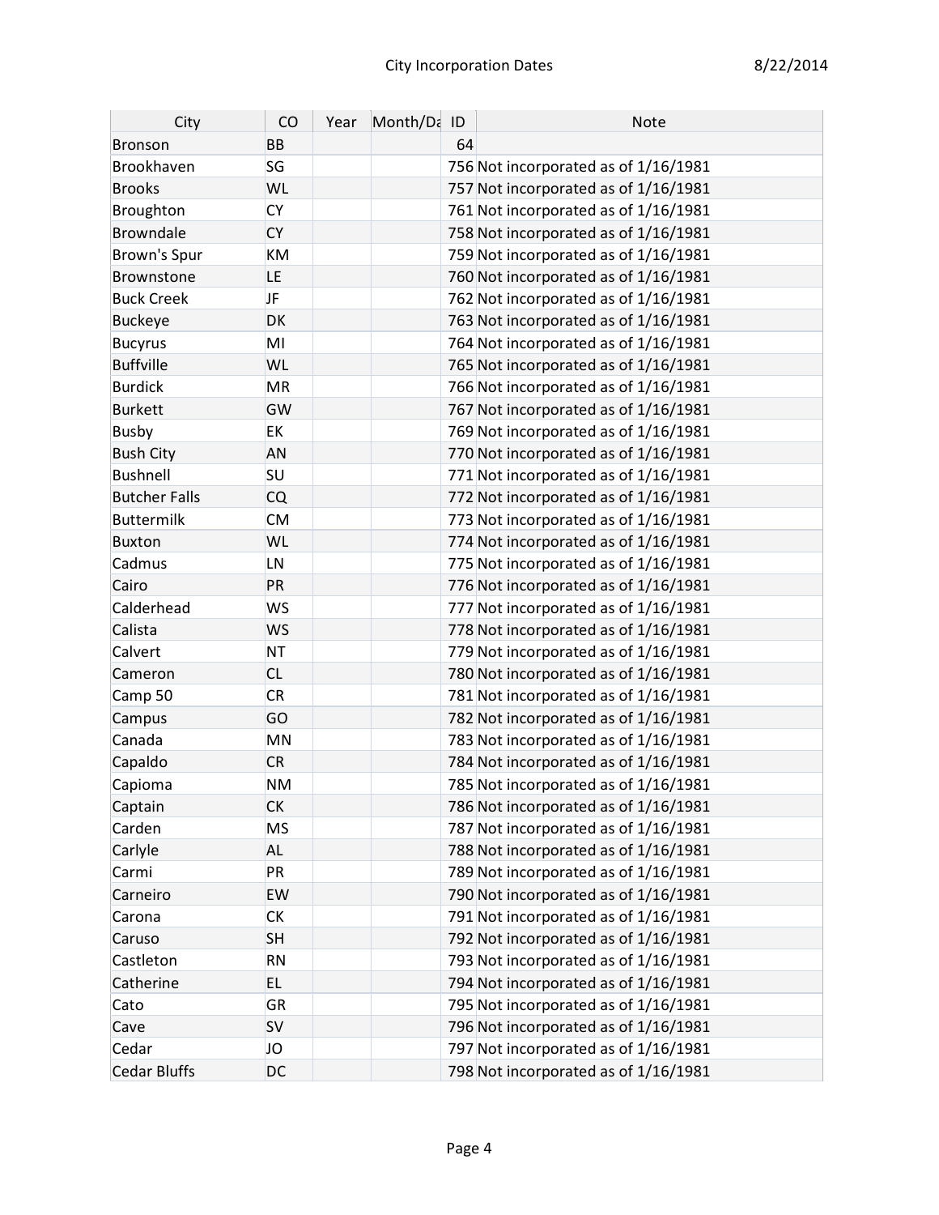| City | CO | Year | Month/Da | ID | Note |
|---|---|---|---|---|---|
| Bronson | BB | | | 64 | |
| Brookhaven | SG | | | 756 | Not incorporated as of 1/16/1981 |
| Brooks | WL | | | 757 | Not incorporated as of 1/16/1981 |
| Broughton | CY | | | 761 | Not incorporated as of 1/16/1981 |
| Browndale | CY | | | 758 | Not incorporated as of 1/16/1981 |
| Brown's Spur | KM | | | 759 | Not incorporated as of 1/16/1981 |
| Brownstone | LE | | | 760 | Not incorporated as of 1/16/1981 |
| Buck Creek | JF | | | 762 | Not incorporated as of 1/16/1981 |
| Buckeye | DK | | | 763 | Not incorporated as of 1/16/1981 |
| Bucyrus | MI | | | 764 | Not incorporated as of 1/16/1981 |
| Buffville | WL | | | 765 | Not incorporated as of 1/16/1981 |
| Burdick | MR | | | 766 | Not incorporated as of 1/16/1981 |
| Burkett | GW | | | 767 | Not incorporated as of 1/16/1981 |
| Busby | EK | | | 769 | Not incorporated as of 1/16/1981 |
| Bush City | AN | | | 770 | Not incorporated as of 1/16/1981 |
| Bushnell | SU | | | 771 | Not incorporated as of 1/16/1981 |
| Butcher Falls | CQ | | | 772 | Not incorporated as of 1/16/1981 |
| Buttermilk | CM | | | 773 | Not incorporated as of 1/16/1981 |
| Buxton | WL | | | 774 | Not incorporated as of 1/16/1981 |
| Cadmus | LN | | | 775 | Not incorporated as of 1/16/1981 |
| Cairo | PR | | | 776 | Not incorporated as of 1/16/1981 |
| Calderhead | WS | | | 777 | Not incorporated as of 1/16/1981 |
| Calista | WS | | | 778 | Not incorporated as of 1/16/1981 |
| Calvert | NT | | | 779 | Not incorporated as of 1/16/1981 |
| Cameron | CL | | | 780 | Not incorporated as of 1/16/1981 |
| Camp 50 | CR | | | 781 | Not incorporated as of 1/16/1981 |
| Campus | GO | | | 782 | Not incorporated as of 1/16/1981 |
| Canada | MN | | | 783 | Not incorporated as of 1/16/1981 |
| Capaldo | CR | | | 784 | Not incorporated as of 1/16/1981 |
| Capioma | NM | | | 785 | Not incorporated as of 1/16/1981 |
| Captain | CK | | | 786 | Not incorporated as of 1/16/1981 |
| Carden | MS | | | 787 | Not incorporated as of 1/16/1981 |
| Carlyle | AL | | | 788 | Not incorporated as of 1/16/1981 |
| Carmi | PR | | | 789 | Not incorporated as of 1/16/1981 |
| Carneiro | EW | | | 790 | Not incorporated as of 1/16/1981 |
| Carona | CK | | | 791 | Not incorporated as of 1/16/1981 |
| Caruso | SH | | | 792 | Not incorporated as of 1/16/1981 |
| Castleton | RN | | | 793 | Not incorporated as of 1/16/1981 |
| Catherine | EL | | | 794 | Not incorporated as of 1/16/1981 |
| Cato | GR | | | 795 | Not incorporated as of 1/16/1981 |
| Cave | SV | | | 796 | Not incorporated as of 1/16/1981 |
| Cedar | JO | | | 797 | Not incorporated as of 1/16/1981 |
| Cedar Bluffs | DC | | | 798 | Not incorporated as of 1/16/1981 |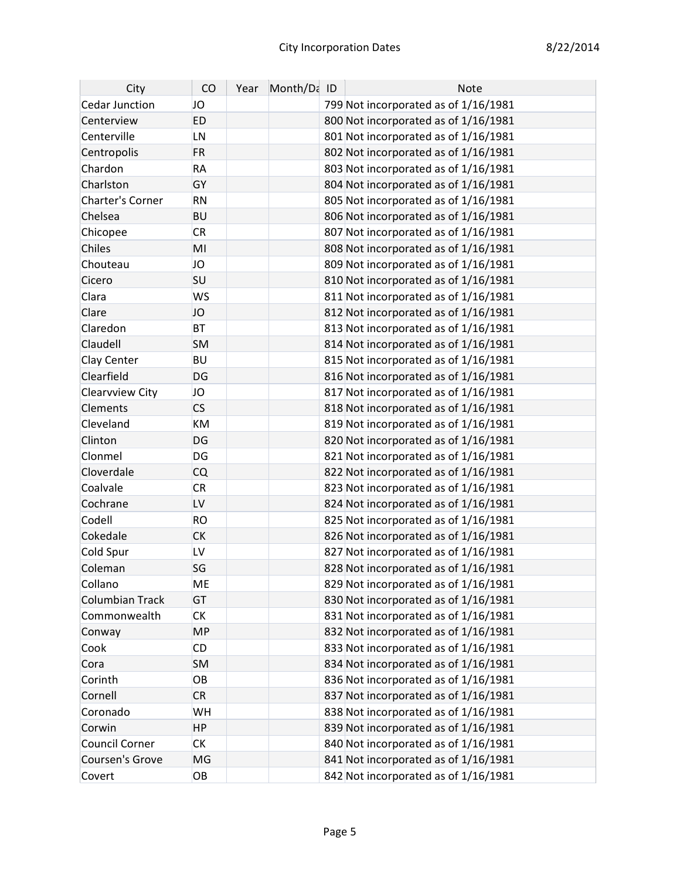| City | CO | Year | Month/Da | ID | Note |
| --- | --- | --- | --- | --- | --- |
| Cedar Junction | JO | | | 799 | Not incorporated as of 1/16/1981 |
| Centerview | ED | | | 800 | Not incorporated as of 1/16/1981 |
| Centerville | LN | | | 801 | Not incorporated as of 1/16/1981 |
| Centropolis | FR | | | 802 | Not incorporated as of 1/16/1981 |
| Chardon | RA | | | 803 | Not incorporated as of 1/16/1981 |
| Charlston | GY | | | 804 | Not incorporated as of 1/16/1981 |
| Charter's Corner | RN | | | 805 | Not incorporated as of 1/16/1981 |
| Chelsea | BU | | | 806 | Not incorporated as of 1/16/1981 |
| Chicopee | CR | | | 807 | Not incorporated as of 1/16/1981 |
| Chiles | MI | | | 808 | Not incorporated as of 1/16/1981 |
| Chouteau | JO | | | 809 | Not incorporated as of 1/16/1981 |
| Cicero | SU | | | 810 | Not incorporated as of 1/16/1981 |
| Clara | WS | | | 811 | Not incorporated as of 1/16/1981 |
| Clare | JO | | | 812 | Not incorporated as of 1/16/1981 |
| Claredon | BT | | | 813 | Not incorporated as of 1/16/1981 |
| Claudell | SM | | | 814 | Not incorporated as of 1/16/1981 |
| Clay Center | BU | | | 815 | Not incorporated as of 1/16/1981 |
| Clearfield | DG | | | 816 | Not incorporated as of 1/16/1981 |
| Clearvview City | JO | | | 817 | Not incorporated as of 1/16/1981 |
| Clements | CS | | | 818 | Not incorporated as of 1/16/1981 |
| Cleveland | KM | | | 819 | Not incorporated as of 1/16/1981 |
| Clinton | DG | | | 820 | Not incorporated as of 1/16/1981 |
| Clonmel | DG | | | 821 | Not incorporated as of 1/16/1981 |
| Cloverdale | CQ | | | 822 | Not incorporated as of 1/16/1981 |
| Coalvale | CR | | | 823 | Not incorporated as of 1/16/1981 |
| Cochrane | LV | | | 824 | Not incorporated as of 1/16/1981 |
| Codell | RO | | | 825 | Not incorporated as of 1/16/1981 |
| Cokedale | CK | | | 826 | Not incorporated as of 1/16/1981 |
| Cold Spur | LV | | | 827 | Not incorporated as of 1/16/1981 |
| Coleman | SG | | | 828 | Not incorporated as of 1/16/1981 |
| Collano | ME | | | 829 | Not incorporated as of 1/16/1981 |
| Columbian Track | GT | | | 830 | Not incorporated as of 1/16/1981 |
| Commonwealth | CK | | | 831 | Not incorporated as of 1/16/1981 |
| Conway | MP | | | 832 | Not incorporated as of 1/16/1981 |
| Cook | CD | | | 833 | Not incorporated as of 1/16/1981 |
| Cora | SM | | | 834 | Not incorporated as of 1/16/1981 |
| Corinth | OB | | | 836 | Not incorporated as of 1/16/1981 |
| Cornell | CR | | | 837 | Not incorporated as of 1/16/1981 |
| Coronado | WH | | | 838 | Not incorporated as of 1/16/1981 |
| Corwin | HP | | | 839 | Not incorporated as of 1/16/1981 |
| Council Corner | CK | | | 840 | Not incorporated as of 1/16/1981 |
| Coursen's Grove | MG | | | 841 | Not incorporated as of 1/16/1981 |
| Covert | OB | | | 842 | Not incorporated as of 1/16/1981 |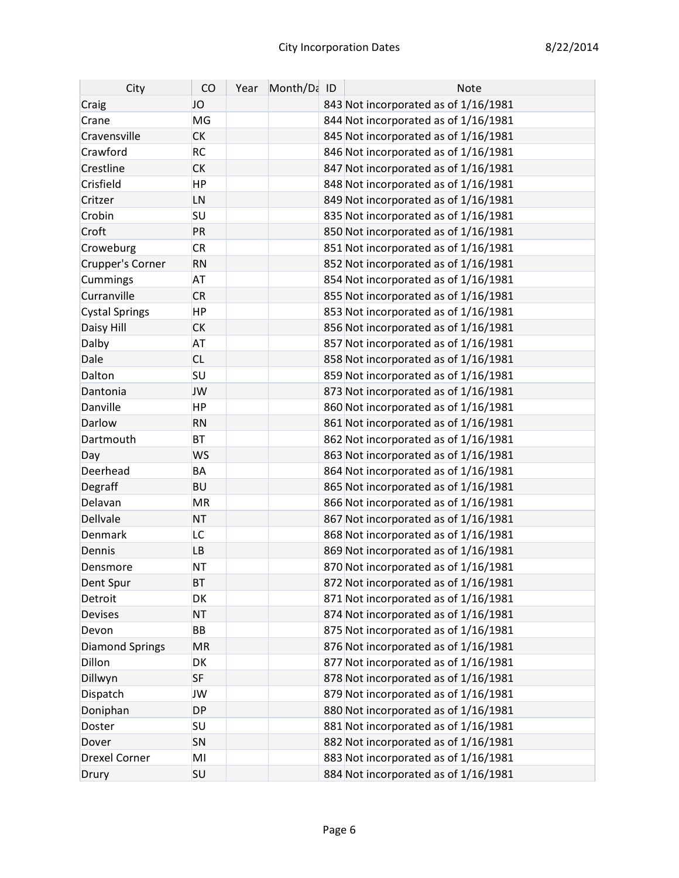| City | CO | Year | Month/Da | ID | Note |
|---|---|---|---|---|---|
| Craig | JO | | | 843 | Not incorporated as of 1/16/1981 |
| Crane | MG | | | 844 | Not incorporated as of 1/16/1981 |
| Cravensville | CK | | | 845 | Not incorporated as of 1/16/1981 |
| Crawford | RC | | | 846 | Not incorporated as of 1/16/1981 |
| Crestline | CK | | | 847 | Not incorporated as of 1/16/1981 |
| Crisfield | HP | | | 848 | Not incorporated as of 1/16/1981 |
| Critzer | LN | | | 849 | Not incorporated as of 1/16/1981 |
| Crobin | SU | | | 835 | Not incorporated as of 1/16/1981 |
| Croft | PR | | | 850 | Not incorporated as of 1/16/1981 |
| Croweburg | CR | | | 851 | Not incorporated as of 1/16/1981 |
| Crupper's Corner | RN | | | 852 | Not incorporated as of 1/16/1981 |
| Cummings | AT | | | 854 | Not incorporated as of 1/16/1981 |
| Curranville | CR | | | 855 | Not incorporated as of 1/16/1981 |
| Cystal Springs | HP | | | 853 | Not incorporated as of 1/16/1981 |
| Daisy Hill | CK | | | 856 | Not incorporated as of 1/16/1981 |
| Dalby | AT | | | 857 | Not incorporated as of 1/16/1981 |
| Dale | CL | | | 858 | Not incorporated as of 1/16/1981 |
| Dalton | SU | | | 859 | Not incorporated as of 1/16/1981 |
| Dantonia | JW | | | 873 | Not incorporated as of 1/16/1981 |
| Danville | HP | | | 860 | Not incorporated as of 1/16/1981 |
| Darlow | RN | | | 861 | Not incorporated as of 1/16/1981 |
| Dartmouth | BT | | | 862 | Not incorporated as of 1/16/1981 |
| Day | WS | | | 863 | Not incorporated as of 1/16/1981 |
| Deerhead | BA | | | 864 | Not incorporated as of 1/16/1981 |
| Degraff | BU | | | 865 | Not incorporated as of 1/16/1981 |
| Delavan | MR | | | 866 | Not incorporated as of 1/16/1981 |
| Dellvale | NT | | | 867 | Not incorporated as of 1/16/1981 |
| Denmark | LC | | | 868 | Not incorporated as of 1/16/1981 |
| Dennis | LB | | | 869 | Not incorporated as of 1/16/1981 |
| Densmore | NT | | | 870 | Not incorporated as of 1/16/1981 |
| Dent Spur | BT | | | 872 | Not incorporated as of 1/16/1981 |
| Detroit | DK | | | 871 | Not incorporated as of 1/16/1981 |
| Devises | NT | | | 874 | Not incorporated as of 1/16/1981 |
| Devon | BB | | | 875 | Not incorporated as of 1/16/1981 |
| Diamond Springs | MR | | | 876 | Not incorporated as of 1/16/1981 |
| Dillon | DK | | | 877 | Not incorporated as of 1/16/1981 |
| Dillwyn | SF | | | 878 | Not incorporated as of 1/16/1981 |
| Dispatch | JW | | | 879 | Not incorporated as of 1/16/1981 |
| Doniphan | DP | | | 880 | Not incorporated as of 1/16/1981 |
| Doster | SU | | | 881 | Not incorporated as of 1/16/1981 |
| Dover | SN | | | 882 | Not incorporated as of 1/16/1981 |
| Drexel Corner | MI | | | 883 | Not incorporated as of 1/16/1981 |
| Drury | SU | | | 884 | Not incorporated as of 1/16/1981 |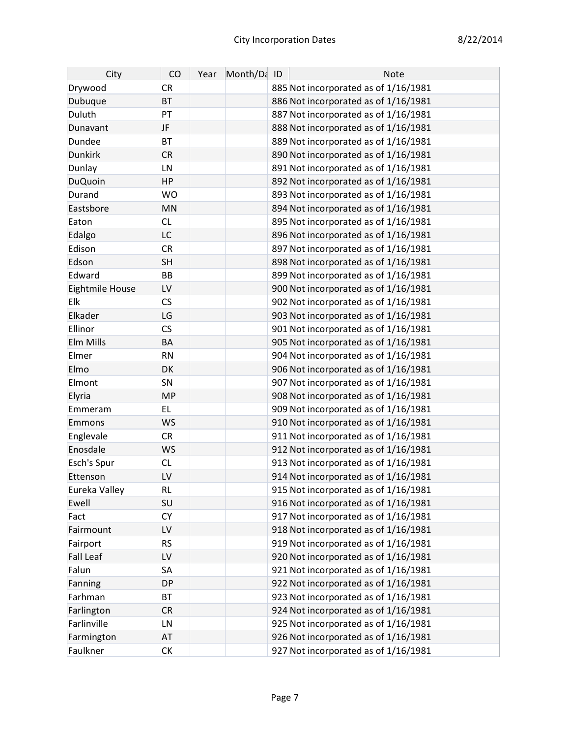| City | CO | Year | Month/Da | ID | Note |
| --- | --- | --- | --- | --- | --- |
| Drywood | CR | | | 885 | Not incorporated as of 1/16/1981 |
| Dubuque | BT | | | 886 | Not incorporated as of 1/16/1981 |
| Duluth | PT | | | 887 | Not incorporated as of 1/16/1981 |
| Dunavant | JF | | | 888 | Not incorporated as of 1/16/1981 |
| Dundee | BT | | | 889 | Not incorporated as of 1/16/1981 |
| Dunkirk | CR | | | 890 | Not incorporated as of 1/16/1981 |
| Dunlay | LN | | | 891 | Not incorporated as of 1/16/1981 |
| DuQuoin | HP | | | 892 | Not incorporated as of 1/16/1981 |
| Durand | WO | | | 893 | Not incorporated as of 1/16/1981 |
| Eastsbore | MN | | | 894 | Not incorporated as of 1/16/1981 |
| Eaton | CL | | | 895 | Not incorporated as of 1/16/1981 |
| Edalgo | LC | | | 896 | Not incorporated as of 1/16/1981 |
| Edison | CR | | | 897 | Not incorporated as of 1/16/1981 |
| Edson | SH | | | 898 | Not incorporated as of 1/16/1981 |
| Edward | BB | | | 899 | Not incorporated as of 1/16/1981 |
| Eightmile House | LV | | | 900 | Not incorporated as of 1/16/1981 |
| Elk | CS | | | 902 | Not incorporated as of 1/16/1981 |
| Elkader | LG | | | 903 | Not incorporated as of 1/16/1981 |
| Ellinor | CS | | | 901 | Not incorporated as of 1/16/1981 |
| Elm Mills | BA | | | 905 | Not incorporated as of 1/16/1981 |
| Elmer | RN | | | 904 | Not incorporated as of 1/16/1981 |
| Elmo | DK | | | 906 | Not incorporated as of 1/16/1981 |
| Elmont | SN | | | 907 | Not incorporated as of 1/16/1981 |
| Elyria | MP | | | 908 | Not incorporated as of 1/16/1981 |
| Emmeram | EL | | | 909 | Not incorporated as of 1/16/1981 |
| Emmons | WS | | | 910 | Not incorporated as of 1/16/1981 |
| Englevale | CR | | | 911 | Not incorporated as of 1/16/1981 |
| Enosdale | WS | | | 912 | Not incorporated as of 1/16/1981 |
| Esch's Spur | CL | | | 913 | Not incorporated as of 1/16/1981 |
| Ettenson | LV | | | 914 | Not incorporated as of 1/16/1981 |
| Eureka Valley | RL | | | 915 | Not incorporated as of 1/16/1981 |
| Ewell | SU | | | 916 | Not incorporated as of 1/16/1981 |
| Fact | CY | | | 917 | Not incorporated as of 1/16/1981 |
| Fairmount | LV | | | 918 | Not incorporated as of 1/16/1981 |
| Fairport | RS | | | 919 | Not incorporated as of 1/16/1981 |
| Fall Leaf | LV | | | 920 | Not incorporated as of 1/16/1981 |
| Falun | SA | | | 921 | Not incorporated as of 1/16/1981 |
| Fanning | DP | | | 922 | Not incorporated as of 1/16/1981 |
| Farhman | BT | | | 923 | Not incorporated as of 1/16/1981 |
| Farlington | CR | | | 924 | Not incorporated as of 1/16/1981 |
| Farlinville | LN | | | 925 | Not incorporated as of 1/16/1981 |
| Farmington | AT | | | 926 | Not incorporated as of 1/16/1981 |
| Faulkner | CK | | | 927 | Not incorporated as of 1/16/1981 |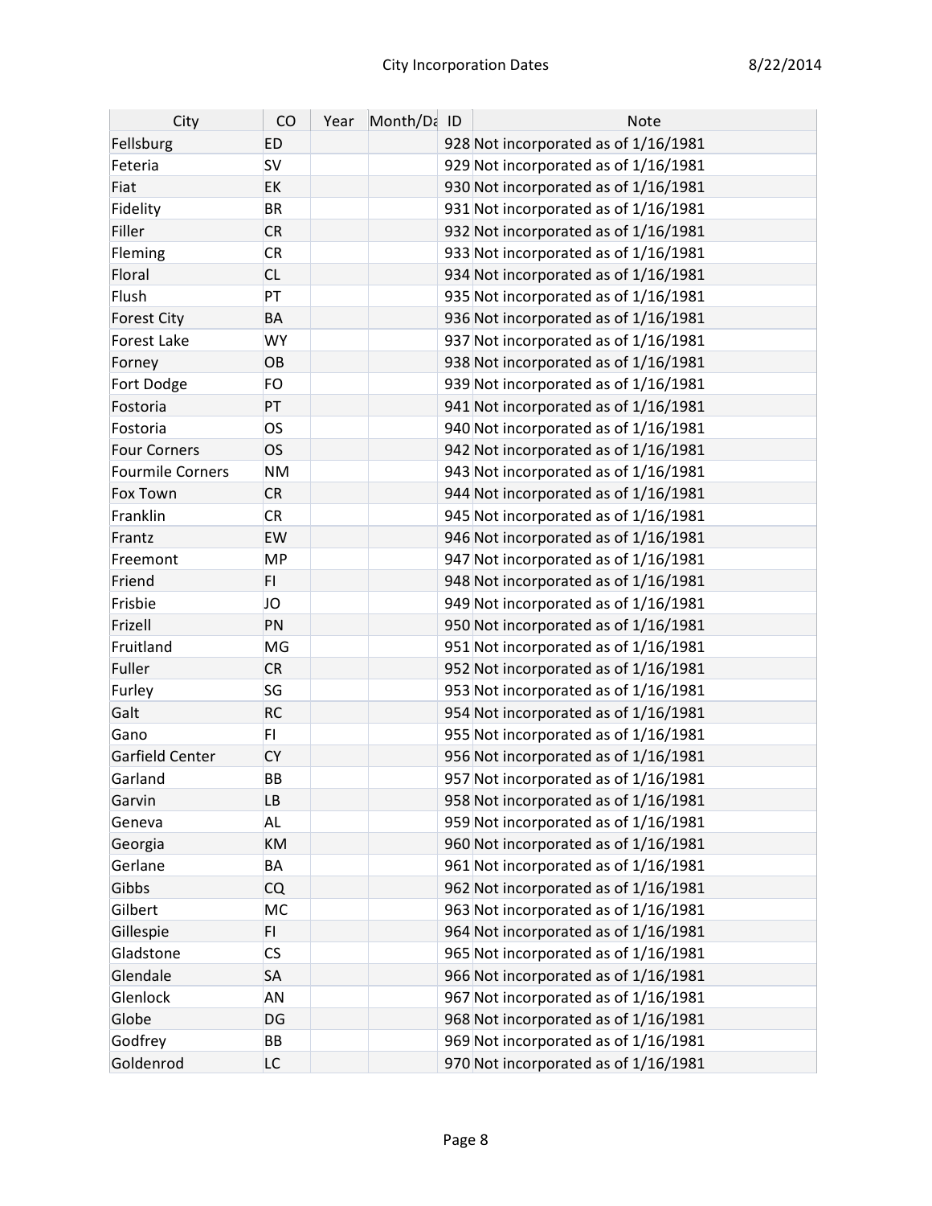| City | CO | Year | Month/Da | ID | Note |
|---|---|---|---|---|---|
| Fellsburg | ED | | | 928 | Not incorporated as of 1/16/1981 |
| Feteria | SV | | | 929 | Not incorporated as of 1/16/1981 |
| Fiat | EK | | | 930 | Not incorporated as of 1/16/1981 |
| Fidelity | BR | | | 931 | Not incorporated as of 1/16/1981 |
| Filler | CR | | | 932 | Not incorporated as of 1/16/1981 |
| Fleming | CR | | | 933 | Not incorporated as of 1/16/1981 |
| Floral | CL | | | 934 | Not incorporated as of 1/16/1981 |
| Flush | PT | | | 935 | Not incorporated as of 1/16/1981 |
| Forest City | BA | | | 936 | Not incorporated as of 1/16/1981 |
| Forest Lake | WY | | | 937 | Not incorporated as of 1/16/1981 |
| Forney | OB | | | 938 | Not incorporated as of 1/16/1981 |
| Fort Dodge | FO | | | 939 | Not incorporated as of 1/16/1981 |
| Fostoria | PT | | | 941 | Not incorporated as of 1/16/1981 |
| Fostoria | OS | | | 940 | Not incorporated as of 1/16/1981 |
| Four Corners | OS | | | 942 | Not incorporated as of 1/16/1981 |
| Fourmile Corners | NM | | | 943 | Not incorporated as of 1/16/1981 |
| Fox Town | CR | | | 944 | Not incorporated as of 1/16/1981 |
| Franklin | CR | | | 945 | Not incorporated as of 1/16/1981 |
| Frantz | EW | | | 946 | Not incorporated as of 1/16/1981 |
| Freemont | MP | | | 947 | Not incorporated as of 1/16/1981 |
| Friend | FI | | | 948 | Not incorporated as of 1/16/1981 |
| Frisbie | JO | | | 949 | Not incorporated as of 1/16/1981 |
| Frizell | PN | | | 950 | Not incorporated as of 1/16/1981 |
| Fruitland | MG | | | 951 | Not incorporated as of 1/16/1981 |
| Fuller | CR | | | 952 | Not incorporated as of 1/16/1981 |
| Furley | SG | | | 953 | Not incorporated as of 1/16/1981 |
| Galt | RC | | | 954 | Not incorporated as of 1/16/1981 |
| Gano | FI | | | 955 | Not incorporated as of 1/16/1981 |
| Garfield Center | CY | | | 956 | Not incorporated as of 1/16/1981 |
| Garland | BB | | | 957 | Not incorporated as of 1/16/1981 |
| Garvin | LB | | | 958 | Not incorporated as of 1/16/1981 |
| Geneva | AL | | | 959 | Not incorporated as of 1/16/1981 |
| Georgia | KM | | | 960 | Not incorporated as of 1/16/1981 |
| Gerlane | BA | | | 961 | Not incorporated as of 1/16/1981 |
| Gibbs | CQ | | | 962 | Not incorporated as of 1/16/1981 |
| Gilbert | MC | | | 963 | Not incorporated as of 1/16/1981 |
| Gillespie | FI | | | 964 | Not incorporated as of 1/16/1981 |
| Gladstone | CS | | | 965 | Not incorporated as of 1/16/1981 |
| Glendale | SA | | | 966 | Not incorporated as of 1/16/1981 |
| Glenlock | AN | | | 967 | Not incorporated as of 1/16/1981 |
| Globe | DG | | | 968 | Not incorporated as of 1/16/1981 |
| Godfrey | BB | | | 969 | Not incorporated as of 1/16/1981 |
| Goldenrod | LC | | | 970 | Not incorporated as of 1/16/1981 |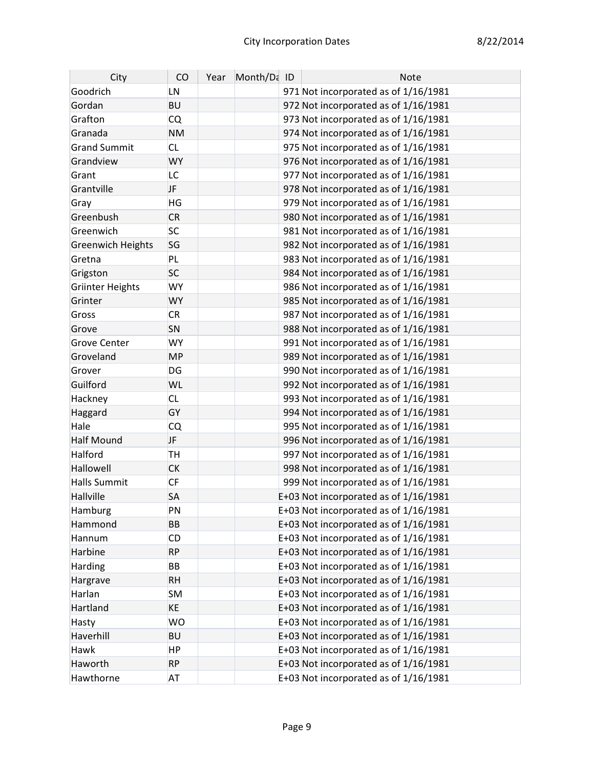| City | CO | Year | Month/Da | ID | Note |
|---|---|---|---|---|---|
| Goodrich | LN | | | 971 | Not incorporated as of 1/16/1981 |
| Gordan | BU | | | 972 | Not incorporated as of 1/16/1981 |
| Grafton | CQ | | | 973 | Not incorporated as of 1/16/1981 |
| Granada | NM | | | 974 | Not incorporated as of 1/16/1981 |
| Grand Summit | CL | | | 975 | Not incorporated as of 1/16/1981 |
| Grandview | WY | | | 976 | Not incorporated as of 1/16/1981 |
| Grant | LC | | | 977 | Not incorporated as of 1/16/1981 |
| Grantville | JF | | | 978 | Not incorporated as of 1/16/1981 |
| Gray | HG | | | 979 | Not incorporated as of 1/16/1981 |
| Greenbush | CR | | | 980 | Not incorporated as of 1/16/1981 |
| Greenwich | SC | | | 981 | Not incorporated as of 1/16/1981 |
| Greenwich Heights | SG | | | 982 | Not incorporated as of 1/16/1981 |
| Gretna | PL | | | 983 | Not incorporated as of 1/16/1981 |
| Grigston | SC | | | 984 | Not incorporated as of 1/16/1981 |
| Griinter Heights | WY | | | 986 | Not incorporated as of 1/16/1981 |
| Grinter | WY | | | 985 | Not incorporated as of 1/16/1981 |
| Gross | CR | | | 987 | Not incorporated as of 1/16/1981 |
| Grove | SN | | | 988 | Not incorporated as of 1/16/1981 |
| Grove Center | WY | | | 991 | Not incorporated as of 1/16/1981 |
| Groveland | MP | | | 989 | Not incorporated as of 1/16/1981 |
| Grover | DG | | | 990 | Not incorporated as of 1/16/1981 |
| Guilford | WL | | | 992 | Not incorporated as of 1/16/1981 |
| Hackney | CL | | | 993 | Not incorporated as of 1/16/1981 |
| Haggard | GY | | | 994 | Not incorporated as of 1/16/1981 |
| Hale | CQ | | | 995 | Not incorporated as of 1/16/1981 |
| Half Mound | JF | | | 996 | Not incorporated as of 1/16/1981 |
| Halford | TH | | | 997 | Not incorporated as of 1/16/1981 |
| Hallowell | CK | | | 998 | Not incorporated as of 1/16/1981 |
| Halls Summit | CF | | | 999 | Not incorporated as of 1/16/1981 |
| Hallville | SA | | | E+03 | Not incorporated as of 1/16/1981 |
| Hamburg | PN | | | E+03 | Not incorporated as of 1/16/1981 |
| Hammond | BB | | | E+03 | Not incorporated as of 1/16/1981 |
| Hannum | CD | | | E+03 | Not incorporated as of 1/16/1981 |
| Harbine | RP | | | E+03 | Not incorporated as of 1/16/1981 |
| Harding | BB | | | E+03 | Not incorporated as of 1/16/1981 |
| Hargrave | RH | | | E+03 | Not incorporated as of 1/16/1981 |
| Harlan | SM | | | E+03 | Not incorporated as of 1/16/1981 |
| Hartland | KE | | | E+03 | Not incorporated as of 1/16/1981 |
| Hasty | WO | | | E+03 | Not incorporated as of 1/16/1981 |
| Haverhill | BU | | | E+03 | Not incorporated as of 1/16/1981 |
| Hawk | HP | | | E+03 | Not incorporated as of 1/16/1981 |
| Haworth | RP | | | E+03 | Not incorporated as of 1/16/1981 |
| Hawthorne | AT | | | E+03 | Not incorporated as of 1/16/1981 |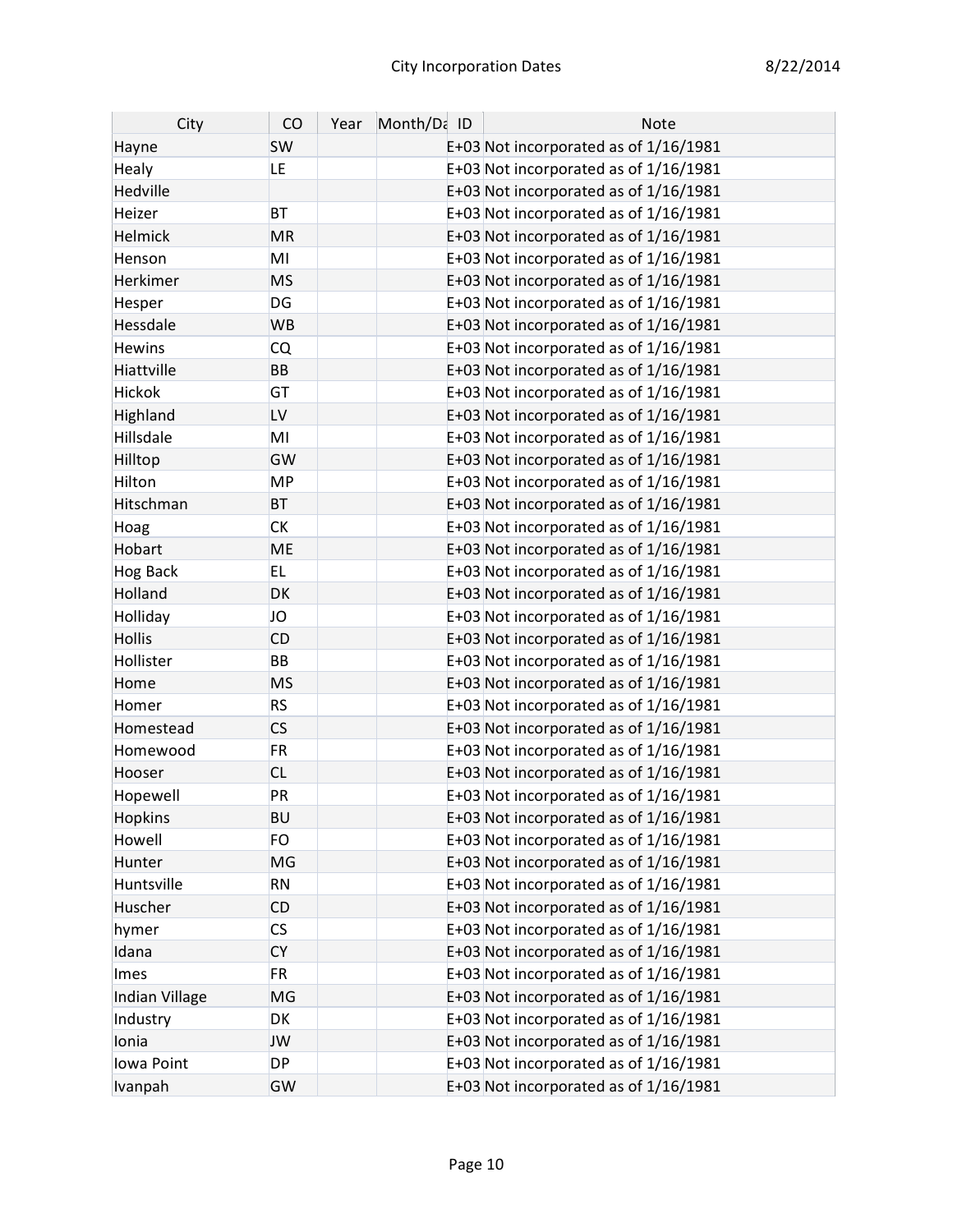| City | CO | Year | Month/Da | ID | Note |
|---|---|---|---|---|---|
| Hayne | SW | | | E+03 | Not incorporated as of 1/16/1981 |
| Healy | LE | | | E+03 | Not incorporated as of 1/16/1981 |
| Hedville | | | | E+03 | Not incorporated as of 1/16/1981 |
| Heizer | BT | | | E+03 | Not incorporated as of 1/16/1981 |
| Helmick | MR | | | E+03 | Not incorporated as of 1/16/1981 |
| Henson | MI | | | E+03 | Not incorporated as of 1/16/1981 |
| Herkimer | MS | | | E+03 | Not incorporated as of 1/16/1981 |
| Hesper | DG | | | E+03 | Not incorporated as of 1/16/1981 |
| Hessdale | WB | | | E+03 | Not incorporated as of 1/16/1981 |
| Hewins | CQ | | | E+03 | Not incorporated as of 1/16/1981 |
| Hiattville | BB | | | E+03 | Not incorporated as of 1/16/1981 |
| Hickok | GT | | | E+03 | Not incorporated as of 1/16/1981 |
| Highland | LV | | | E+03 | Not incorporated as of 1/16/1981 |
| Hillsdale | MI | | | E+03 | Not incorporated as of 1/16/1981 |
| Hilltop | GW | | | E+03 | Not incorporated as of 1/16/1981 |
| Hilton | MP | | | E+03 | Not incorporated as of 1/16/1981 |
| Hitschman | BT | | | E+03 | Not incorporated as of 1/16/1981 |
| Hoag | CK | | | E+03 | Not incorporated as of 1/16/1981 |
| Hobart | ME | | | E+03 | Not incorporated as of 1/16/1981 |
| Hog Back | EL | | | E+03 | Not incorporated as of 1/16/1981 |
| Holland | DK | | | E+03 | Not incorporated as of 1/16/1981 |
| Holliday | JO | | | E+03 | Not incorporated as of 1/16/1981 |
| Hollis | CD | | | E+03 | Not incorporated as of 1/16/1981 |
| Hollister | BB | | | E+03 | Not incorporated as of 1/16/1981 |
| Home | MS | | | E+03 | Not incorporated as of 1/16/1981 |
| Homer | RS | | | E+03 | Not incorporated as of 1/16/1981 |
| Homestead | CS | | | E+03 | Not incorporated as of 1/16/1981 |
| Homewood | FR | | | E+03 | Not incorporated as of 1/16/1981 |
| Hooser | CL | | | E+03 | Not incorporated as of 1/16/1981 |
| Hopewell | PR | | | E+03 | Not incorporated as of 1/16/1981 |
| Hopkins | BU | | | E+03 | Not incorporated as of 1/16/1981 |
| Howell | FO | | | E+03 | Not incorporated as of 1/16/1981 |
| Hunter | MG | | | E+03 | Not incorporated as of 1/16/1981 |
| Huntsville | RN | | | E+03 | Not incorporated as of 1/16/1981 |
| Huscher | CD | | | E+03 | Not incorporated as of 1/16/1981 |
| hymer | CS | | | E+03 | Not incorporated as of 1/16/1981 |
| Idana | CY | | | E+03 | Not incorporated as of 1/16/1981 |
| Imes | FR | | | E+03 | Not incorporated as of 1/16/1981 |
| Indian Village | MG | | | E+03 | Not incorporated as of 1/16/1981 |
| Industry | DK | | | E+03 | Not incorporated as of 1/16/1981 |
| Ionia | JW | | | E+03 | Not incorporated as of 1/16/1981 |
| Iowa Point | DP | | | E+03 | Not incorporated as of 1/16/1981 |
| Ivanpah | GW | | | E+03 | Not incorporated as of 1/16/1981 |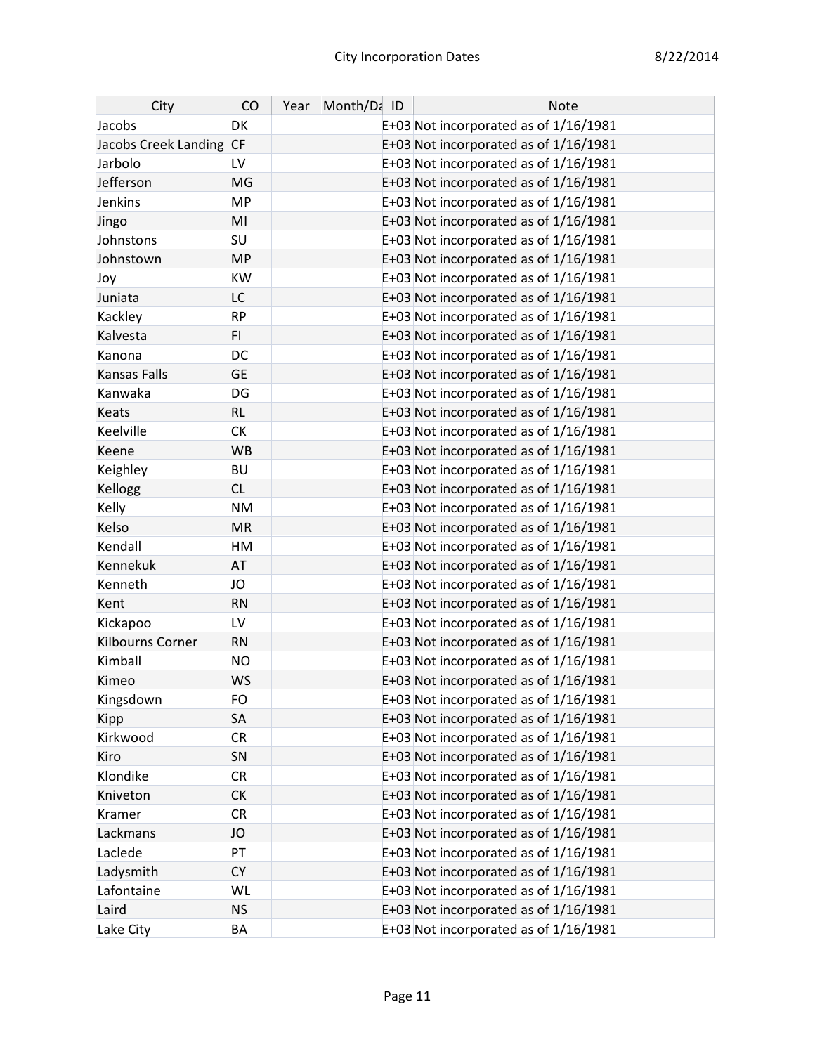| City | CO | Year | Month/Da | ID | Note |
|---|---|---|---|---|---|
| Jacobs | DK | | | E+03 | Not incorporated as of 1/16/1981 |
| Jacobs Creek Landing | CF | | | E+03 | Not incorporated as of 1/16/1981 |
| Jarbolo | LV | | | E+03 | Not incorporated as of 1/16/1981 |
| Jefferson | MG | | | E+03 | Not incorporated as of 1/16/1981 |
| Jenkins | MP | | | E+03 | Not incorporated as of 1/16/1981 |
| Jingo | MI | | | E+03 | Not incorporated as of 1/16/1981 |
| Johnstons | SU | | | E+03 | Not incorporated as of 1/16/1981 |
| Johnstown | MP | | | E+03 | Not incorporated as of 1/16/1981 |
| Joy | KW | | | E+03 | Not incorporated as of 1/16/1981 |
| Juniata | LC | | | E+03 | Not incorporated as of 1/16/1981 |
| Kackley | RP | | | E+03 | Not incorporated as of 1/16/1981 |
| Kalvesta | FI | | | E+03 | Not incorporated as of 1/16/1981 |
| Kanona | DC | | | E+03 | Not incorporated as of 1/16/1981 |
| Kansas Falls | GE | | | E+03 | Not incorporated as of 1/16/1981 |
| Kanwaka | DG | | | E+03 | Not incorporated as of 1/16/1981 |
| Keats | RL | | | E+03 | Not incorporated as of 1/16/1981 |
| Keelville | CK | | | E+03 | Not incorporated as of 1/16/1981 |
| Keene | WB | | | E+03 | Not incorporated as of 1/16/1981 |
| Keighley | BU | | | E+03 | Not incorporated as of 1/16/1981 |
| Kellogg | CL | | | E+03 | Not incorporated as of 1/16/1981 |
| Kelly | NM | | | E+03 | Not incorporated as of 1/16/1981 |
| Kelso | MR | | | E+03 | Not incorporated as of 1/16/1981 |
| Kendall | HM | | | E+03 | Not incorporated as of 1/16/1981 |
| Kennekuk | AT | | | E+03 | Not incorporated as of 1/16/1981 |
| Kenneth | JO | | | E+03 | Not incorporated as of 1/16/1981 |
| Kent | RN | | | E+03 | Not incorporated as of 1/16/1981 |
| Kickapoo | LV | | | E+03 | Not incorporated as of 1/16/1981 |
| Kilbourns Corner | RN | | | E+03 | Not incorporated as of 1/16/1981 |
| Kimball | NO | | | E+03 | Not incorporated as of 1/16/1981 |
| Kimeo | WS | | | E+03 | Not incorporated as of 1/16/1981 |
| Kingsdown | FO | | | E+03 | Not incorporated as of 1/16/1981 |
| Kipp | SA | | | E+03 | Not incorporated as of 1/16/1981 |
| Kirkwood | CR | | | E+03 | Not incorporated as of 1/16/1981 |
| Kiro | SN | | | E+03 | Not incorporated as of 1/16/1981 |
| Klondike | CR | | | E+03 | Not incorporated as of 1/16/1981 |
| Kniveton | CK | | | E+03 | Not incorporated as of 1/16/1981 |
| Kramer | CR | | | E+03 | Not incorporated as of 1/16/1981 |
| Lackmans | JO | | | E+03 | Not incorporated as of 1/16/1981 |
| Laclede | PT | | | E+03 | Not incorporated as of 1/16/1981 |
| Ladysmith | CY | | | E+03 | Not incorporated as of 1/16/1981 |
| Lafontaine | WL | | | E+03 | Not incorporated as of 1/16/1981 |
| Laird | NS | | | E+03 | Not incorporated as of 1/16/1981 |
| Lake City | BA | | | E+03 | Not incorporated as of 1/16/1981 |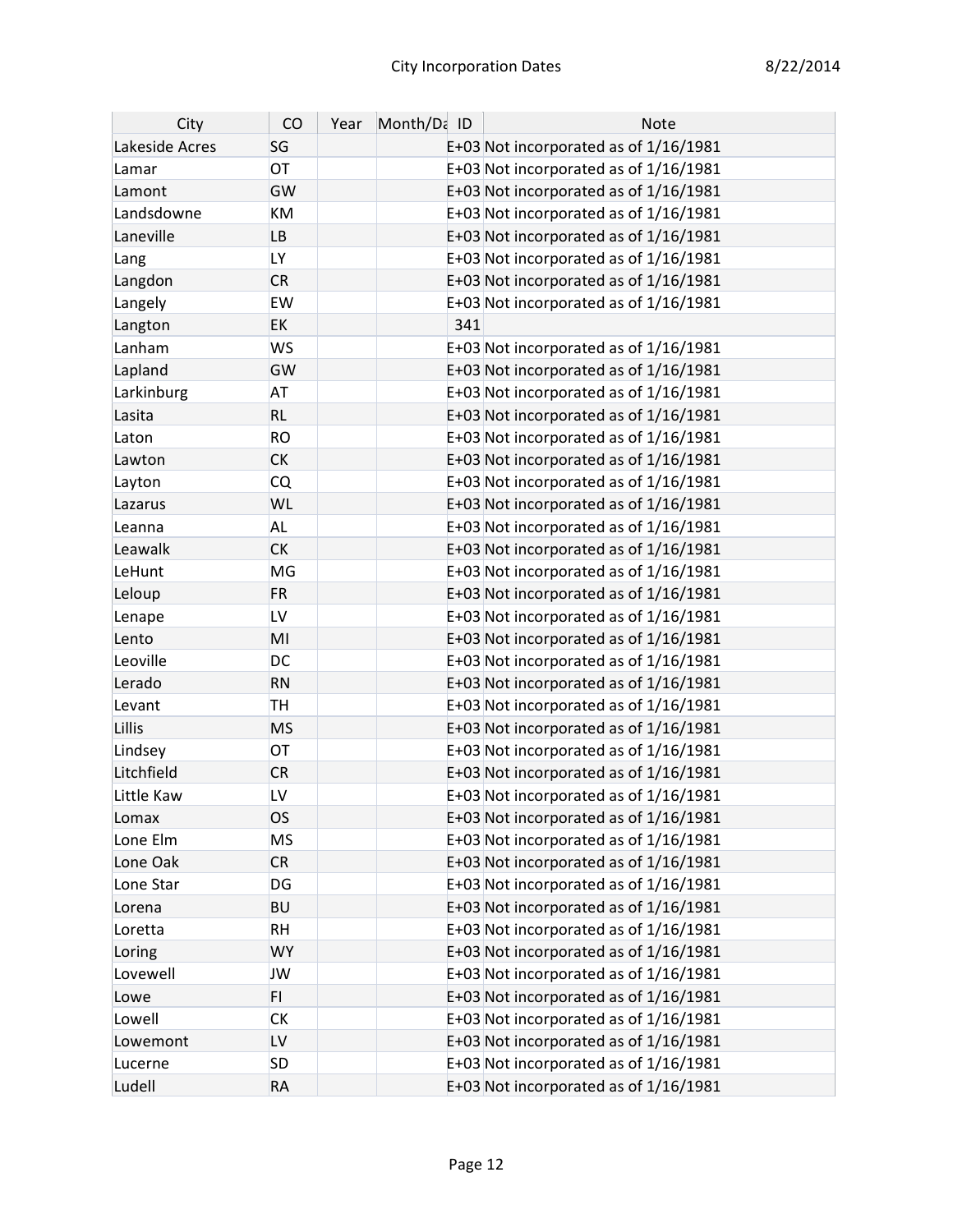| City | CO | Year | Month/Da | ID | Note |
| --- | --- | --- | --- | --- | --- |
| Lakeside Acres | SG | | | E+03 | Not incorporated as of 1/16/1981 |
| Lamar | OT | | | E+03 | Not incorporated as of 1/16/1981 |
| Lamont | GW | | | E+03 | Not incorporated as of 1/16/1981 |
| Landsdowne | KM | | | E+03 | Not incorporated as of 1/16/1981 |
| Laneville | LB | | | E+03 | Not incorporated as of 1/16/1981 |
| Lang | LY | | | E+03 | Not incorporated as of 1/16/1981 |
| Langdon | CR | | | E+03 | Not incorporated as of 1/16/1981 |
| Langely | EW | | | E+03 | Not incorporated as of 1/16/1981 |
| Langton | EK | | | 341 | |
| Lanham | WS | | | E+03 | Not incorporated as of 1/16/1981 |
| Lapland | GW | | | E+03 | Not incorporated as of 1/16/1981 |
| Larkinburg | AT | | | E+03 | Not incorporated as of 1/16/1981 |
| Lasita | RL | | | E+03 | Not incorporated as of 1/16/1981 |
| Laton | RO | | | E+03 | Not incorporated as of 1/16/1981 |
| Lawton | CK | | | E+03 | Not incorporated as of 1/16/1981 |
| Layton | CQ | | | E+03 | Not incorporated as of 1/16/1981 |
| Lazarus | WL | | | E+03 | Not incorporated as of 1/16/1981 |
| Leanna | AL | | | E+03 | Not incorporated as of 1/16/1981 |
| Leawalk | CK | | | E+03 | Not incorporated as of 1/16/1981 |
| LeHunt | MG | | | E+03 | Not incorporated as of 1/16/1981 |
| Leloup | FR | | | E+03 | Not incorporated as of 1/16/1981 |
| Lenape | LV | | | E+03 | Not incorporated as of 1/16/1981 |
| Lento | MI | | | E+03 | Not incorporated as of 1/16/1981 |
| Leoville | DC | | | E+03 | Not incorporated as of 1/16/1981 |
| Lerado | RN | | | E+03 | Not incorporated as of 1/16/1981 |
| Levant | TH | | | E+03 | Not incorporated as of 1/16/1981 |
| Lillis | MS | | | E+03 | Not incorporated as of 1/16/1981 |
| Lindsey | OT | | | E+03 | Not incorporated as of 1/16/1981 |
| Litchfield | CR | | | E+03 | Not incorporated as of 1/16/1981 |
| Little Kaw | LV | | | E+03 | Not incorporated as of 1/16/1981 |
| Lomax | OS | | | E+03 | Not incorporated as of 1/16/1981 |
| Lone Elm | MS | | | E+03 | Not incorporated as of 1/16/1981 |
| Lone Oak | CR | | | E+03 | Not incorporated as of 1/16/1981 |
| Lone Star | DG | | | E+03 | Not incorporated as of 1/16/1981 |
| Lorena | BU | | | E+03 | Not incorporated as of 1/16/1981 |
| Loretta | RH | | | E+03 | Not incorporated as of 1/16/1981 |
| Loring | WY | | | E+03 | Not incorporated as of 1/16/1981 |
| Lovewell | JW | | | E+03 | Not incorporated as of 1/16/1981 |
| Lowe | FI | | | E+03 | Not incorporated as of 1/16/1981 |
| Lowell | CK | | | E+03 | Not incorporated as of 1/16/1981 |
| Lowemont | LV | | | E+03 | Not incorporated as of 1/16/1981 |
| Lucerne | SD | | | E+03 | Not incorporated as of 1/16/1981 |
| Ludell | RA | | | E+03 | Not incorporated as of 1/16/1981 |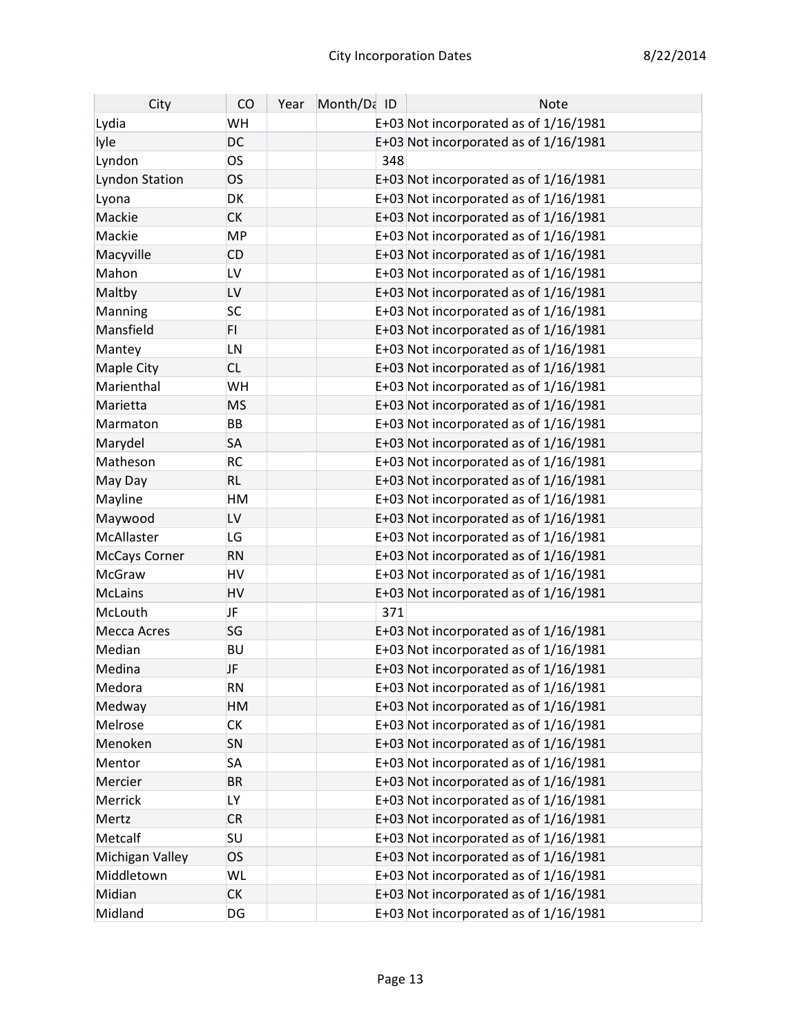| City | CO | Year | Month/Da | ID | Note |
|---|---|---|---|---|---|
| Lydia | WH | | | E+03 | Not incorporated as of 1/16/1981 |
| lyle | DC | | | E+03 | Not incorporated as of 1/16/1981 |
| Lyndon | OS | | | 348 | |
| Lyndon Station | OS | | | E+03 | Not incorporated as of 1/16/1981 |
| Lyona | DK | | | E+03 | Not incorporated as of 1/16/1981 |
| Mackie | CK | | | E+03 | Not incorporated as of 1/16/1981 |
| Mackie | MP | | | E+03 | Not incorporated as of 1/16/1981 |
| Macyville | CD | | | E+03 | Not incorporated as of 1/16/1981 |
| Mahon | LV | | | E+03 | Not incorporated as of 1/16/1981 |
| Maltby | LV | | | E+03 | Not incorporated as of 1/16/1981 |
| Manning | SC | | | E+03 | Not incorporated as of 1/16/1981 |
| Mansfield | FI | | | E+03 | Not incorporated as of 1/16/1981 |
| Mantey | LN | | | E+03 | Not incorporated as of 1/16/1981 |
| Maple City | CL | | | E+03 | Not incorporated as of 1/16/1981 |
| Marienthal | WH | | | E+03 | Not incorporated as of 1/16/1981 |
| Marietta | MS | | | E+03 | Not incorporated as of 1/16/1981 |
| Marmaton | BB | | | E+03 | Not incorporated as of 1/16/1981 |
| Marydel | SA | | | E+03 | Not incorporated as of 1/16/1981 |
| Matheson | RC | | | E+03 | Not incorporated as of 1/16/1981 |
| May Day | RL | | | E+03 | Not incorporated as of 1/16/1981 |
| Mayline | HM | | | E+03 | Not incorporated as of 1/16/1981 |
| Maywood | LV | | | E+03 | Not incorporated as of 1/16/1981 |
| McAllaster | LG | | | E+03 | Not incorporated as of 1/16/1981 |
| McCays Corner | RN | | | E+03 | Not incorporated as of 1/16/1981 |
| McGraw | HV | | | E+03 | Not incorporated as of 1/16/1981 |
| McLains | HV | | | E+03 | Not incorporated as of 1/16/1981 |
| McLouth | JF | | | 371 | |
| Mecca Acres | SG | | | E+03 | Not incorporated as of 1/16/1981 |
| Median | BU | | | E+03 | Not incorporated as of 1/16/1981 |
| Medina | JF | | | E+03 | Not incorporated as of 1/16/1981 |
| Medora | RN | | | E+03 | Not incorporated as of 1/16/1981 |
| Medway | HM | | | E+03 | Not incorporated as of 1/16/1981 |
| Melrose | CK | | | E+03 | Not incorporated as of 1/16/1981 |
| Menoken | SN | | | E+03 | Not incorporated as of 1/16/1981 |
| Mentor | SA | | | E+03 | Not incorporated as of 1/16/1981 |
| Mercier | BR | | | E+03 | Not incorporated as of 1/16/1981 |
| Merrick | LY | | | E+03 | Not incorporated as of 1/16/1981 |
| Mertz | CR | | | E+03 | Not incorporated as of 1/16/1981 |
| Metcalf | SU | | | E+03 | Not incorporated as of 1/16/1981 |
| Michigan Valley | OS | | | E+03 | Not incorporated as of 1/16/1981 |
| Middletown | WL | | | E+03 | Not incorporated as of 1/16/1981 |
| Midian | CK | | | E+03 | Not incorporated as of 1/16/1981 |
| Midland | DG | | | E+03 | Not incorporated as of 1/16/1981 |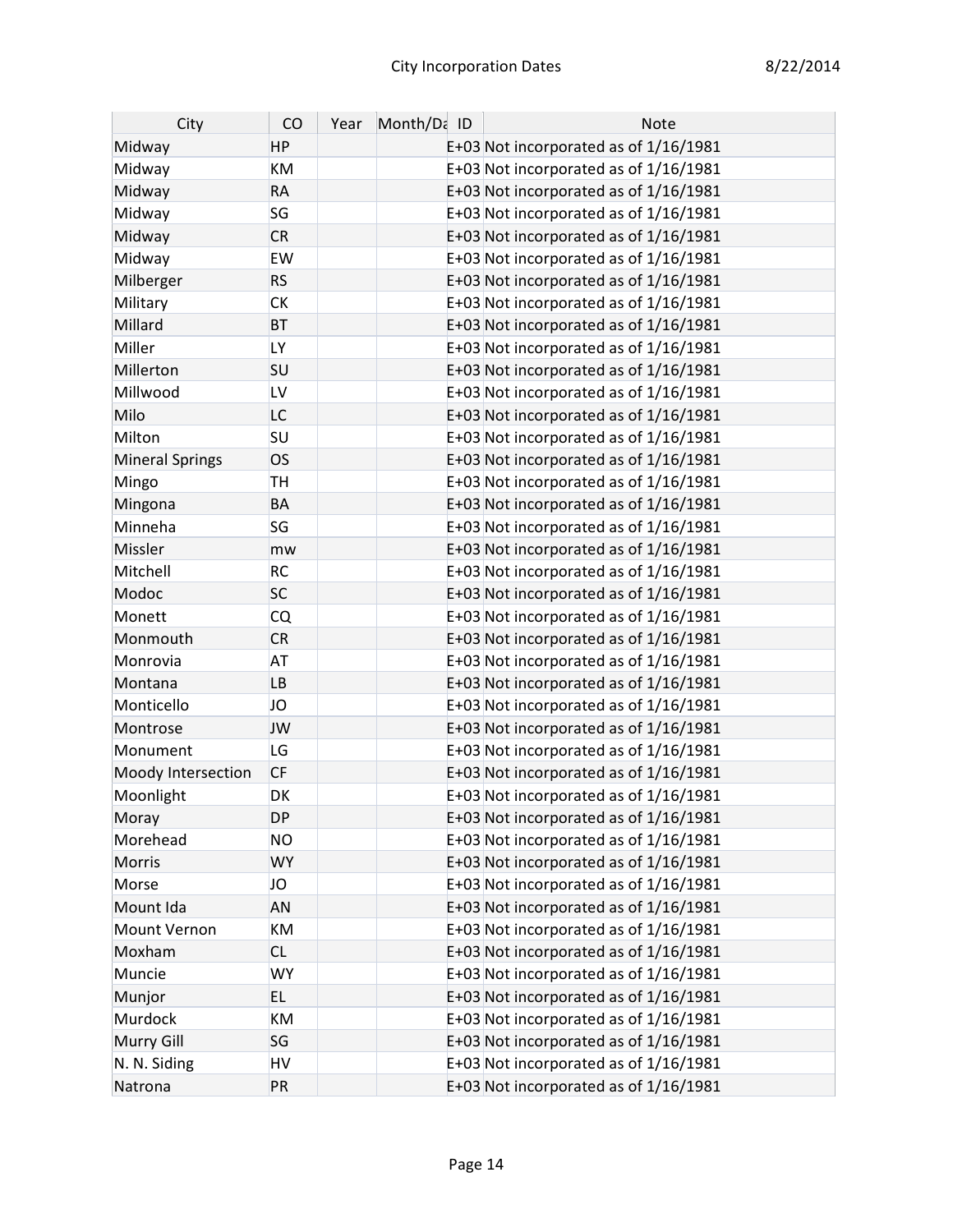| City | CO | Year | Month/Da | ID | Note |
|---|---|---|---|---|---|
| Midway | HP | | | E+03 | Not incorporated as of 1/16/1981 |
| Midway | KM | | | E+03 | Not incorporated as of 1/16/1981 |
| Midway | RA | | | E+03 | Not incorporated as of 1/16/1981 |
| Midway | SG | | | E+03 | Not incorporated as of 1/16/1981 |
| Midway | CR | | | E+03 | Not incorporated as of 1/16/1981 |
| Midway | EW | | | E+03 | Not incorporated as of 1/16/1981 |
| Milberger | RS | | | E+03 | Not incorporated as of 1/16/1981 |
| Military | CK | | | E+03 | Not incorporated as of 1/16/1981 |
| Millard | BT | | | E+03 | Not incorporated as of 1/16/1981 |
| Miller | LY | | | E+03 | Not incorporated as of 1/16/1981 |
| Millerton | SU | | | E+03 | Not incorporated as of 1/16/1981 |
| Millwood | LV | | | E+03 | Not incorporated as of 1/16/1981 |
| Milo | LC | | | E+03 | Not incorporated as of 1/16/1981 |
| Milton | SU | | | E+03 | Not incorporated as of 1/16/1981 |
| Mineral Springs | OS | | | E+03 | Not incorporated as of 1/16/1981 |
| Mingo | TH | | | E+03 | Not incorporated as of 1/16/1981 |
| Mingona | BA | | | E+03 | Not incorporated as of 1/16/1981 |
| Minneha | SG | | | E+03 | Not incorporated as of 1/16/1981 |
| Missler | mw | | | E+03 | Not incorporated as of 1/16/1981 |
| Mitchell | RC | | | E+03 | Not incorporated as of 1/16/1981 |
| Modoc | SC | | | E+03 | Not incorporated as of 1/16/1981 |
| Monett | CQ | | | E+03 | Not incorporated as of 1/16/1981 |
| Monmouth | CR | | | E+03 | Not incorporated as of 1/16/1981 |
| Monrovia | AT | | | E+03 | Not incorporated as of 1/16/1981 |
| Montana | LB | | | E+03 | Not incorporated as of 1/16/1981 |
| Monticello | JO | | | E+03 | Not incorporated as of 1/16/1981 |
| Montrose | JW | | | E+03 | Not incorporated as of 1/16/1981 |
| Monument | LG | | | E+03 | Not incorporated as of 1/16/1981 |
| Moody Intersection | CF | | | E+03 | Not incorporated as of 1/16/1981 |
| Moonlight | DK | | | E+03 | Not incorporated as of 1/16/1981 |
| Moray | DP | | | E+03 | Not incorporated as of 1/16/1981 |
| Morehead | NO | | | E+03 | Not incorporated as of 1/16/1981 |
| Morris | WY | | | E+03 | Not incorporated as of 1/16/1981 |
| Morse | JO | | | E+03 | Not incorporated as of 1/16/1981 |
| Mount Ida | AN | | | E+03 | Not incorporated as of 1/16/1981 |
| Mount Vernon | KM | | | E+03 | Not incorporated as of 1/16/1981 |
| Moxham | CL | | | E+03 | Not incorporated as of 1/16/1981 |
| Muncie | WY | | | E+03 | Not incorporated as of 1/16/1981 |
| Munjor | EL | | | E+03 | Not incorporated as of 1/16/1981 |
| Murdock | KM | | | E+03 | Not incorporated as of 1/16/1981 |
| Murry Gill | SG | | | E+03 | Not incorporated as of 1/16/1981 |
| N. N. Siding | HV | | | E+03 | Not incorporated as of 1/16/1981 |
| Natrona | PR | | | E+03 | Not incorporated as of 1/16/1981 |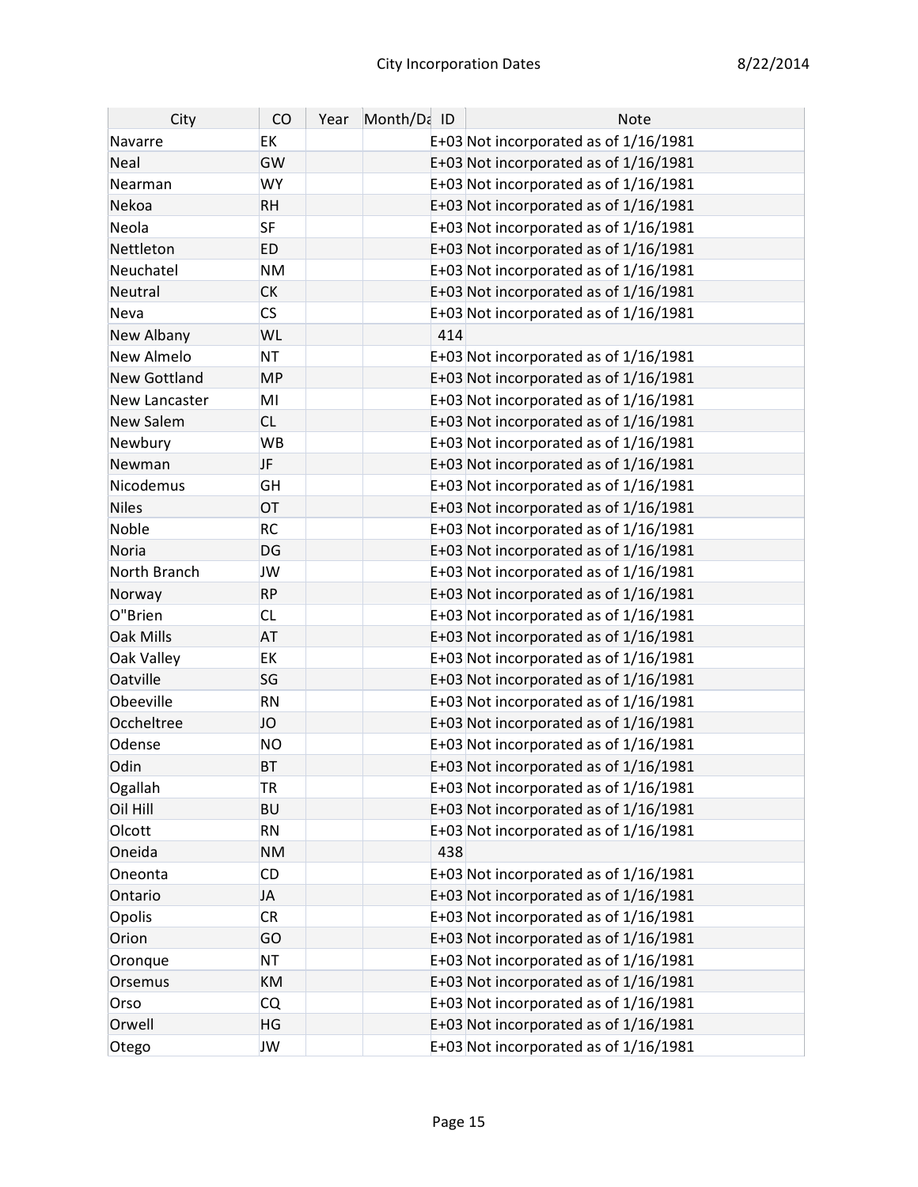| City | CO | Year | Month/Da | ID | Note |
|---|---|---|---|---|---|
| Navarre | EK | | | E+03 | Not incorporated as of 1/16/1981 |
| Neal | GW | | | E+03 | Not incorporated as of 1/16/1981 |
| Nearman | WY | | | E+03 | Not incorporated as of 1/16/1981 |
| Nekoa | RH | | | E+03 | Not incorporated as of 1/16/1981 |
| Neola | SF | | | E+03 | Not incorporated as of 1/16/1981 |
| Nettleton | ED | | | E+03 | Not incorporated as of 1/16/1981 |
| Neuchatel | NM | | | E+03 | Not incorporated as of 1/16/1981 |
| Neutral | CK | | | E+03 | Not incorporated as of 1/16/1981 |
| Neva | CS | | | E+03 | Not incorporated as of 1/16/1981 |
| New Albany | WL | | | 414 | |
| New Almelo | NT | | | E+03 | Not incorporated as of 1/16/1981 |
| New Gottland | MP | | | E+03 | Not incorporated as of 1/16/1981 |
| New Lancaster | MI | | | E+03 | Not incorporated as of 1/16/1981 |
| New Salem | CL | | | E+03 | Not incorporated as of 1/16/1981 |
| Newbury | WB | | | E+03 | Not incorporated as of 1/16/1981 |
| Newman | JF | | | E+03 | Not incorporated as of 1/16/1981 |
| Nicodemus | GH | | | E+03 | Not incorporated as of 1/16/1981 |
| Niles | OT | | | E+03 | Not incorporated as of 1/16/1981 |
| Noble | RC | | | E+03 | Not incorporated as of 1/16/1981 |
| Noria | DG | | | E+03 | Not incorporated as of 1/16/1981 |
| North Branch | JW | | | E+03 | Not incorporated as of 1/16/1981 |
| Norway | RP | | | E+03 | Not incorporated as of 1/16/1981 |
| O"Brien | CL | | | E+03 | Not incorporated as of 1/16/1981 |
| Oak Mills | AT | | | E+03 | Not incorporated as of 1/16/1981 |
| Oak Valley | EK | | | E+03 | Not incorporated as of 1/16/1981 |
| Oatville | SG | | | E+03 | Not incorporated as of 1/16/1981 |
| Obeeville | RN | | | E+03 | Not incorporated as of 1/16/1981 |
| Occheltree | JO | | | E+03 | Not incorporated as of 1/16/1981 |
| Odense | NO | | | E+03 | Not incorporated as of 1/16/1981 |
| Odin | BT | | | E+03 | Not incorporated as of 1/16/1981 |
| Ogallah | TR | | | E+03 | Not incorporated as of 1/16/1981 |
| Oil Hill | BU | | | E+03 | Not incorporated as of 1/16/1981 |
| Olcott | RN | | | E+03 | Not incorporated as of 1/16/1981 |
| Oneida | NM | | | 438 | |
| Oneonta | CD | | | E+03 | Not incorporated as of 1/16/1981 |
| Ontario | JA | | | E+03 | Not incorporated as of 1/16/1981 |
| Opolis | CR | | | E+03 | Not incorporated as of 1/16/1981 |
| Orion | GO | | | E+03 | Not incorporated as of 1/16/1981 |
| Oronque | NT | | | E+03 | Not incorporated as of 1/16/1981 |
| Orsemus | KM | | | E+03 | Not incorporated as of 1/16/1981 |
| Orso | CQ | | | E+03 | Not incorporated as of 1/16/1981 |
| Orwell | HG | | | E+03 | Not incorporated as of 1/16/1981 |
| Otego | JW | | | E+03 | Not incorporated as of 1/16/1981 |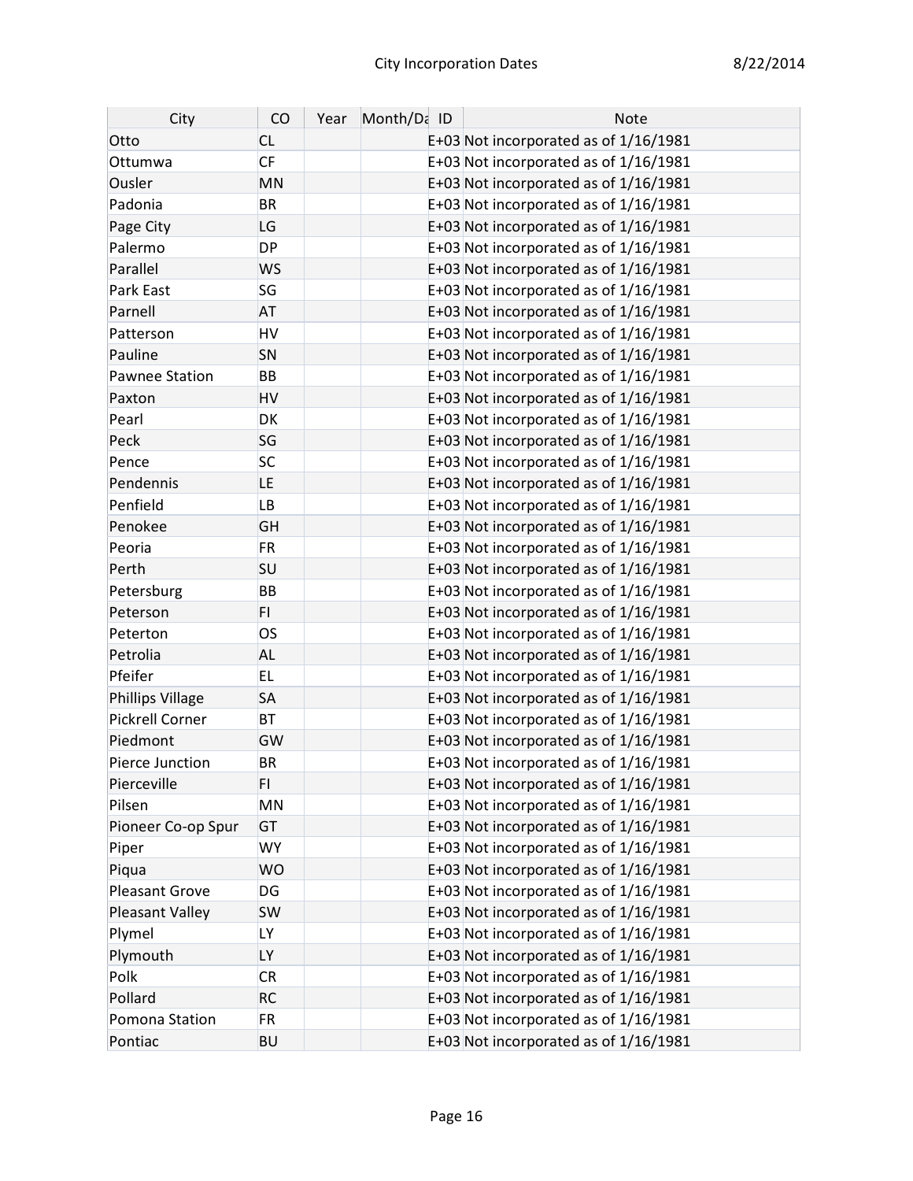| City | CO | Year | Month/Da | ID | Note |
|---|---|---|---|---|---|
| Otto | CL | | | E+03 | Not incorporated as of 1/16/1981 |
| Ottumwa | CF | | | E+03 | Not incorporated as of 1/16/1981 |
| Ousler | MN | | | E+03 | Not incorporated as of 1/16/1981 |
| Padonia | BR | | | E+03 | Not incorporated as of 1/16/1981 |
| Page City | LG | | | E+03 | Not incorporated as of 1/16/1981 |
| Palermo | DP | | | E+03 | Not incorporated as of 1/16/1981 |
| Parallel | WS | | | E+03 | Not incorporated as of 1/16/1981 |
| Park East | SG | | | E+03 | Not incorporated as of 1/16/1981 |
| Parnell | AT | | | E+03 | Not incorporated as of 1/16/1981 |
| Patterson | HV | | | E+03 | Not incorporated as of 1/16/1981 |
| Pauline | SN | | | E+03 | Not incorporated as of 1/16/1981 |
| Pawnee Station | BB | | | E+03 | Not incorporated as of 1/16/1981 |
| Paxton | HV | | | E+03 | Not incorporated as of 1/16/1981 |
| Pearl | DK | | | E+03 | Not incorporated as of 1/16/1981 |
| Peck | SG | | | E+03 | Not incorporated as of 1/16/1981 |
| Pence | SC | | | E+03 | Not incorporated as of 1/16/1981 |
| Pendennis | LE | | | E+03 | Not incorporated as of 1/16/1981 |
| Penfield | LB | | | E+03 | Not incorporated as of 1/16/1981 |
| Penokee | GH | | | E+03 | Not incorporated as of 1/16/1981 |
| Peoria | FR | | | E+03 | Not incorporated as of 1/16/1981 |
| Perth | SU | | | E+03 | Not incorporated as of 1/16/1981 |
| Petersburg | BB | | | E+03 | Not incorporated as of 1/16/1981 |
| Peterson | FI | | | E+03 | Not incorporated as of 1/16/1981 |
| Peterton | OS | | | E+03 | Not incorporated as of 1/16/1981 |
| Petrolia | AL | | | E+03 | Not incorporated as of 1/16/1981 |
| Pfeifer | EL | | | E+03 | Not incorporated as of 1/16/1981 |
| Phillips Village | SA | | | E+03 | Not incorporated as of 1/16/1981 |
| Pickrell Corner | BT | | | E+03 | Not incorporated as of 1/16/1981 |
| Piedmont | GW | | | E+03 | Not incorporated as of 1/16/1981 |
| Pierce Junction | BR | | | E+03 | Not incorporated as of 1/16/1981 |
| Pierceville | FI | | | E+03 | Not incorporated as of 1/16/1981 |
| Pilsen | MN | | | E+03 | Not incorporated as of 1/16/1981 |
| Pioneer Co-op Spur | GT | | | E+03 | Not incorporated as of 1/16/1981 |
| Piper | WY | | | E+03 | Not incorporated as of 1/16/1981 |
| Piqua | WO | | | E+03 | Not incorporated as of 1/16/1981 |
| Pleasant Grove | DG | | | E+03 | Not incorporated as of 1/16/1981 |
| Pleasant Valley | SW | | | E+03 | Not incorporated as of 1/16/1981 |
| Plymel | LY | | | E+03 | Not incorporated as of 1/16/1981 |
| Plymouth | LY | | | E+03 | Not incorporated as of 1/16/1981 |
| Polk | CR | | | E+03 | Not incorporated as of 1/16/1981 |
| Pollard | RC | | | E+03 | Not incorporated as of 1/16/1981 |
| Pomona Station | FR | | | E+03 | Not incorporated as of 1/16/1981 |
| Pontiac | BU | | | E+03 | Not incorporated as of 1/16/1981 |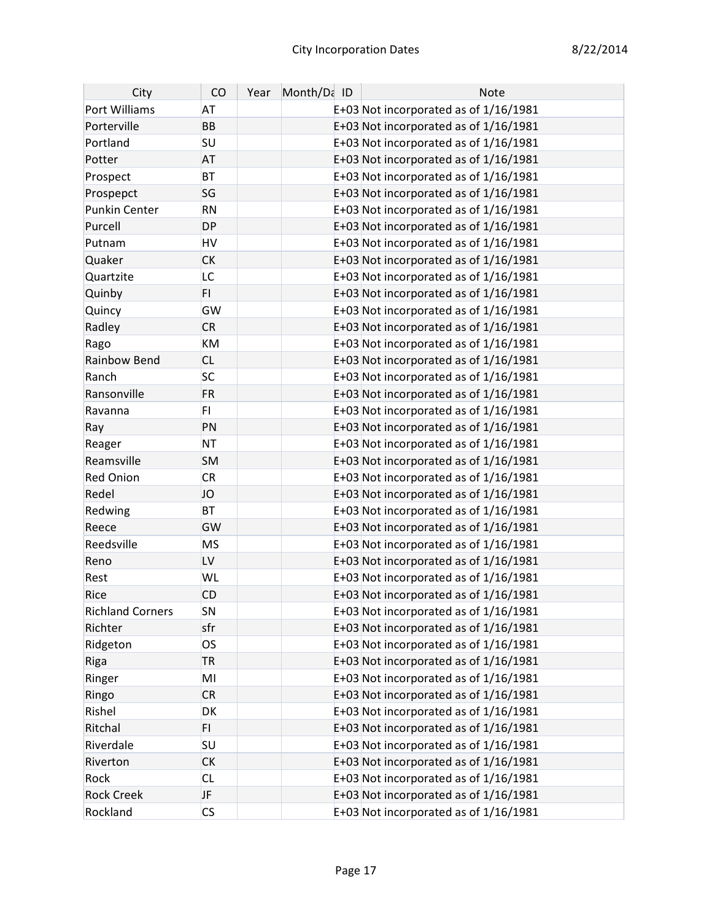| City | CO | Year | Month/Da | ID | Note |
|---|---|---|---|---|---|
| Port Williams | AT | | | E+03 | Not incorporated as of 1/16/1981 |
| Porterville | BB | | | E+03 | Not incorporated as of 1/16/1981 |
| Portland | SU | | | E+03 | Not incorporated as of 1/16/1981 |
| Potter | AT | | | E+03 | Not incorporated as of 1/16/1981 |
| Prospect | BT | | | E+03 | Not incorporated as of 1/16/1981 |
| Prospepct | SG | | | E+03 | Not incorporated as of 1/16/1981 |
| Punkin Center | RN | | | E+03 | Not incorporated as of 1/16/1981 |
| Purcell | DP | | | E+03 | Not incorporated as of 1/16/1981 |
| Putnam | HV | | | E+03 | Not incorporated as of 1/16/1981 |
| Quaker | CK | | | E+03 | Not incorporated as of 1/16/1981 |
| Quartzite | LC | | | E+03 | Not incorporated as of 1/16/1981 |
| Quinby | FI | | | E+03 | Not incorporated as of 1/16/1981 |
| Quincy | GW | | | E+03 | Not incorporated as of 1/16/1981 |
| Radley | CR | | | E+03 | Not incorporated as of 1/16/1981 |
| Rago | KM | | | E+03 | Not incorporated as of 1/16/1981 |
| Rainbow Bend | CL | | | E+03 | Not incorporated as of 1/16/1981 |
| Ranch | SC | | | E+03 | Not incorporated as of 1/16/1981 |
| Ransonville | FR | | | E+03 | Not incorporated as of 1/16/1981 |
| Ravanna | FI | | | E+03 | Not incorporated as of 1/16/1981 |
| Ray | PN | | | E+03 | Not incorporated as of 1/16/1981 |
| Reager | NT | | | E+03 | Not incorporated as of 1/16/1981 |
| Reamsville | SM | | | E+03 | Not incorporated as of 1/16/1981 |
| Red Onion | CR | | | E+03 | Not incorporated as of 1/16/1981 |
| Redel | JO | | | E+03 | Not incorporated as of 1/16/1981 |
| Redwing | BT | | | E+03 | Not incorporated as of 1/16/1981 |
| Reece | GW | | | E+03 | Not incorporated as of 1/16/1981 |
| Reedsville | MS | | | E+03 | Not incorporated as of 1/16/1981 |
| Reno | LV | | | E+03 | Not incorporated as of 1/16/1981 |
| Rest | WL | | | E+03 | Not incorporated as of 1/16/1981 |
| Rice | CD | | | E+03 | Not incorporated as of 1/16/1981 |
| Richland Corners | SN | | | E+03 | Not incorporated as of 1/16/1981 |
| Richter | sfr | | | E+03 | Not incorporated as of 1/16/1981 |
| Ridgeton | OS | | | E+03 | Not incorporated as of 1/16/1981 |
| Riga | TR | | | E+03 | Not incorporated as of 1/16/1981 |
| Ringer | MI | | | E+03 | Not incorporated as of 1/16/1981 |
| Ringo | CR | | | E+03 | Not incorporated as of 1/16/1981 |
| Rishel | DK | | | E+03 | Not incorporated as of 1/16/1981 |
| Ritchal | FI | | | E+03 | Not incorporated as of 1/16/1981 |
| Riverdale | SU | | | E+03 | Not incorporated as of 1/16/1981 |
| Riverton | CK | | | E+03 | Not incorporated as of 1/16/1981 |
| Rock | CL | | | E+03 | Not incorporated as of 1/16/1981 |
| Rock Creek | JF | | | E+03 | Not incorporated as of 1/16/1981 |
| Rockland | CS | | | E+03 | Not incorporated as of 1/16/1981 |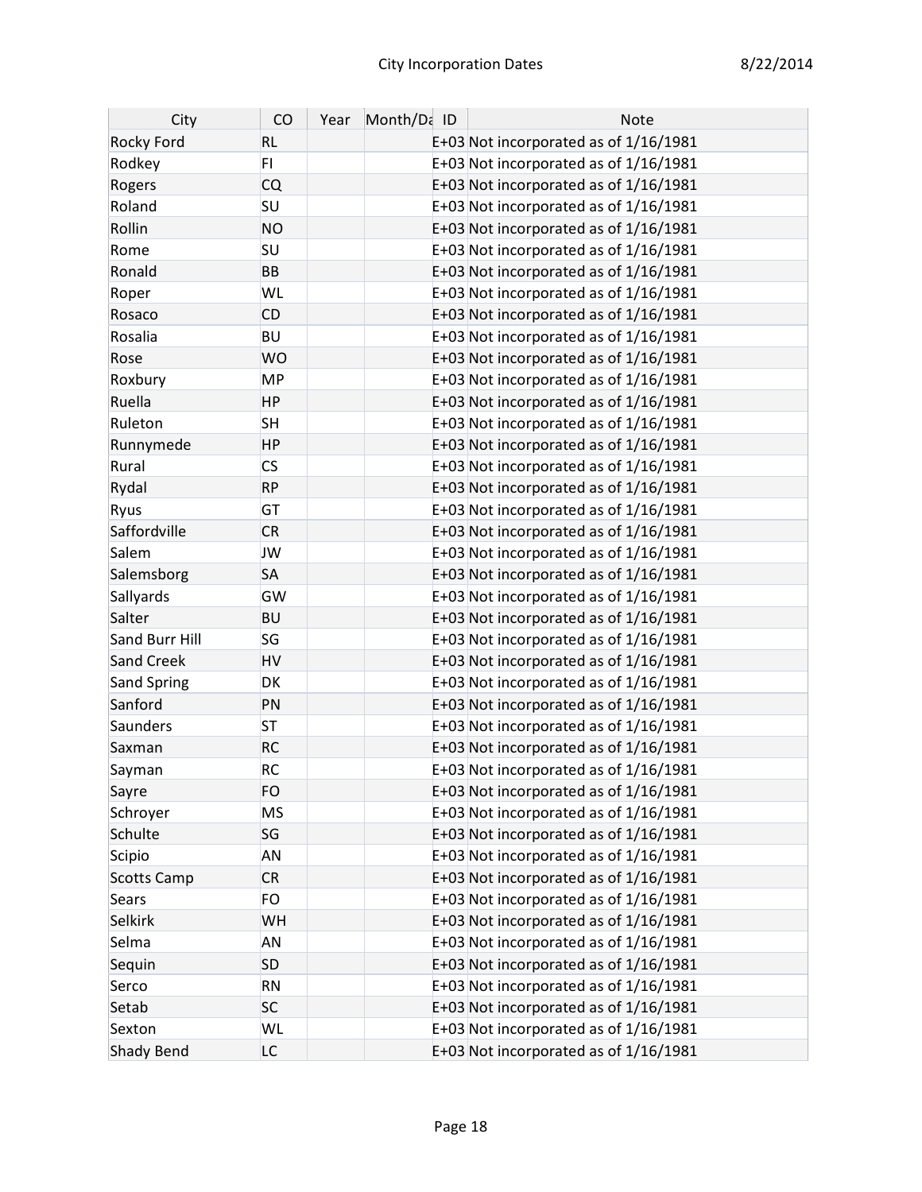| City | CO | Year | Month/Da | ID | Note |
|---|---|---|---|---|---|
| Rocky Ford | RL | | | E+03 | Not incorporated as of 1/16/1981 |
| Rodkey | FI | | | E+03 | Not incorporated as of 1/16/1981 |
| Rogers | CQ | | | E+03 | Not incorporated as of 1/16/1981 |
| Roland | SU | | | E+03 | Not incorporated as of 1/16/1981 |
| Rollin | NO | | | E+03 | Not incorporated as of 1/16/1981 |
| Rome | SU | | | E+03 | Not incorporated as of 1/16/1981 |
| Ronald | BB | | | E+03 | Not incorporated as of 1/16/1981 |
| Roper | WL | | | E+03 | Not incorporated as of 1/16/1981 |
| Rosaco | CD | | | E+03 | Not incorporated as of 1/16/1981 |
| Rosalia | BU | | | E+03 | Not incorporated as of 1/16/1981 |
| Rose | WO | | | E+03 | Not incorporated as of 1/16/1981 |
| Roxbury | MP | | | E+03 | Not incorporated as of 1/16/1981 |
| Ruella | HP | | | E+03 | Not incorporated as of 1/16/1981 |
| Ruleton | SH | | | E+03 | Not incorporated as of 1/16/1981 |
| Runnymede | HP | | | E+03 | Not incorporated as of 1/16/1981 |
| Rural | CS | | | E+03 | Not incorporated as of 1/16/1981 |
| Rydal | RP | | | E+03 | Not incorporated as of 1/16/1981 |
| Ryus | GT | | | E+03 | Not incorporated as of 1/16/1981 |
| Saffordville | CR | | | E+03 | Not incorporated as of 1/16/1981 |
| Salem | JW | | | E+03 | Not incorporated as of 1/16/1981 |
| Salemsborg | SA | | | E+03 | Not incorporated as of 1/16/1981 |
| Sallyards | GW | | | E+03 | Not incorporated as of 1/16/1981 |
| Salter | BU | | | E+03 | Not incorporated as of 1/16/1981 |
| Sand Burr Hill | SG | | | E+03 | Not incorporated as of 1/16/1981 |
| Sand Creek | HV | | | E+03 | Not incorporated as of 1/16/1981 |
| Sand Spring | DK | | | E+03 | Not incorporated as of 1/16/1981 |
| Sanford | PN | | | E+03 | Not incorporated as of 1/16/1981 |
| Saunders | ST | | | E+03 | Not incorporated as of 1/16/1981 |
| Saxman | RC | | | E+03 | Not incorporated as of 1/16/1981 |
| Sayman | RC | | | E+03 | Not incorporated as of 1/16/1981 |
| Sayre | FO | | | E+03 | Not incorporated as of 1/16/1981 |
| Schroyer | MS | | | E+03 | Not incorporated as of 1/16/1981 |
| Schulte | SG | | | E+03 | Not incorporated as of 1/16/1981 |
| Scipio | AN | | | E+03 | Not incorporated as of 1/16/1981 |
| Scotts Camp | CR | | | E+03 | Not incorporated as of 1/16/1981 |
| Sears | FO | | | E+03 | Not incorporated as of 1/16/1981 |
| Selkirk | WH | | | E+03 | Not incorporated as of 1/16/1981 |
| Selma | AN | | | E+03 | Not incorporated as of 1/16/1981 |
| Sequin | SD | | | E+03 | Not incorporated as of 1/16/1981 |
| Serco | RN | | | E+03 | Not incorporated as of 1/16/1981 |
| Setab | SC | | | E+03 | Not incorporated as of 1/16/1981 |
| Sexton | WL | | | E+03 | Not incorporated as of 1/16/1981 |
| Shady Bend | LC | | | E+03 | Not incorporated as of 1/16/1981 |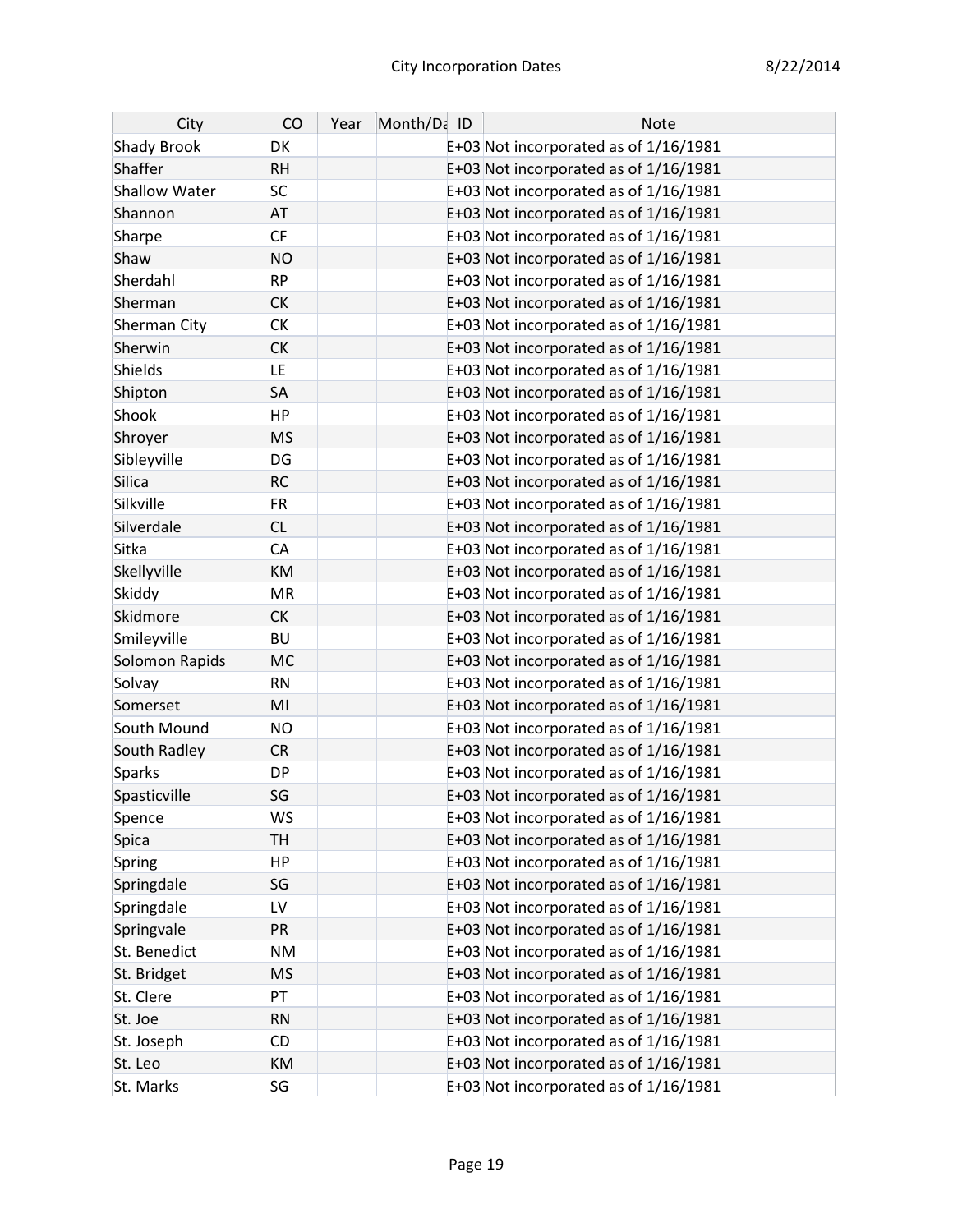| City | CO | Year | Month/Da | ID | Note |
|---|---|---|---|---|---|
| Shady Brook | DK | | | E+03 | Not incorporated as of 1/16/1981 |
| Shaffer | RH | | | E+03 | Not incorporated as of 1/16/1981 |
| Shallow Water | SC | | | E+03 | Not incorporated as of 1/16/1981 |
| Shannon | AT | | | E+03 | Not incorporated as of 1/16/1981 |
| Sharpe | CF | | | E+03 | Not incorporated as of 1/16/1981 |
| Shaw | NO | | | E+03 | Not incorporated as of 1/16/1981 |
| Sherdahl | RP | | | E+03 | Not incorporated as of 1/16/1981 |
| Sherman | CK | | | E+03 | Not incorporated as of 1/16/1981 |
| Sherman City | CK | | | E+03 | Not incorporated as of 1/16/1981 |
| Sherwin | CK | | | E+03 | Not incorporated as of 1/16/1981 |
| Shields | LE | | | E+03 | Not incorporated as of 1/16/1981 |
| Shipton | SA | | | E+03 | Not incorporated as of 1/16/1981 |
| Shook | HP | | | E+03 | Not incorporated as of 1/16/1981 |
| Shroyer | MS | | | E+03 | Not incorporated as of 1/16/1981 |
| Sibleyville | DG | | | E+03 | Not incorporated as of 1/16/1981 |
| Silica | RC | | | E+03 | Not incorporated as of 1/16/1981 |
| Silkville | FR | | | E+03 | Not incorporated as of 1/16/1981 |
| Silverdale | CL | | | E+03 | Not incorporated as of 1/16/1981 |
| Sitka | CA | | | E+03 | Not incorporated as of 1/16/1981 |
| Skellyville | KM | | | E+03 | Not incorporated as of 1/16/1981 |
| Skiddy | MR | | | E+03 | Not incorporated as of 1/16/1981 |
| Skidmore | CK | | | E+03 | Not incorporated as of 1/16/1981 |
| Smileyville | BU | | | E+03 | Not incorporated as of 1/16/1981 |
| Solomon Rapids | MC | | | E+03 | Not incorporated as of 1/16/1981 |
| Solvay | RN | | | E+03 | Not incorporated as of 1/16/1981 |
| Somerset | MI | | | E+03 | Not incorporated as of 1/16/1981 |
| South Mound | NO | | | E+03 | Not incorporated as of 1/16/1981 |
| South Radley | CR | | | E+03 | Not incorporated as of 1/16/1981 |
| Sparks | DP | | | E+03 | Not incorporated as of 1/16/1981 |
| Spasticville | SG | | | E+03 | Not incorporated as of 1/16/1981 |
| Spence | WS | | | E+03 | Not incorporated as of 1/16/1981 |
| Spica | TH | | | E+03 | Not incorporated as of 1/16/1981 |
| Spring | HP | | | E+03 | Not incorporated as of 1/16/1981 |
| Springdale | SG | | | E+03 | Not incorporated as of 1/16/1981 |
| Springdale | LV | | | E+03 | Not incorporated as of 1/16/1981 |
| Springvale | PR | | | E+03 | Not incorporated as of 1/16/1981 |
| St. Benedict | NM | | | E+03 | Not incorporated as of 1/16/1981 |
| St. Bridget | MS | | | E+03 | Not incorporated as of 1/16/1981 |
| St. Clere | PT | | | E+03 | Not incorporated as of 1/16/1981 |
| St. Joe | RN | | | E+03 | Not incorporated as of 1/16/1981 |
| St. Joseph | CD | | | E+03 | Not incorporated as of 1/16/1981 |
| St. Leo | KM | | | E+03 | Not incorporated as of 1/16/1981 |
| St. Marks | SG | | | E+03 | Not incorporated as of 1/16/1981 |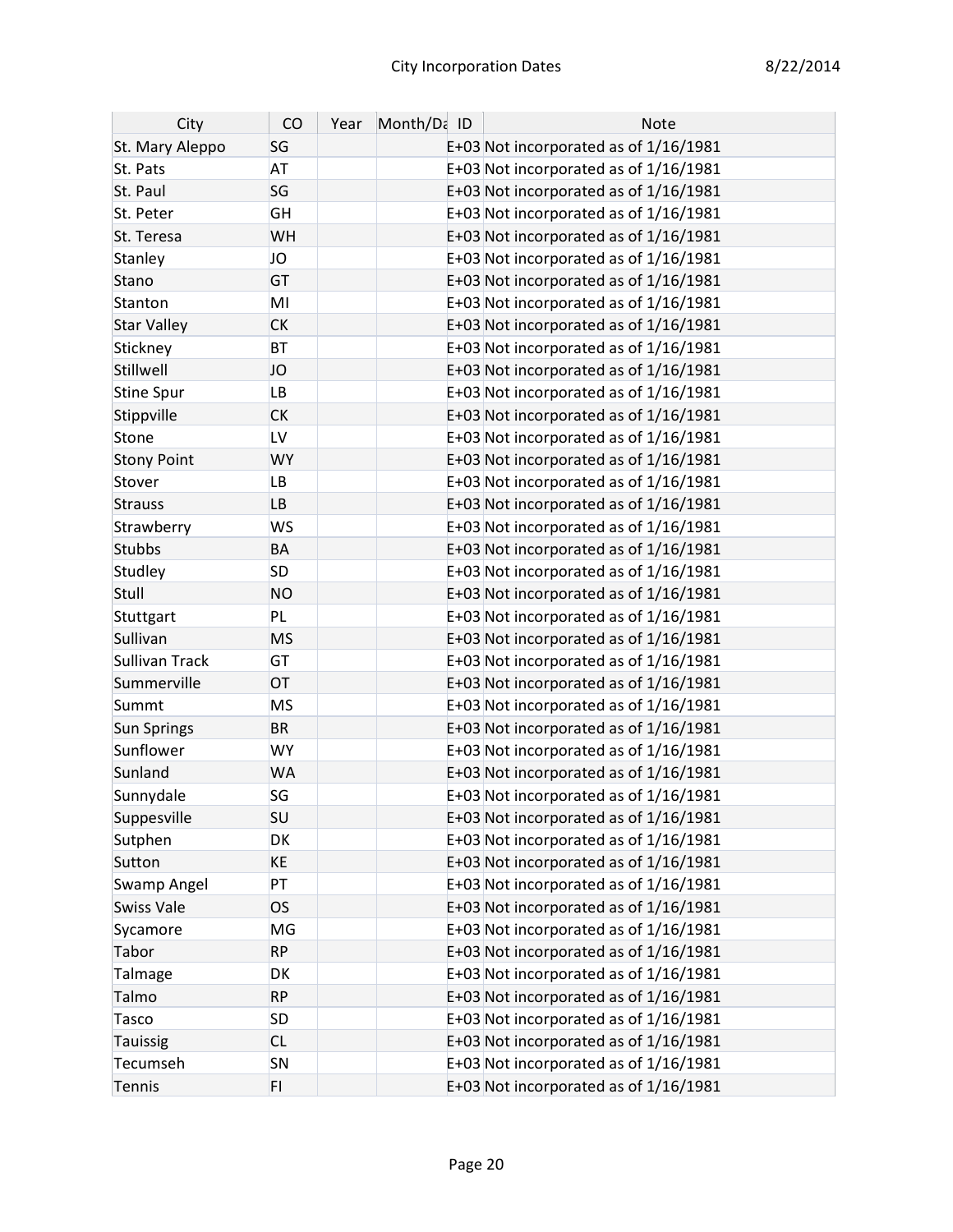| City | CO | Year | Month/Da | ID | Note |
|---|---|---|---|---|---|
| St. Mary Aleppo | SG | | | E+03 | Not incorporated as of 1/16/1981 |
| St. Pats | AT | | | E+03 | Not incorporated as of 1/16/1981 |
| St. Paul | SG | | | E+03 | Not incorporated as of 1/16/1981 |
| St. Peter | GH | | | E+03 | Not incorporated as of 1/16/1981 |
| St. Teresa | WH | | | E+03 | Not incorporated as of 1/16/1981 |
| Stanley | JO | | | E+03 | Not incorporated as of 1/16/1981 |
| Stano | GT | | | E+03 | Not incorporated as of 1/16/1981 |
| Stanton | MI | | | E+03 | Not incorporated as of 1/16/1981 |
| Star Valley | CK | | | E+03 | Not incorporated as of 1/16/1981 |
| Stickney | BT | | | E+03 | Not incorporated as of 1/16/1981 |
| Stillwell | JO | | | E+03 | Not incorporated as of 1/16/1981 |
| Stine Spur | LB | | | E+03 | Not incorporated as of 1/16/1981 |
| Stippville | CK | | | E+03 | Not incorporated as of 1/16/1981 |
| Stone | LV | | | E+03 | Not incorporated as of 1/16/1981 |
| Stony Point | WY | | | E+03 | Not incorporated as of 1/16/1981 |
| Stover | LB | | | E+03 | Not incorporated as of 1/16/1981 |
| Strauss | LB | | | E+03 | Not incorporated as of 1/16/1981 |
| Strawberry | WS | | | E+03 | Not incorporated as of 1/16/1981 |
| Stubbs | BA | | | E+03 | Not incorporated as of 1/16/1981 |
| Studley | SD | | | E+03 | Not incorporated as of 1/16/1981 |
| Stull | NO | | | E+03 | Not incorporated as of 1/16/1981 |
| Stuttgart | PL | | | E+03 | Not incorporated as of 1/16/1981 |
| Sullivan | MS | | | E+03 | Not incorporated as of 1/16/1981 |
| Sullivan Track | GT | | | E+03 | Not incorporated as of 1/16/1981 |
| Summerville | OT | | | E+03 | Not incorporated as of 1/16/1981 |
| Summt | MS | | | E+03 | Not incorporated as of 1/16/1981 |
| Sun Springs | BR | | | E+03 | Not incorporated as of 1/16/1981 |
| Sunflower | WY | | | E+03 | Not incorporated as of 1/16/1981 |
| Sunland | WA | | | E+03 | Not incorporated as of 1/16/1981 |
| Sunnydale | SG | | | E+03 | Not incorporated as of 1/16/1981 |
| Suppesville | SU | | | E+03 | Not incorporated as of 1/16/1981 |
| Sutphen | DK | | | E+03 | Not incorporated as of 1/16/1981 |
| Sutton | KE | | | E+03 | Not incorporated as of 1/16/1981 |
| Swamp Angel | PT | | | E+03 | Not incorporated as of 1/16/1981 |
| Swiss Vale | OS | | | E+03 | Not incorporated as of 1/16/1981 |
| Sycamore | MG | | | E+03 | Not incorporated as of 1/16/1981 |
| Tabor | RP | | | E+03 | Not incorporated as of 1/16/1981 |
| Talmage | DK | | | E+03 | Not incorporated as of 1/16/1981 |
| Talmo | RP | | | E+03 | Not incorporated as of 1/16/1981 |
| Tasco | SD | | | E+03 | Not incorporated as of 1/16/1981 |
| Tauissig | CL | | | E+03 | Not incorporated as of 1/16/1981 |
| Tecumseh | SN | | | E+03 | Not incorporated as of 1/16/1981 |
| Tennis | FI | | | E+03 | Not incorporated as of 1/16/1981 |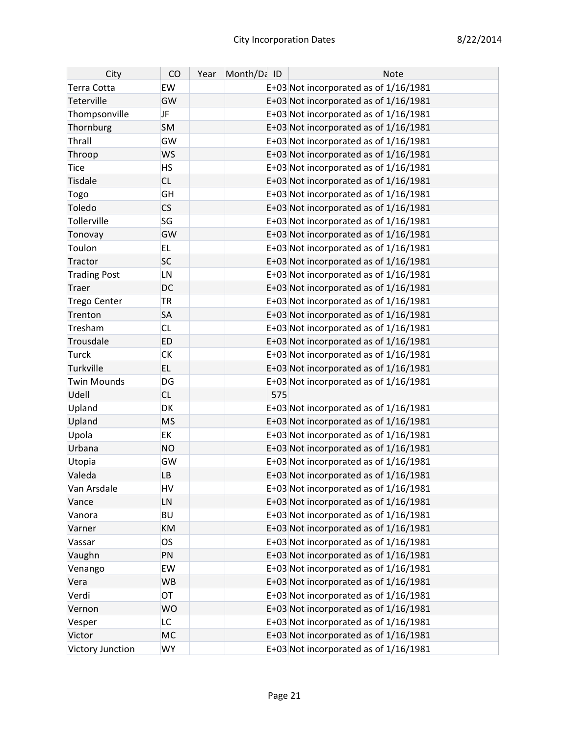| City | CO | Year | Month/Da | ID | Note |
|---|---|---|---|---|---|
| Terra Cotta | EW | | | E+03 | Not incorporated as of 1/16/1981 |
| Teterville | GW | | | E+03 | Not incorporated as of 1/16/1981 |
| Thompsonville | JF | | | E+03 | Not incorporated as of 1/16/1981 |
| Thornburg | SM | | | E+03 | Not incorporated as of 1/16/1981 |
| Thrall | GW | | | E+03 | Not incorporated as of 1/16/1981 |
| Throop | WS | | | E+03 | Not incorporated as of 1/16/1981 |
| Tice | HS | | | E+03 | Not incorporated as of 1/16/1981 |
| Tisdale | CL | | | E+03 | Not incorporated as of 1/16/1981 |
| Togo | GH | | | E+03 | Not incorporated as of 1/16/1981 |
| Toledo | CS | | | E+03 | Not incorporated as of 1/16/1981 |
| Tollerville | SG | | | E+03 | Not incorporated as of 1/16/1981 |
| Tonovay | GW | | | E+03 | Not incorporated as of 1/16/1981 |
| Toulon | EL | | | E+03 | Not incorporated as of 1/16/1981 |
| Tractor | SC | | | E+03 | Not incorporated as of 1/16/1981 |
| Trading Post | LN | | | E+03 | Not incorporated as of 1/16/1981 |
| Traer | DC | | | E+03 | Not incorporated as of 1/16/1981 |
| Trego Center | TR | | | E+03 | Not incorporated as of 1/16/1981 |
| Trenton | SA | | | E+03 | Not incorporated as of 1/16/1981 |
| Tresham | CL | | | E+03 | Not incorporated as of 1/16/1981 |
| Trousdale | ED | | | E+03 | Not incorporated as of 1/16/1981 |
| Turck | CK | | | E+03 | Not incorporated as of 1/16/1981 |
| Turkville | EL | | | E+03 | Not incorporated as of 1/16/1981 |
| Twin Mounds | DG | | | E+03 | Not incorporated as of 1/16/1981 |
| Udell | CL | | | 575 | |
| Upland | DK | | | E+03 | Not incorporated as of 1/16/1981 |
| Upland | MS | | | E+03 | Not incorporated as of 1/16/1981 |
| Upola | EK | | | E+03 | Not incorporated as of 1/16/1981 |
| Urbana | NO | | | E+03 | Not incorporated as of 1/16/1981 |
| Utopia | GW | | | E+03 | Not incorporated as of 1/16/1981 |
| Valeda | LB | | | E+03 | Not incorporated as of 1/16/1981 |
| Van Arsdale | HV | | | E+03 | Not incorporated as of 1/16/1981 |
| Vance | LN | | | E+03 | Not incorporated as of 1/16/1981 |
| Vanora | BU | | | E+03 | Not incorporated as of 1/16/1981 |
| Varner | KM | | | E+03 | Not incorporated as of 1/16/1981 |
| Vassar | OS | | | E+03 | Not incorporated as of 1/16/1981 |
| Vaughn | PN | | | E+03 | Not incorporated as of 1/16/1981 |
| Venango | EW | | | E+03 | Not incorporated as of 1/16/1981 |
| Vera | WB | | | E+03 | Not incorporated as of 1/16/1981 |
| Verdi | OT | | | E+03 | Not incorporated as of 1/16/1981 |
| Vernon | WO | | | E+03 | Not incorporated as of 1/16/1981 |
| Vesper | LC | | | E+03 | Not incorporated as of 1/16/1981 |
| Victor | MC | | | E+03 | Not incorporated as of 1/16/1981 |
| Victory Junction | WY | | | E+03 | Not incorporated as of 1/16/1981 |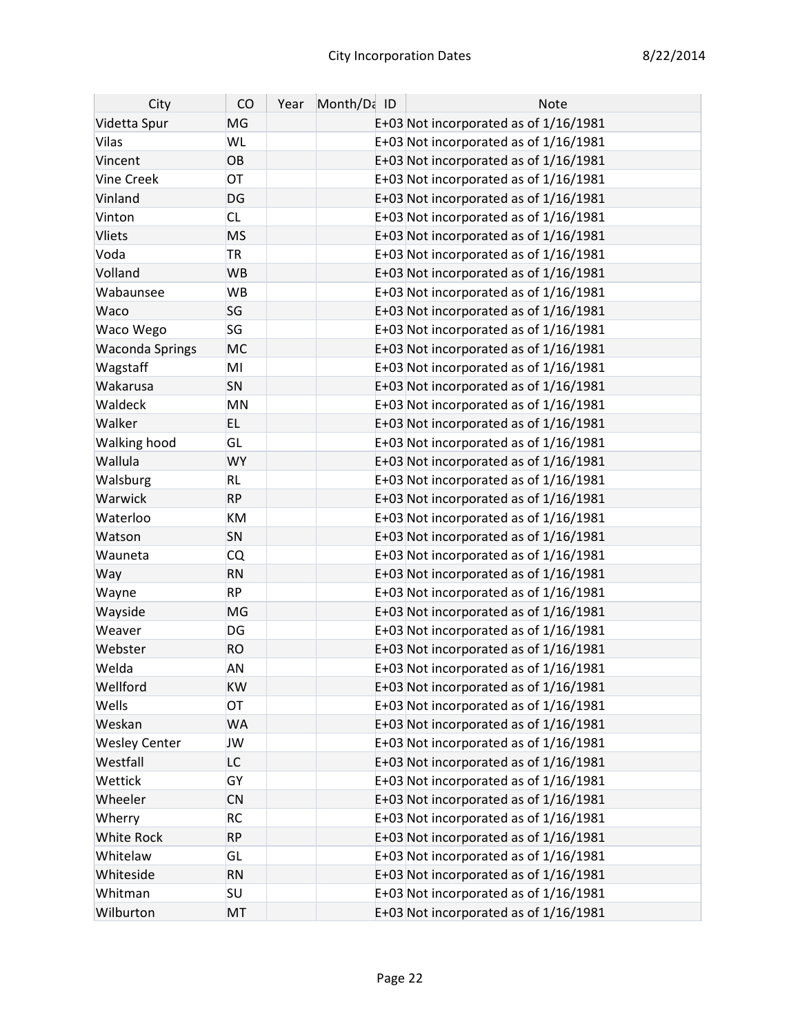| City | CO | Year | Month/Da | ID | Note |
|---|---|---|---|---|---|
| Videtta Spur | MG | | | E+03 | Not incorporated as of 1/16/1981 |
| Vilas | WL | | | E+03 | Not incorporated as of 1/16/1981 |
| Vincent | OB | | | E+03 | Not incorporated as of 1/16/1981 |
| Vine Creek | OT | | | E+03 | Not incorporated as of 1/16/1981 |
| Vinland | DG | | | E+03 | Not incorporated as of 1/16/1981 |
| Vinton | CL | | | E+03 | Not incorporated as of 1/16/1981 |
| Vliets | MS | | | E+03 | Not incorporated as of 1/16/1981 |
| Voda | TR | | | E+03 | Not incorporated as of 1/16/1981 |
| Volland | WB | | | E+03 | Not incorporated as of 1/16/1981 |
| Wabaunsee | WB | | | E+03 | Not incorporated as of 1/16/1981 |
| Waco | SG | | | E+03 | Not incorporated as of 1/16/1981 |
| Waco Wego | SG | | | E+03 | Not incorporated as of 1/16/1981 |
| Waconda Springs | MC | | | E+03 | Not incorporated as of 1/16/1981 |
| Wagstaff | MI | | | E+03 | Not incorporated as of 1/16/1981 |
| Wakarusa | SN | | | E+03 | Not incorporated as of 1/16/1981 |
| Waldeck | MN | | | E+03 | Not incorporated as of 1/16/1981 |
| Walker | EL | | | E+03 | Not incorporated as of 1/16/1981 |
| Walking hood | GL | | | E+03 | Not incorporated as of 1/16/1981 |
| Wallula | WY | | | E+03 | Not incorporated as of 1/16/1981 |
| Walsburg | RL | | | E+03 | Not incorporated as of 1/16/1981 |
| Warwick | RP | | | E+03 | Not incorporated as of 1/16/1981 |
| Waterloo | KM | | | E+03 | Not incorporated as of 1/16/1981 |
| Watson | SN | | | E+03 | Not incorporated as of 1/16/1981 |
| Wauneta | CQ | | | E+03 | Not incorporated as of 1/16/1981 |
| Way | RN | | | E+03 | Not incorporated as of 1/16/1981 |
| Wayne | RP | | | E+03 | Not incorporated as of 1/16/1981 |
| Wayside | MG | | | E+03 | Not incorporated as of 1/16/1981 |
| Weaver | DG | | | E+03 | Not incorporated as of 1/16/1981 |
| Webster | RO | | | E+03 | Not incorporated as of 1/16/1981 |
| Welda | AN | | | E+03 | Not incorporated as of 1/16/1981 |
| Wellford | KW | | | E+03 | Not incorporated as of 1/16/1981 |
| Wells | OT | | | E+03 | Not incorporated as of 1/16/1981 |
| Weskan | WA | | | E+03 | Not incorporated as of 1/16/1981 |
| Wesley Center | JW | | | E+03 | Not incorporated as of 1/16/1981 |
| Westfall | LC | | | E+03 | Not incorporated as of 1/16/1981 |
| Wettick | GY | | | E+03 | Not incorporated as of 1/16/1981 |
| Wheeler | CN | | | E+03 | Not incorporated as of 1/16/1981 |
| Wherry | RC | | | E+03 | Not incorporated as of 1/16/1981 |
| White Rock | RP | | | E+03 | Not incorporated as of 1/16/1981 |
| Whitelaw | GL | | | E+03 | Not incorporated as of 1/16/1981 |
| Whiteside | RN | | | E+03 | Not incorporated as of 1/16/1981 |
| Whitman | SU | | | E+03 | Not incorporated as of 1/16/1981 |
| Wilburton | MT | | | E+03 | Not incorporated as of 1/16/1981 |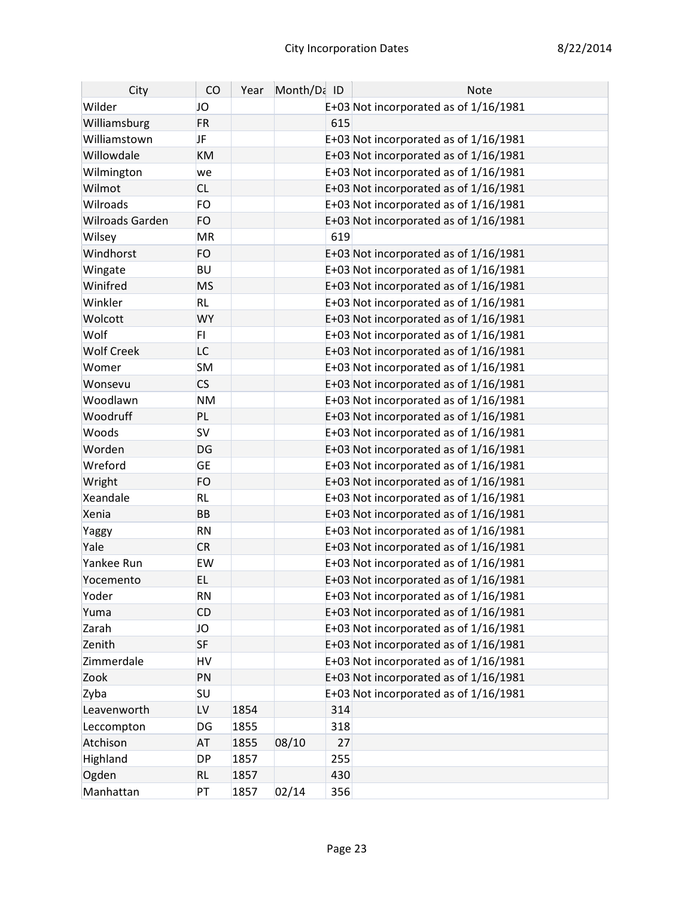| City | CO | Year | Month/Da | ID | Note |
|---|---|---|---|---|---|
| Wilder | JO | | | E+03 | Not incorporated as of 1/16/1981 |
| Williamsburg | FR | | | 615 | |
| Williamstown | JF | | | E+03 | Not incorporated as of 1/16/1981 |
| Willowdale | KM | | | E+03 | Not incorporated as of 1/16/1981 |
| Wilmington | we | | | E+03 | Not incorporated as of 1/16/1981 |
| Wilmot | CL | | | E+03 | Not incorporated as of 1/16/1981 |
| Wilroads | FO | | | E+03 | Not incorporated as of 1/16/1981 |
| Wilroads Garden | FO | | | E+03 | Not incorporated as of 1/16/1981 |
| Wilsey | MR | | | 619 | |
| Windhorst | FO | | | E+03 | Not incorporated as of 1/16/1981 |
| Wingate | BU | | | E+03 | Not incorporated as of 1/16/1981 |
| Winifred | MS | | | E+03 | Not incorporated as of 1/16/1981 |
| Winkler | RL | | | E+03 | Not incorporated as of 1/16/1981 |
| Wolcott | WY | | | E+03 | Not incorporated as of 1/16/1981 |
| Wolf | FI | | | E+03 | Not incorporated as of 1/16/1981 |
| Wolf Creek | LC | | | E+03 | Not incorporated as of 1/16/1981 |
| Womer | SM | | | E+03 | Not incorporated as of 1/16/1981 |
| Wonsevu | CS | | | E+03 | Not incorporated as of 1/16/1981 |
| Woodlawn | NM | | | E+03 | Not incorporated as of 1/16/1981 |
| Woodruff | PL | | | E+03 | Not incorporated as of 1/16/1981 |
| Woods | SV | | | E+03 | Not incorporated as of 1/16/1981 |
| Worden | DG | | | E+03 | Not incorporated as of 1/16/1981 |
| Wreford | GE | | | E+03 | Not incorporated as of 1/16/1981 |
| Wright | FO | | | E+03 | Not incorporated as of 1/16/1981 |
| Xeandale | RL | | | E+03 | Not incorporated as of 1/16/1981 |
| Xenia | BB | | | E+03 | Not incorporated as of 1/16/1981 |
| Yaggy | RN | | | E+03 | Not incorporated as of 1/16/1981 |
| Yale | CR | | | E+03 | Not incorporated as of 1/16/1981 |
| Yankee Run | EW | | | E+03 | Not incorporated as of 1/16/1981 |
| Yocemento | EL | | | E+03 | Not incorporated as of 1/16/1981 |
| Yoder | RN | | | E+03 | Not incorporated as of 1/16/1981 |
| Yuma | CD | | | E+03 | Not incorporated as of 1/16/1981 |
| Zarah | JO | | | E+03 | Not incorporated as of 1/16/1981 |
| Zenith | SF | | | E+03 | Not incorporated as of 1/16/1981 |
| Zimmerdale | HV | | | E+03 | Not incorporated as of 1/16/1981 |
| Zook | PN | | | E+03 | Not incorporated as of 1/16/1981 |
| Zyba | SU | | | E+03 | Not incorporated as of 1/16/1981 |
| Leavenworth | LV | 1854 | | 314 | |
| Leccompton | DG | 1855 | | 318 | |
| Atchison | AT | 1855 | 08/10 | 27 | |
| Highland | DP | 1857 | | 255 | |
| Ogden | RL | 1857 | | 430 | |
| Manhattan | PT | 1857 | 02/14 | 356 | |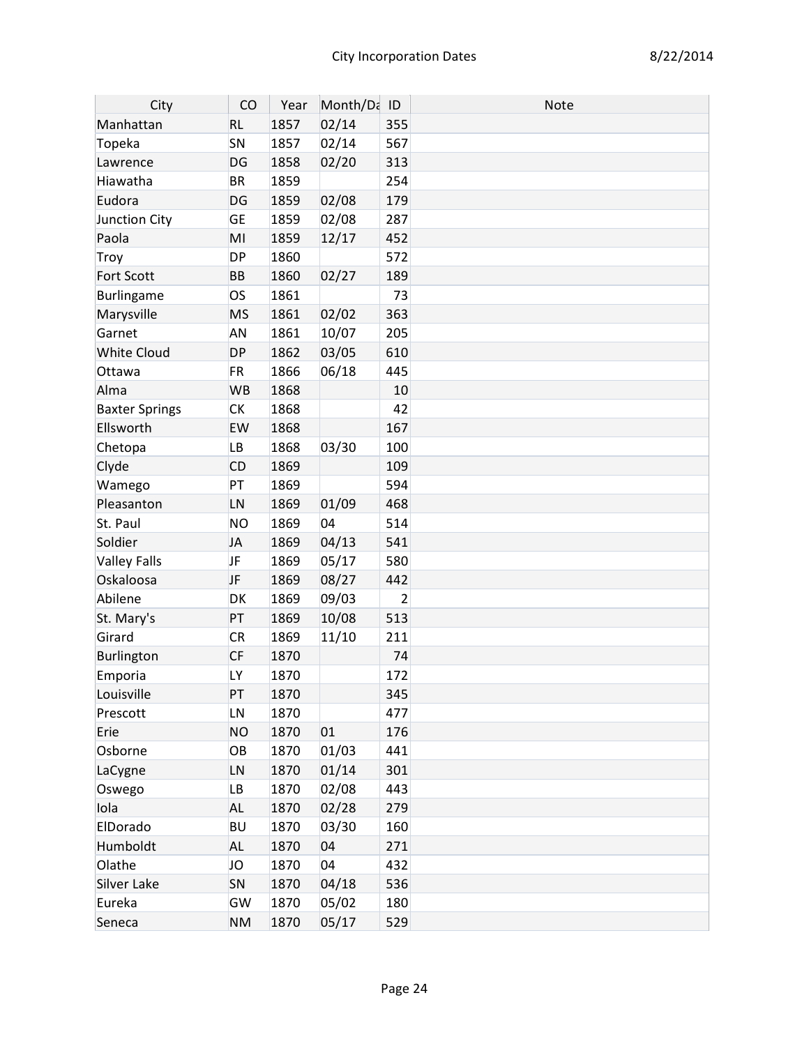| City | CO | Year | Month/Da | ID | Note |
|---|---|---|---|---|---|
| Manhattan | RL | 1857 | 02/14 | 355 | |
| Topeka | SN | 1857 | 02/14 | 567 | |
| Lawrence | DG | 1858 | 02/20 | 313 | |
| Hiawatha | BR | 1859 | | 254 | |
| Eudora | DG | 1859 | 02/08 | 179 | |
| Junction City | GE | 1859 | 02/08 | 287 | |
| Paola | MI | 1859 | 12/17 | 452 | |
| Troy | DP | 1860 | | 572 | |
| Fort Scott | BB | 1860 | 02/27 | 189 | |
| Burlingame | OS | 1861 | | 73 | |
| Marysville | MS | 1861 | 02/02 | 363 | |
| Garnet | AN | 1861 | 10/07 | 205 | |
| White Cloud | DP | 1862 | 03/05 | 610 | |
| Ottawa | FR | 1866 | 06/18 | 445 | |
| Alma | WB | 1868 | | 10 | |
| Baxter Springs | CK | 1868 | | 42 | |
| Ellsworth | EW | 1868 | | 167 | |
| Chetopa | LB | 1868 | 03/30 | 100 | |
| Clyde | CD | 1869 | | 109 | |
| Wamego | PT | 1869 | | 594 | |
| Pleasanton | LN | 1869 | 01/09 | 468 | |
| St. Paul | NO | 1869 | 04 | 514 | |
| Soldier | JA | 1869 | 04/13 | 541 | |
| Valley Falls | JF | 1869 | 05/17 | 580 | |
| Oskaloosa | JF | 1869 | 08/27 | 442 | |
| Abilene | DK | 1869 | 09/03 | 2 | |
| St. Mary's | PT | 1869 | 10/08 | 513 | |
| Girard | CR | 1869 | 11/10 | 211 | |
| Burlington | CF | 1870 | | 74 | |
| Emporia | LY | 1870 | | 172 | |
| Louisville | PT | 1870 | | 345 | |
| Prescott | LN | 1870 | | 477 | |
| Erie | NO | 1870 | 01 | 176 | |
| Osborne | OB | 1870 | 01/03 | 441 | |
| LaCygne | LN | 1870 | 01/14 | 301 | |
| Oswego | LB | 1870 | 02/08 | 443 | |
| Iola | AL | 1870 | 02/28 | 279 | |
| ElDorado | BU | 1870 | 03/30 | 160 | |
| Humboldt | AL | 1870 | 04 | 271 | |
| Olathe | JO | 1870 | 04 | 432 | |
| Silver Lake | SN | 1870 | 04/18 | 536 | |
| Eureka | GW | 1870 | 05/02 | 180 | |
| Seneca | NM | 1870 | 05/17 | 529 | |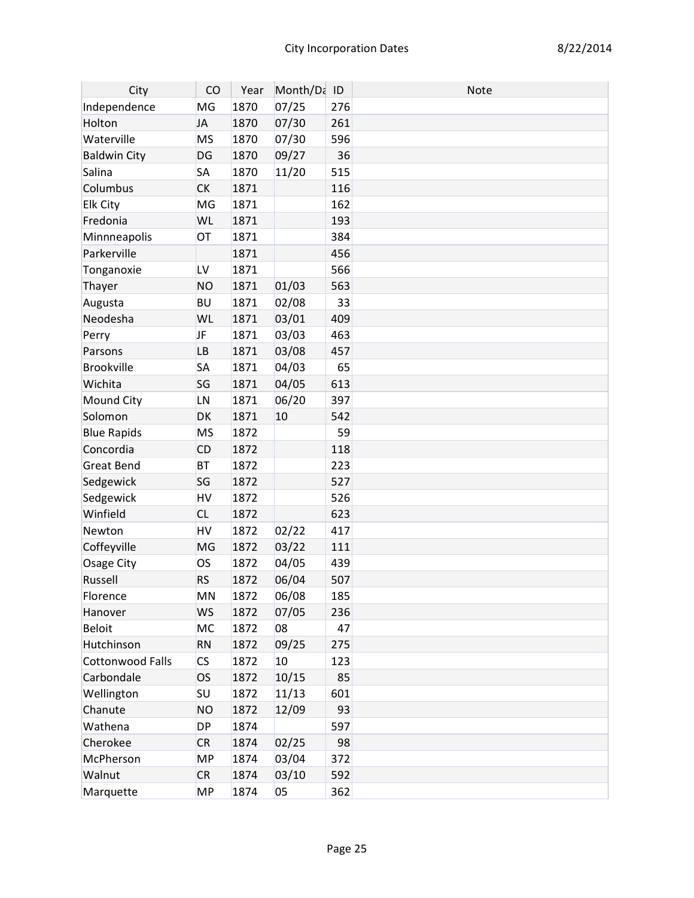| City | CO | Year | Month/Da | ID | Note |
|---|---|---|---|---|---|
| Independence | MG | 1870 | 07/25 | 276 | |
| Holton | JA | 1870 | 07/30 | 261 | |
| Waterville | MS | 1870 | 07/30 | 596 | |
| Baldwin City | DG | 1870 | 09/27 | 36 | |
| Salina | SA | 1870 | 11/20 | 515 | |
| Columbus | CK | 1871 | | 116 | |
| Elk City | MG | 1871 | | 162 | |
| Fredonia | WL | 1871 | | 193 | |
| Minnneapolis | OT | 1871 | | 384 | |
| Parkerville | | 1871 | | 456 | |
| Tonganoxie | LV | 1871 | | 566 | |
| Thayer | NO | 1871 | 01/03 | 563 | |
| Augusta | BU | 1871 | 02/08 | 33 | |
| Neodesha | WL | 1871 | 03/01 | 409 | |
| Perry | JF | 1871 | 03/03 | 463 | |
| Parsons | LB | 1871 | 03/08 | 457 | |
| Brookville | SA | 1871 | 04/03 | 65 | |
| Wichita | SG | 1871 | 04/05 | 613 | |
| Mound City | LN | 1871 | 06/20 | 397 | |
| Solomon | DK | 1871 | 10 | 542 | |
| Blue Rapids | MS | 1872 | | 59 | |
| Concordia | CD | 1872 | | 118 | |
| Great Bend | BT | 1872 | | 223 | |
| Sedgewick | SG | 1872 | | 527 | |
| Sedgewick | HV | 1872 | | 526 | |
| Winfield | CL | 1872 | | 623 | |
| Newton | HV | 1872 | 02/22 | 417 | |
| Coffeyville | MG | 1872 | 03/22 | 111 | |
| Osage City | OS | 1872 | 04/05 | 439 | |
| Russell | RS | 1872 | 06/04 | 507 | |
| Florence | MN | 1872 | 06/08 | 185 | |
| Hanover | WS | 1872 | 07/05 | 236 | |
| Beloit | MC | 1872 | 08 | 47 | |
| Hutchinson | RN | 1872 | 09/25 | 275 | |
| Cottonwood Falls | CS | 1872 | 10 | 123 | |
| Carbondale | OS | 1872 | 10/15 | 85 | |
| Wellington | SU | 1872 | 11/13 | 601 | |
| Chanute | NO | 1872 | 12/09 | 93 | |
| Wathena | DP | 1874 | | 597 | |
| Cherokee | CR | 1874 | 02/25 | 98 | |
| McPherson | MP | 1874 | 03/04 | 372 | |
| Walnut | CR | 1874 | 03/10 | 592 | |
| Marquette | MP | 1874 | 05 | 362 | |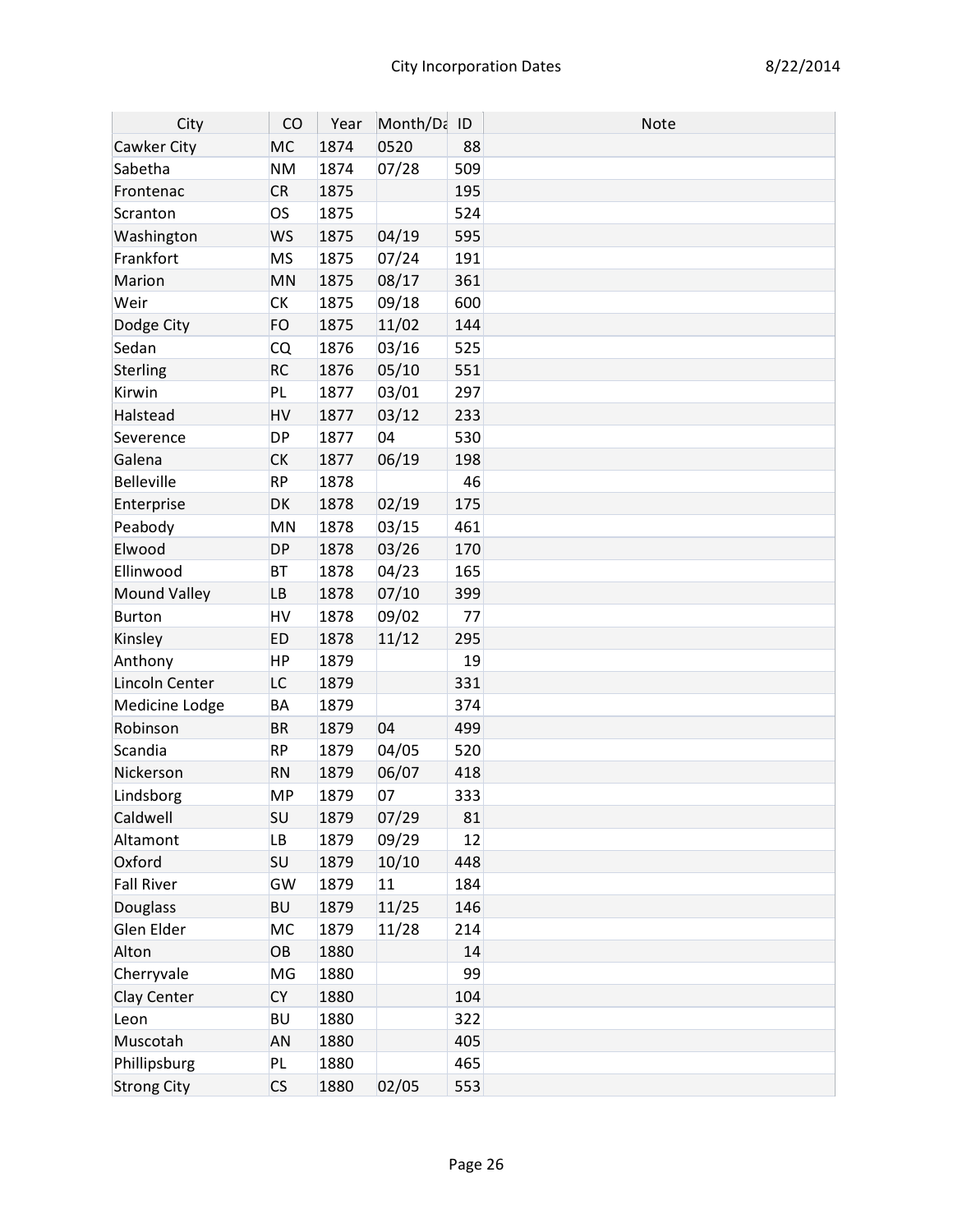| City | CO | Year | Month/Da | ID | Note |
|---|---|---|---|---|---|
| Cawker City | MC | 1874 | 0520 | 88 | |
| Sabetha | NM | 1874 | 07/28 | 509 | |
| Frontenac | CR | 1875 | | 195 | |
| Scranton | OS | 1875 | | 524 | |
| Washington | WS | 1875 | 04/19 | 595 | |
| Frankfort | MS | 1875 | 07/24 | 191 | |
| Marion | MN | 1875 | 08/17 | 361 | |
| Weir | CK | 1875 | 09/18 | 600 | |
| Dodge City | FO | 1875 | 11/02 | 144 | |
| Sedan | CQ | 1876 | 03/16 | 525 | |
| Sterling | RC | 1876 | 05/10 | 551 | |
| Kirwin | PL | 1877 | 03/01 | 297 | |
| Halstead | HV | 1877 | 03/12 | 233 | |
| Severence | DP | 1877 | 04 | 530 | |
| Galena | CK | 1877 | 06/19 | 198 | |
| Belleville | RP | 1878 | | 46 | |
| Enterprise | DK | 1878 | 02/19 | 175 | |
| Peabody | MN | 1878 | 03/15 | 461 | |
| Elwood | DP | 1878 | 03/26 | 170 | |
| Ellinwood | BT | 1878 | 04/23 | 165 | |
| Mound Valley | LB | 1878 | 07/10 | 399 | |
| Burton | HV | 1878 | 09/02 | 77 | |
| Kinsley | ED | 1878 | 11/12 | 295 | |
| Anthony | HP | 1879 | | 19 | |
| Lincoln Center | LC | 1879 | | 331 | |
| Medicine Lodge | BA | 1879 | | 374 | |
| Robinson | BR | 1879 | 04 | 499 | |
| Scandia | RP | 1879 | 04/05 | 520 | |
| Nickerson | RN | 1879 | 06/07 | 418 | |
| Lindsborg | MP | 1879 | 07 | 333 | |
| Caldwell | SU | 1879 | 07/29 | 81 | |
| Altamont | LB | 1879 | 09/29 | 12 | |
| Oxford | SU | 1879 | 10/10 | 448 | |
| Fall River | GW | 1879 | 11 | 184 | |
| Douglass | BU | 1879 | 11/25 | 146 | |
| Glen Elder | MC | 1879 | 11/28 | 214 | |
| Alton | OB | 1880 | | 14 | |
| Cherryvale | MG | 1880 | | 99 | |
| Clay Center | CY | 1880 | | 104 | |
| Leon | BU | 1880 | | 322 | |
| Muscotah | AN | 1880 | | 405 | |
| Phillipsburg | PL | 1880 | | 465 | |
| Strong City | CS | 1880 | 02/05 | 553 | |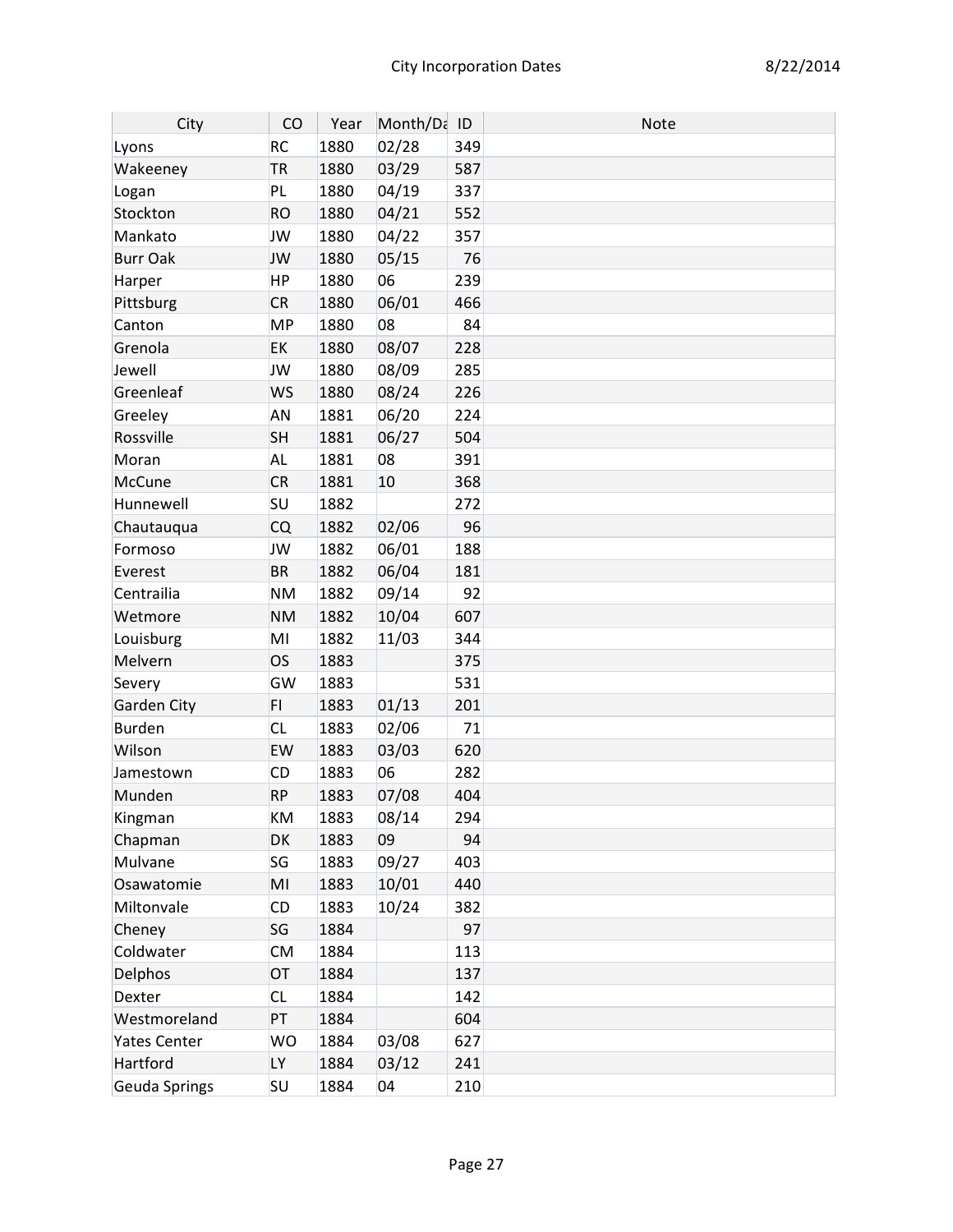| City | CO | Year | Month/Da | ID | Note |
|---|---|---|---|---|---|
| Lyons | RC | 1880 | 02/28 | 349 | |
| Wakeeney | TR | 1880 | 03/29 | 587 | |
| Logan | PL | 1880 | 04/19 | 337 | |
| Stockton | RO | 1880 | 04/21 | 552 | |
| Mankato | JW | 1880 | 04/22 | 357 | |
| Burr Oak | JW | 1880 | 05/15 | 76 | |
| Harper | HP | 1880 | 06 | 239 | |
| Pittsburg | CR | 1880 | 06/01 | 466 | |
| Canton | MP | 1880 | 08 | 84 | |
| Grenola | EK | 1880 | 08/07 | 228 | |
| Jewell | JW | 1880 | 08/09 | 285 | |
| Greenleaf | WS | 1880 | 08/24 | 226 | |
| Greeley | AN | 1881 | 06/20 | 224 | |
| Rossville | SH | 1881 | 06/27 | 504 | |
| Moran | AL | 1881 | 08 | 391 | |
| McCune | CR | 1881 | 10 | 368 | |
| Hunnewell | SU | 1882 | | 272 | |
| Chautauqua | CQ | 1882 | 02/06 | 96 | |
| Formoso | JW | 1882 | 06/01 | 188 | |
| Everest | BR | 1882 | 06/04 | 181 | |
| Centrailia | NM | 1882 | 09/14 | 92 | |
| Wetmore | NM | 1882 | 10/04 | 607 | |
| Louisburg | MI | 1882 | 11/03 | 344 | |
| Melvern | OS | 1883 | | 375 | |
| Severy | GW | 1883 | | 531 | |
| Garden City | FI | 1883 | 01/13 | 201 | |
| Burden | CL | 1883 | 02/06 | 71 | |
| Wilson | EW | 1883 | 03/03 | 620 | |
| Jamestown | CD | 1883 | 06 | 282 | |
| Munden | RP | 1883 | 07/08 | 404 | |
| Kingman | KM | 1883 | 08/14 | 294 | |
| Chapman | DK | 1883 | 09 | 94 | |
| Mulvane | SG | 1883 | 09/27 | 403 | |
| Osawatomie | MI | 1883 | 10/01 | 440 | |
| Miltonvale | CD | 1883 | 10/24 | 382 | |
| Cheney | SG | 1884 | | 97 | |
| Coldwater | CM | 1884 | | 113 | |
| Delphos | OT | 1884 | | 137 | |
| Dexter | CL | 1884 | | 142 | |
| Westmoreland | PT | 1884 | | 604 | |
| Yates Center | WO | 1884 | 03/08 | 627 | |
| Hartford | LY | 1884 | 03/12 | 241 | |
| Geuda Springs | SU | 1884 | 04 | 210 | |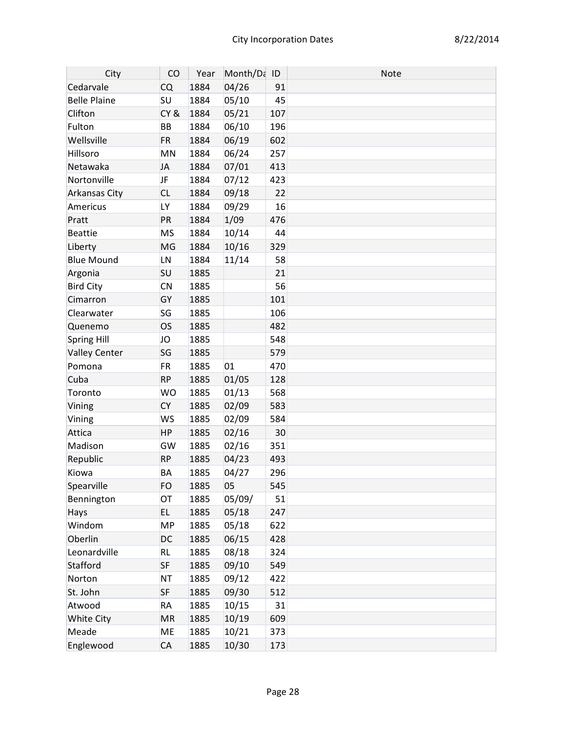| City | CO | Year | Month/Da | ID | Note |
|---|---|---|---|---|---|
| Cedarvale | CQ | 1884 | 04/26 | 91 | |
| Belle Plaine | SU | 1884 | 05/10 | 45 | |
| Clifton | CY & | 1884 | 05/21 | 107 | |
| Fulton | BB | 1884 | 06/10 | 196 | |
| Wellsville | FR | 1884 | 06/19 | 602 | |
| Hillsoro | MN | 1884 | 06/24 | 257 | |
| Netawaka | JA | 1884 | 07/01 | 413 | |
| Nortonville | JF | 1884 | 07/12 | 423 | |
| Arkansas City | CL | 1884 | 09/18 | 22 | |
| Americus | LY | 1884 | 09/29 | 16 | |
| Pratt | PR | 1884 | 1/09 | 476 | |
| Beattie | MS | 1884 | 10/14 | 44 | |
| Liberty | MG | 1884 | 10/16 | 329 | |
| Blue Mound | LN | 1884 | 11/14 | 58 | |
| Argonia | SU | 1885 | | 21 | |
| Bird City | CN | 1885 | | 56 | |
| Cimarron | GY | 1885 | | 101 | |
| Clearwater | SG | 1885 | | 106 | |
| Quenemo | OS | 1885 | | 482 | |
| Spring Hill | JO | 1885 | | 548 | |
| Valley Center | SG | 1885 | | 579 | |
| Pomona | FR | 1885 | 01 | 470 | |
| Cuba | RP | 1885 | 01/05 | 128 | |
| Toronto | WO | 1885 | 01/13 | 568 | |
| Vining | CY | 1885 | 02/09 | 583 | |
| Vining | WS | 1885 | 02/09 | 584 | |
| Attica | HP | 1885 | 02/16 | 30 | |
| Madison | GW | 1885 | 02/16 | 351 | |
| Republic | RP | 1885 | 04/23 | 493 | |
| Kiowa | BA | 1885 | 04/27 | 296 | |
| Spearville | FO | 1885 | 05 | 545 | |
| Bennington | OT | 1885 | 05/09/ | 51 | |
| Hays | EL | 1885 | 05/18 | 247 | |
| Windom | MP | 1885 | 05/18 | 622 | |
| Oberlin | DC | 1885 | 06/15 | 428 | |
| Leonardville | RL | 1885 | 08/18 | 324 | |
| Stafford | SF | 1885 | 09/10 | 549 | |
| Norton | NT | 1885 | 09/12 | 422 | |
| St. John | SF | 1885 | 09/30 | 512 | |
| Atwood | RA | 1885 | 10/15 | 31 | |
| White City | MR | 1885 | 10/19 | 609 | |
| Meade | ME | 1885 | 10/21 | 373 | |
| Englewood | CA | 1885 | 10/30 | 173 | |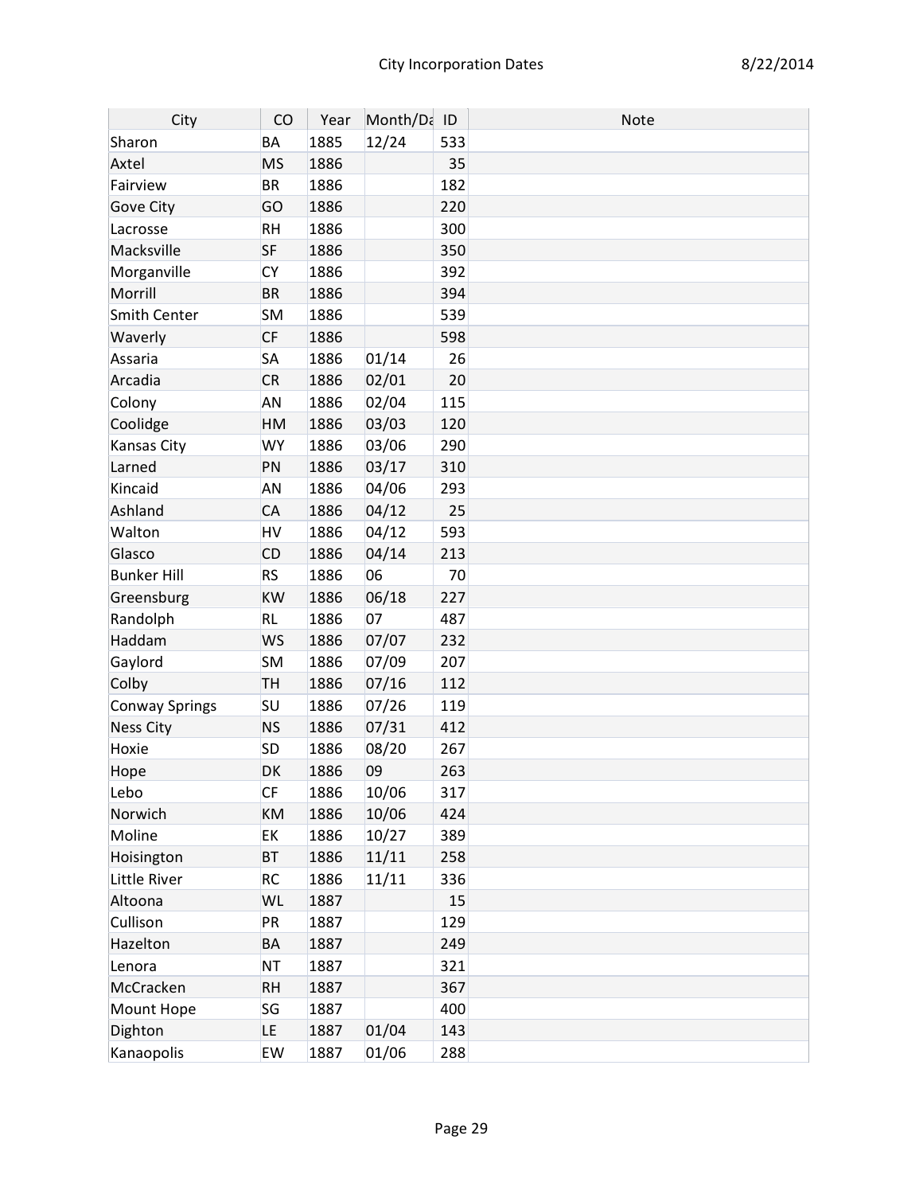| City | CO | Year | Month/Da | ID | Note |
|---|---|---|---|---|---|
| Sharon | BA | 1885 | 12/24 | 533 | |
| Axtel | MS | 1886 | | 35 | |
| Fairview | BR | 1886 | | 182 | |
| Gove City | GO | 1886 | | 220 | |
| Lacrosse | RH | 1886 | | 300 | |
| Macksville | SF | 1886 | | 350 | |
| Morganville | CY | 1886 | | 392 | |
| Morrill | BR | 1886 | | 394 | |
| Smith Center | SM | 1886 | | 539 | |
| Waverly | CF | 1886 | | 598 | |
| Assaria | SA | 1886 | 01/14 | 26 | |
| Arcadia | CR | 1886 | 02/01 | 20 | |
| Colony | AN | 1886 | 02/04 | 115 | |
| Coolidge | HM | 1886 | 03/03 | 120 | |
| Kansas City | WY | 1886 | 03/06 | 290 | |
| Larned | PN | 1886 | 03/17 | 310 | |
| Kincaid | AN | 1886 | 04/06 | 293 | |
| Ashland | CA | 1886 | 04/12 | 25 | |
| Walton | HV | 1886 | 04/12 | 593 | |
| Glasco | CD | 1886 | 04/14 | 213 | |
| Bunker Hill | RS | 1886 | 06 | 70 | |
| Greensburg | KW | 1886 | 06/18 | 227 | |
| Randolph | RL | 1886 | 07 | 487 | |
| Haddam | WS | 1886 | 07/07 | 232 | |
| Gaylord | SM | 1886 | 07/09 | 207 | |
| Colby | TH | 1886 | 07/16 | 112 | |
| Conway Springs | SU | 1886 | 07/26 | 119 | |
| Ness City | NS | 1886 | 07/31 | 412 | |
| Hoxie | SD | 1886 | 08/20 | 267 | |
| Hope | DK | 1886 | 09 | 263 | |
| Lebo | CF | 1886 | 10/06 | 317 | |
| Norwich | KM | 1886 | 10/06 | 424 | |
| Moline | EK | 1886 | 10/27 | 389 | |
| Hoisington | BT | 1886 | 11/11 | 258 | |
| Little River | RC | 1886 | 11/11 | 336 | |
| Altoona | WL | 1887 | | 15 | |
| Cullison | PR | 1887 | | 129 | |
| Hazelton | BA | 1887 | | 249 | |
| Lenora | NT | 1887 | | 321 | |
| McCracken | RH | 1887 | | 367 | |
| Mount Hope | SG | 1887 | | 400 | |
| Dighton | LE | 1887 | 01/04 | 143 | |
| Kanaopolis | EW | 1887 | 01/06 | 288 | |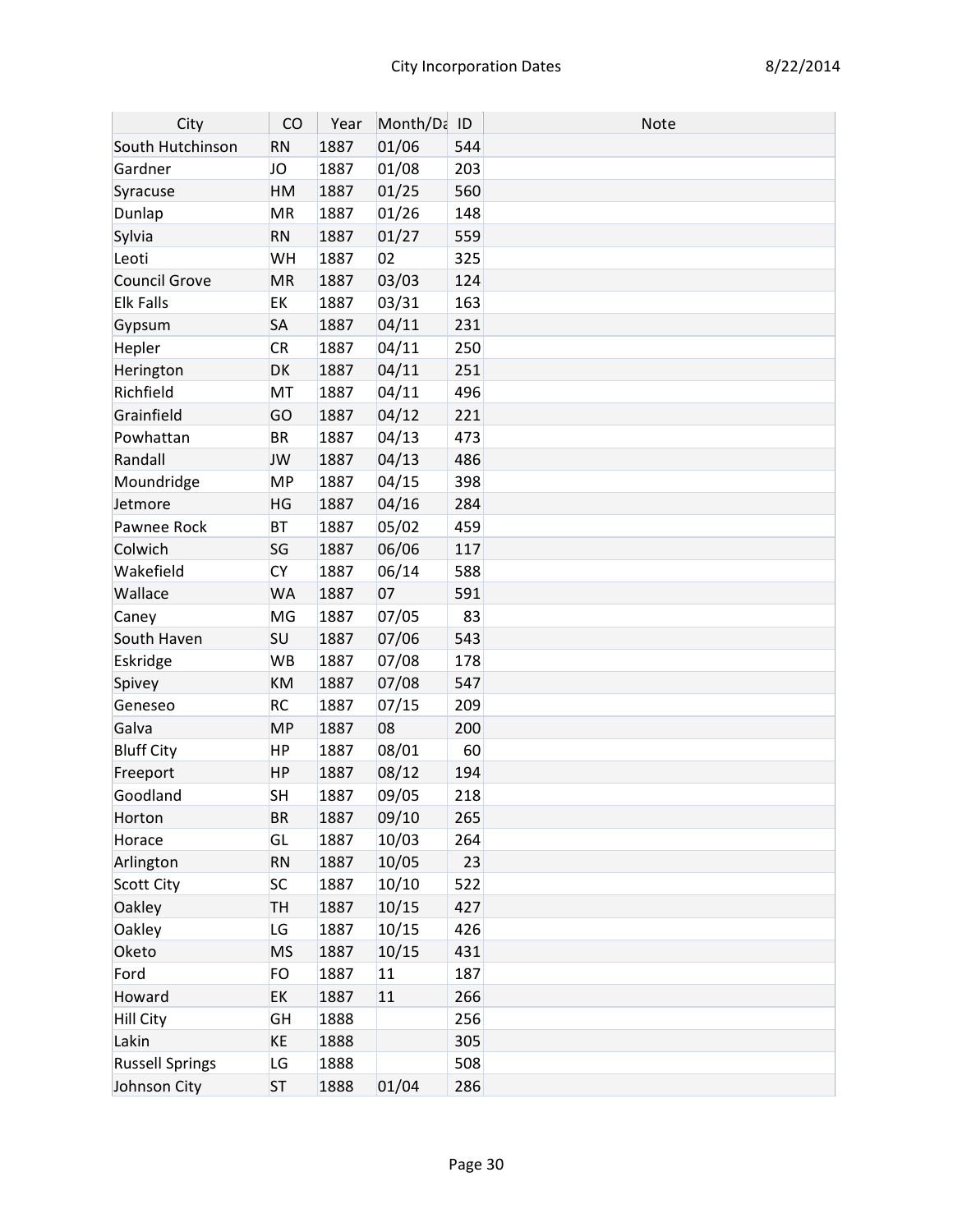| City | CO | Year | Month/Da | ID | Note |
|---|---|---|---|---|---|
| South Hutchinson | RN | 1887 | 01/06 | 544 | |
| Gardner | JO | 1887 | 01/08 | 203 | |
| Syracuse | HM | 1887 | 01/25 | 560 | |
| Dunlap | MR | 1887 | 01/26 | 148 | |
| Sylvia | RN | 1887 | 01/27 | 559 | |
| Leoti | WH | 1887 | 02 | 325 | |
| Council Grove | MR | 1887 | 03/03 | 124 | |
| Elk Falls | EK | 1887 | 03/31 | 163 | |
| Gypsum | SA | 1887 | 04/11 | 231 | |
| Hepler | CR | 1887 | 04/11 | 250 | |
| Herington | DK | 1887 | 04/11 | 251 | |
| Richfield | MT | 1887 | 04/11 | 496 | |
| Grainfield | GO | 1887 | 04/12 | 221 | |
| Powhattan | BR | 1887 | 04/13 | 473 | |
| Randall | JW | 1887 | 04/13 | 486 | |
| Moundridge | MP | 1887 | 04/15 | 398 | |
| Jetmore | HG | 1887 | 04/16 | 284 | |
| Pawnee Rock | BT | 1887 | 05/02 | 459 | |
| Colwich | SG | 1887 | 06/06 | 117 | |
| Wakefield | CY | 1887 | 06/14 | 588 | |
| Wallace | WA | 1887 | 07 | 591 | |
| Caney | MG | 1887 | 07/05 | 83 | |
| South Haven | SU | 1887 | 07/06 | 543 | |
| Eskridge | WB | 1887 | 07/08 | 178 | |
| Spivey | KM | 1887 | 07/08 | 547 | |
| Geneseo | RC | 1887 | 07/15 | 209 | |
| Galva | MP | 1887 | 08 | 200 | |
| Bluff City | HP | 1887 | 08/01 | 60 | |
| Freeport | HP | 1887 | 08/12 | 194 | |
| Goodland | SH | 1887 | 09/05 | 218 | |
| Horton | BR | 1887 | 09/10 | 265 | |
| Horace | GL | 1887 | 10/03 | 264 | |
| Arlington | RN | 1887 | 10/05 | 23 | |
| Scott City | SC | 1887 | 10/10 | 522 | |
| Oakley | TH | 1887 | 10/15 | 427 | |
| Oakley | LG | 1887 | 10/15 | 426 | |
| Oketo | MS | 1887 | 10/15 | 431 | |
| Ford | FO | 1887 | 11 | 187 | |
| Howard | EK | 1887 | 11 | 266 | |
| Hill City | GH | 1888 | | 256 | |
| Lakin | KE | 1888 | | 305 | |
| Russell Springs | LG | 1888 | | 508 | |
| Johnson City | ST | 1888 | 01/04 | 286 | |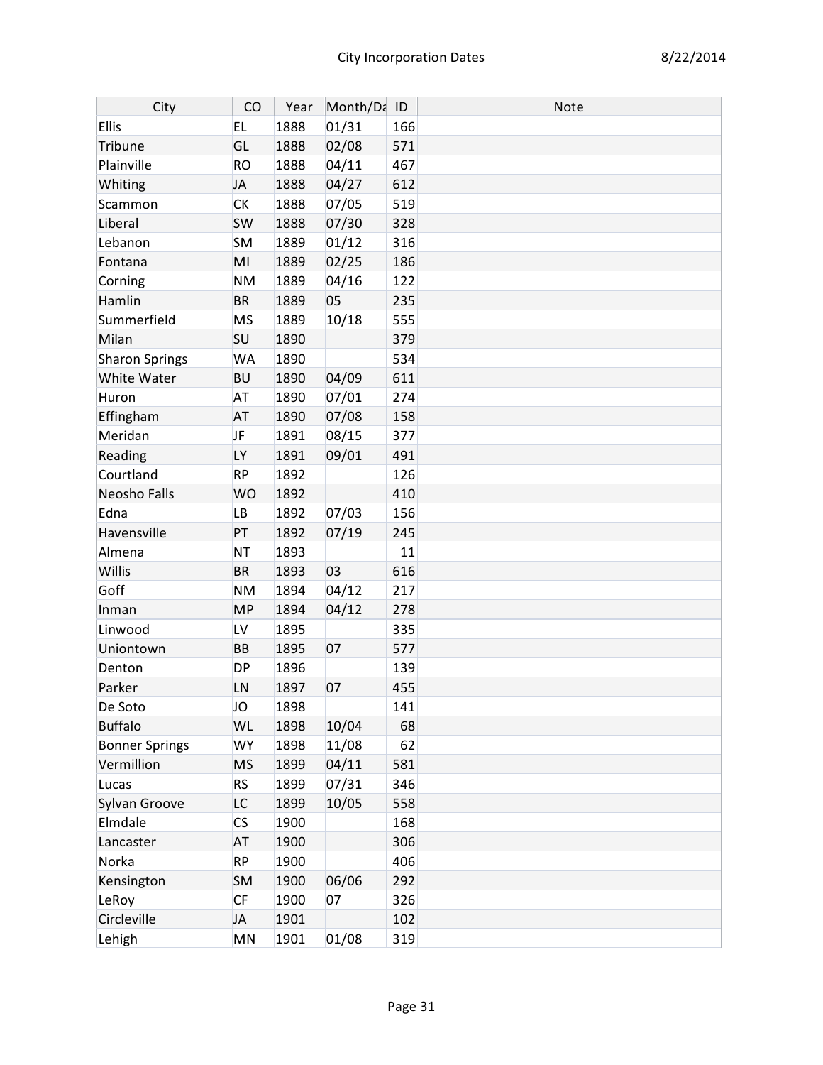| City | CO | Year | Month/Da | ID | Note |
|---|---|---|---|---|---|
| Ellis | EL | 1888 | 01/31 | 166 | |
| Tribune | GL | 1888 | 02/08 | 571 | |
| Plainville | RO | 1888 | 04/11 | 467 | |
| Whiting | JA | 1888 | 04/27 | 612 | |
| Scammon | CK | 1888 | 07/05 | 519 | |
| Liberal | SW | 1888 | 07/30 | 328 | |
| Lebanon | SM | 1889 | 01/12 | 316 | |
| Fontana | MI | 1889 | 02/25 | 186 | |
| Corning | NM | 1889 | 04/16 | 122 | |
| Hamlin | BR | 1889 | 05 | 235 | |
| Summerfield | MS | 1889 | 10/18 | 555 | |
| Milan | SU | 1890 | | 379 | |
| Sharon Springs | WA | 1890 | | 534 | |
| White Water | BU | 1890 | 04/09 | 611 | |
| Huron | AT | 1890 | 07/01 | 274 | |
| Effingham | AT | 1890 | 07/08 | 158 | |
| Meridan | JF | 1891 | 08/15 | 377 | |
| Reading | LY | 1891 | 09/01 | 491 | |
| Courtland | RP | 1892 | | 126 | |
| Neosho Falls | WO | 1892 | | 410 | |
| Edna | LB | 1892 | 07/03 | 156 | |
| Havensville | PT | 1892 | 07/19 | 245 | |
| Almena | NT | 1893 | | 11 | |
| Willis | BR | 1893 | 03 | 616 | |
| Goff | NM | 1894 | 04/12 | 217 | |
| Inman | MP | 1894 | 04/12 | 278 | |
| Linwood | LV | 1895 | | 335 | |
| Uniontown | BB | 1895 | 07 | 577 | |
| Denton | DP | 1896 | | 139 | |
| Parker | LN | 1897 | 07 | 455 | |
| De Soto | JO | 1898 | | 141 | |
| Buffalo | WL | 1898 | 10/04 | 68 | |
| Bonner Springs | WY | 1898 | 11/08 | 62 | |
| Vermillion | MS | 1899 | 04/11 | 581 | |
| Lucas | RS | 1899 | 07/31 | 346 | |
| Sylvan Groove | LC | 1899 | 10/05 | 558 | |
| Elmdale | CS | 1900 | | 168 | |
| Lancaster | AT | 1900 | | 306 | |
| Norka | RP | 1900 | | 406 | |
| Kensington | SM | 1900 | 06/06 | 292 | |
| LeRoy | CF | 1900 | 07 | 326 | |
| Circleville | JA | 1901 | | 102 | |
| Lehigh | MN | 1901 | 01/08 | 319 | |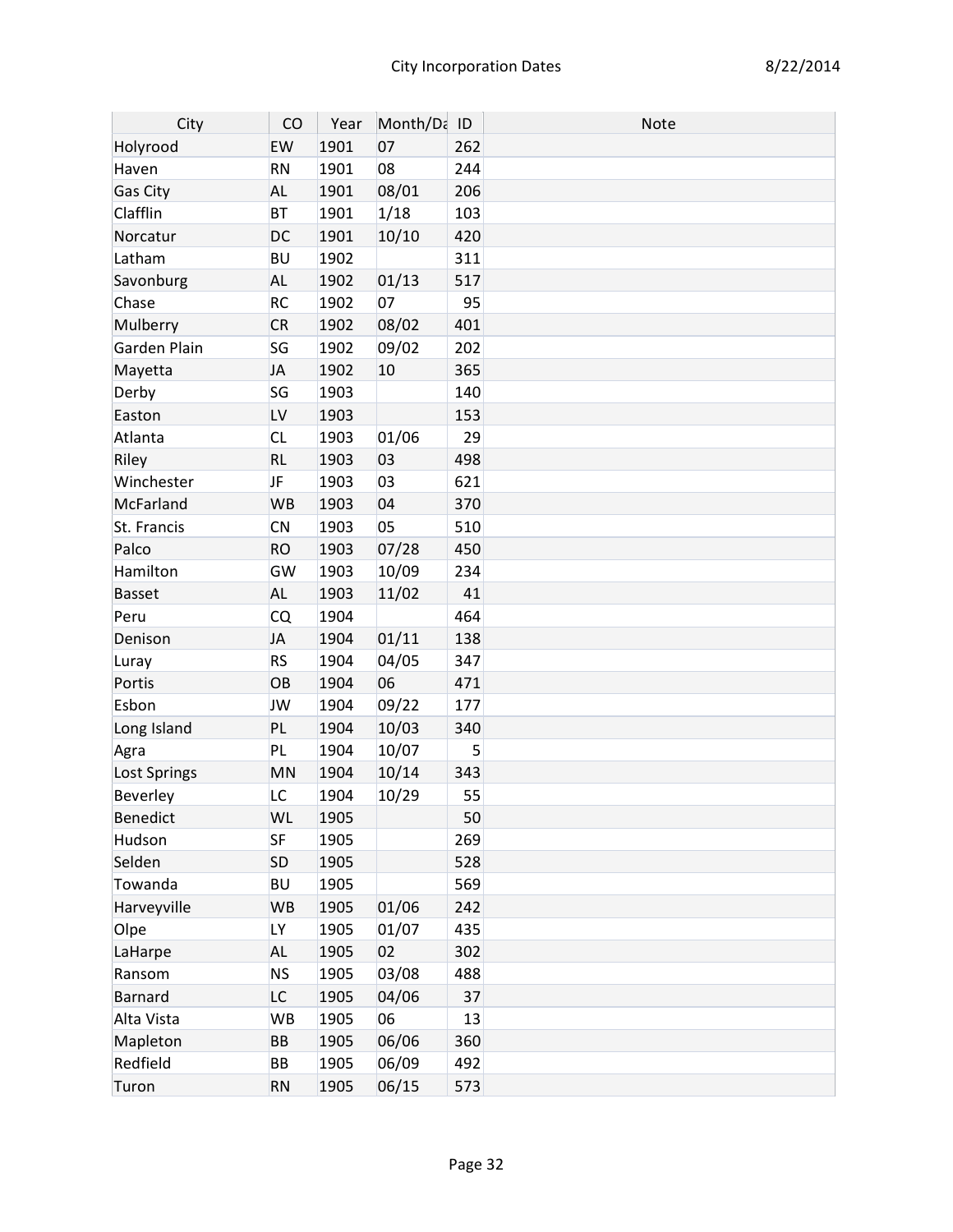| City | CO | Year | Month/Da | ID | Note |
|---|---|---|---|---|---|
| Holyrood | EW | 1901 | 07 | 262 | |
| Haven | RN | 1901 | 08 | 244 | |
| Gas City | AL | 1901 | 08/01 | 206 | |
| Clafflin | BT | 1901 | 1/18 | 103 | |
| Norcatur | DC | 1901 | 10/10 | 420 | |
| Latham | BU | 1902 | | 311 | |
| Savonburg | AL | 1902 | 01/13 | 517 | |
| Chase | RC | 1902 | 07 | 95 | |
| Mulberry | CR | 1902 | 08/02 | 401 | |
| Garden Plain | SG | 1902 | 09/02 | 202 | |
| Mayetta | JA | 1902 | 10 | 365 | |
| Derby | SG | 1903 | | 140 | |
| Easton | LV | 1903 | | 153 | |
| Atlanta | CL | 1903 | 01/06 | 29 | |
| Riley | RL | 1903 | 03 | 498 | |
| Winchester | JF | 1903 | 03 | 621 | |
| McFarland | WB | 1903 | 04 | 370 | |
| St. Francis | CN | 1903 | 05 | 510 | |
| Palco | RO | 1903 | 07/28 | 450 | |
| Hamilton | GW | 1903 | 10/09 | 234 | |
| Basset | AL | 1903 | 11/02 | 41 | |
| Peru | CQ | 1904 | | 464 | |
| Denison | JA | 1904 | 01/11 | 138 | |
| Luray | RS | 1904 | 04/05 | 347 | |
| Portis | OB | 1904 | 06 | 471 | |
| Esbon | JW | 1904 | 09/22 | 177 | |
| Long Island | PL | 1904 | 10/03 | 340 | |
| Agra | PL | 1904 | 10/07 | 5 | |
| Lost Springs | MN | 1904 | 10/14 | 343 | |
| Beverley | LC | 1904 | 10/29 | 55 | |
| Benedict | WL | 1905 | | 50 | |
| Hudson | SF | 1905 | | 269 | |
| Selden | SD | 1905 | | 528 | |
| Towanda | BU | 1905 | | 569 | |
| Harveyville | WB | 1905 | 01/06 | 242 | |
| Olpe | LY | 1905 | 01/07 | 435 | |
| LaHarpe | AL | 1905 | 02 | 302 | |
| Ransom | NS | 1905 | 03/08 | 488 | |
| Barnard | LC | 1905 | 04/06 | 37 | |
| Alta Vista | WB | 1905 | 06 | 13 | |
| Mapleton | BB | 1905 | 06/06 | 360 | |
| Redfield | BB | 1905 | 06/09 | 492 | |
| Turon | RN | 1905 | 06/15 | 573 | |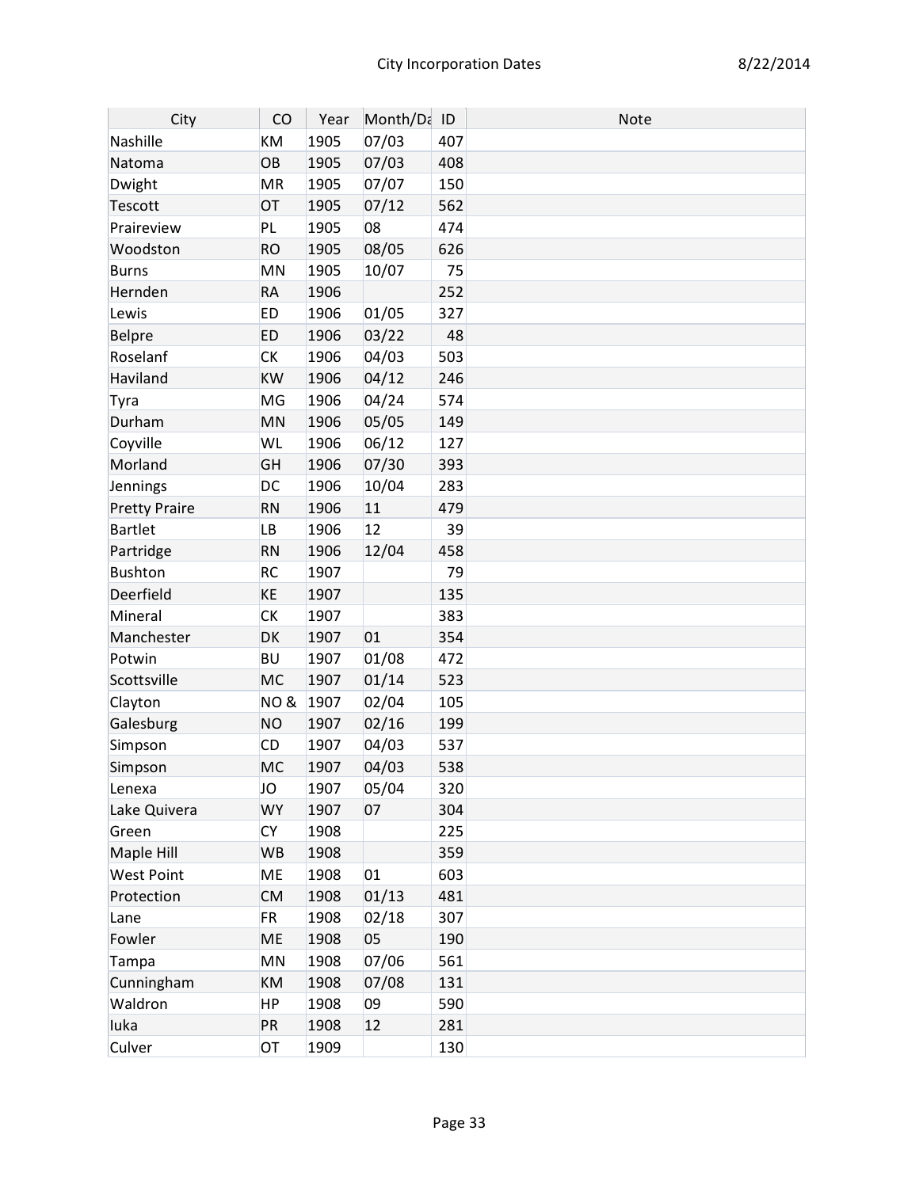| City | CO | Year | Month/Da | ID | Note |
|---|---|---|---|---|---|
| Nashille | KM | 1905 | 07/03 | 407 | |
| Natoma | OB | 1905 | 07/03 | 408 | |
| Dwight | MR | 1905 | 07/07 | 150 | |
| Tescott | OT | 1905 | 07/12 | 562 | |
| Praireview | PL | 1905 | 08 | 474 | |
| Woodston | RO | 1905 | 08/05 | 626 | |
| Burns | MN | 1905 | 10/07 | 75 | |
| Hernden | RA | 1906 | | 252 | |
| Lewis | ED | 1906 | 01/05 | 327 | |
| Belpre | ED | 1906 | 03/22 | 48 | |
| Roselanf | CK | 1906 | 04/03 | 503 | |
| Haviland | KW | 1906 | 04/12 | 246 | |
| Tyra | MG | 1906 | 04/24 | 574 | |
| Durham | MN | 1906 | 05/05 | 149 | |
| Coyville | WL | 1906 | 06/12 | 127 | |
| Morland | GH | 1906 | 07/30 | 393 | |
| Jennings | DC | 1906 | 10/04 | 283 | |
| Pretty Praire | RN | 1906 | 11 | 479 | |
| Bartlet | LB | 1906 | 12 | 39 | |
| Partridge | RN | 1906 | 12/04 | 458 | |
| Bushton | RC | 1907 | | 79 | |
| Deerfield | KE | 1907 | | 135 | |
| Mineral | CK | 1907 | | 383 | |
| Manchester | DK | 1907 | 01 | 354 | |
| Potwin | BU | 1907 | 01/08 | 472 | |
| Scottsville | MC | 1907 | 01/14 | 523 | |
| Clayton | NO & | 1907 | 02/04 | 105 | |
| Galesburg | NO | 1907 | 02/16 | 199 | |
| Simpson | CD | 1907 | 04/03 | 537 | |
| Simpson | MC | 1907 | 04/03 | 538 | |
| Lenexa | JO | 1907 | 05/04 | 320 | |
| Lake Quivera | WY | 1907 | 07 | 304 | |
| Green | CY | 1908 | | 225 | |
| Maple Hill | WB | 1908 | | 359 | |
| West Point | ME | 1908 | 01 | 603 | |
| Protection | CM | 1908 | 01/13 | 481 | |
| Lane | FR | 1908 | 02/18 | 307 | |
| Fowler | ME | 1908 | 05 | 190 | |
| Tampa | MN | 1908 | 07/06 | 561 | |
| Cunningham | KM | 1908 | 07/08 | 131 | |
| Waldron | HP | 1908 | 09 | 590 | |
| Iuka | PR | 1908 | 12 | 281 | |
| Culver | OT | 1909 | | 130 | |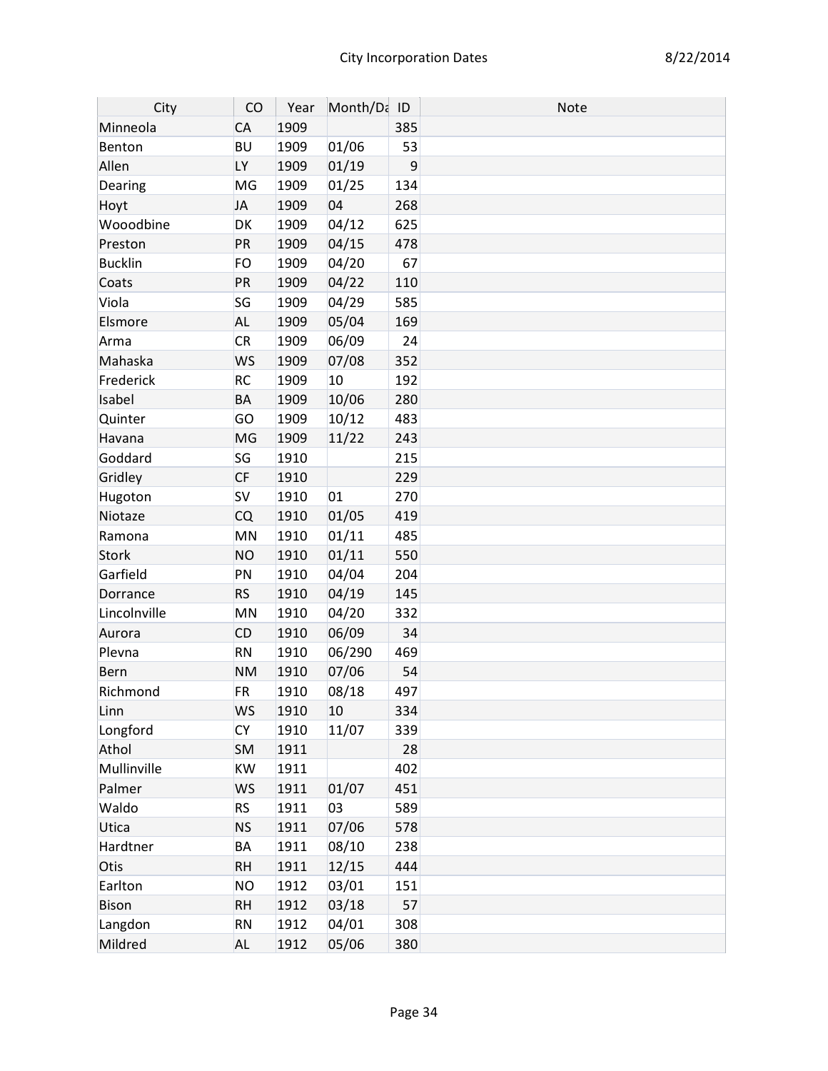| City | CO | Year | Month/Da | ID | Note |
|---|---|---|---|---|---|
| Minneola | CA | 1909 | | 385 | |
| Benton | BU | 1909 | 01/06 | 53 | |
| Allen | LY | 1909 | 01/19 | 9 | |
| Dearing | MG | 1909 | 01/25 | 134 | |
| Hoyt | JA | 1909 | 04 | 268 | |
| Wooodbine | DK | 1909 | 04/12 | 625 | |
| Preston | PR | 1909 | 04/15 | 478 | |
| Bucklin | FO | 1909 | 04/20 | 67 | |
| Coats | PR | 1909 | 04/22 | 110 | |
| Viola | SG | 1909 | 04/29 | 585 | |
| Elsmore | AL | 1909 | 05/04 | 169 | |
| Arma | CR | 1909 | 06/09 | 24 | |
| Mahaska | WS | 1909 | 07/08 | 352 | |
| Frederick | RC | 1909 | 10 | 192 | |
| Isabel | BA | 1909 | 10/06 | 280 | |
| Quinter | GO | 1909 | 10/12 | 483 | |
| Havana | MG | 1909 | 11/22 | 243 | |
| Goddard | SG | 1910 | | 215 | |
| Gridley | CF | 1910 | | 229 | |
| Hugoton | SV | 1910 | 01 | 270 | |
| Niotaze | CQ | 1910 | 01/05 | 419 | |
| Ramona | MN | 1910 | 01/11 | 485 | |
| Stork | NO | 1910 | 01/11 | 550 | |
| Garfield | PN | 1910 | 04/04 | 204 | |
| Dorrance | RS | 1910 | 04/19 | 145 | |
| Lincolnville | MN | 1910 | 04/20 | 332 | |
| Aurora | CD | 1910 | 06/09 | 34 | |
| Plevna | RN | 1910 | 06/290 | 469 | |
| Bern | NM | 1910 | 07/06 | 54 | |
| Richmond | FR | 1910 | 08/18 | 497 | |
| Linn | WS | 1910 | 10 | 334 | |
| Longford | CY | 1910 | 11/07 | 339 | |
| Athol | SM | 1911 | | 28 | |
| Mullinville | KW | 1911 | | 402 | |
| Palmer | WS | 1911 | 01/07 | 451 | |
| Waldo | RS | 1911 | 03 | 589 | |
| Utica | NS | 1911 | 07/06 | 578 | |
| Hardtner | BA | 1911 | 08/10 | 238 | |
| Otis | RH | 1911 | 12/15 | 444 | |
| Earlton | NO | 1912 | 03/01 | 151 | |
| Bison | RH | 1912 | 03/18 | 57 | |
| Langdon | RN | 1912 | 04/01 | 308 | |
| Mildred | AL | 1912 | 05/06 | 380 | |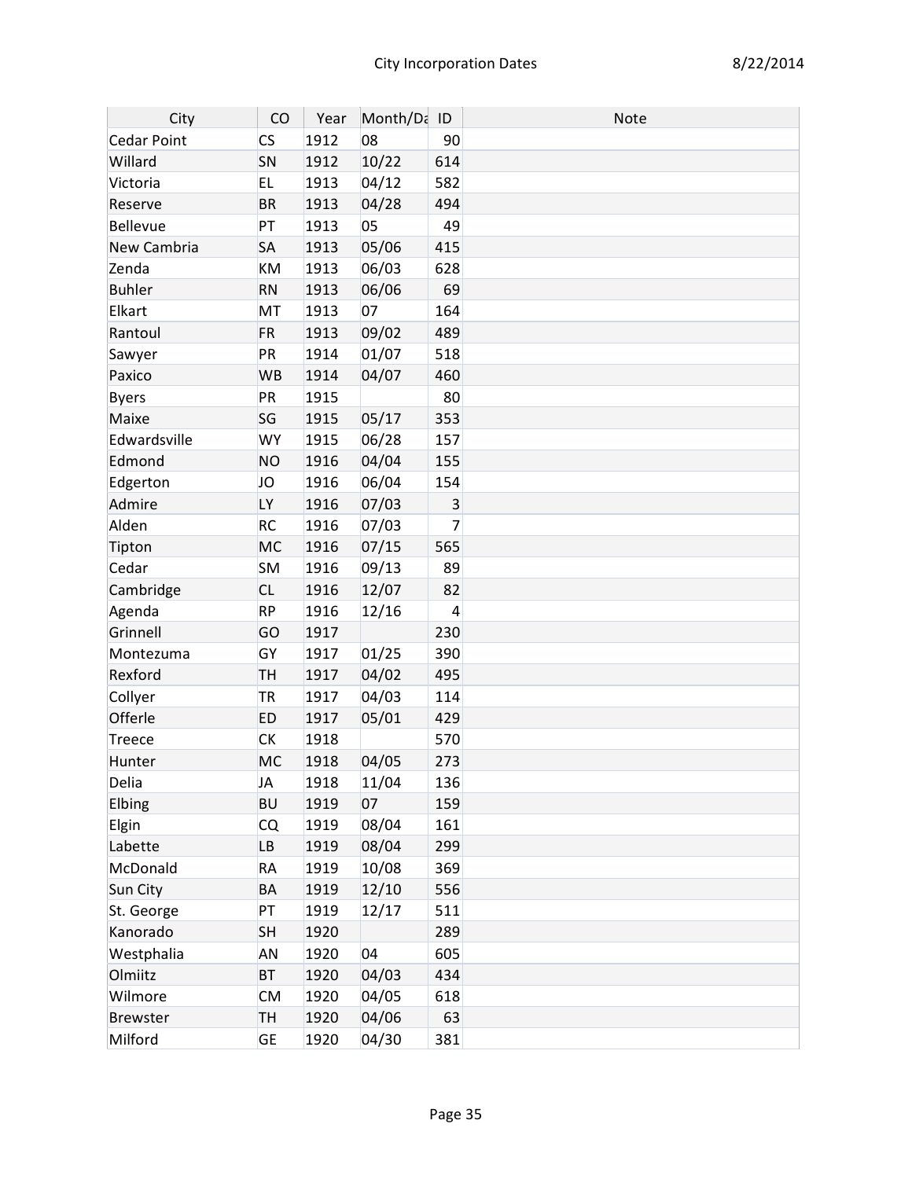| City | CO | Year | Month/Da | ID | Note |
|---|---|---|---|---|---|
| Cedar Point | CS | 1912 | 08 | 90 | |
| Willard | SN | 1912 | 10/22 | 614 | |
| Victoria | EL | 1913 | 04/12 | 582 | |
| Reserve | BR | 1913 | 04/28 | 494 | |
| Bellevue | PT | 1913 | 05 | 49 | |
| New Cambria | SA | 1913 | 05/06 | 415 | |
| Zenda | KM | 1913 | 06/03 | 628 | |
| Buhler | RN | 1913 | 06/06 | 69 | |
| Elkart | MT | 1913 | 07 | 164 | |
| Rantoul | FR | 1913 | 09/02 | 489 | |
| Sawyer | PR | 1914 | 01/07 | 518 | |
| Paxico | WB | 1914 | 04/07 | 460 | |
| Byers | PR | 1915 | | 80 | |
| Maixe | SG | 1915 | 05/17 | 353 | |
| Edwardsville | WY | 1915 | 06/28 | 157 | |
| Edmond | NO | 1916 | 04/04 | 155 | |
| Edgerton | JO | 1916 | 06/04 | 154 | |
| Admire | LY | 1916 | 07/03 | 3 | |
| Alden | RC | 1916 | 07/03 | 7 | |
| Tipton | MC | 1916 | 07/15 | 565 | |
| Cedar | SM | 1916 | 09/13 | 89 | |
| Cambridge | CL | 1916 | 12/07 | 82 | |
| Agenda | RP | 1916 | 12/16 | 4 | |
| Grinnell | GO | 1917 | | 230 | |
| Montezuma | GY | 1917 | 01/25 | 390 | |
| Rexford | TH | 1917 | 04/02 | 495 | |
| Collyer | TR | 1917 | 04/03 | 114 | |
| Offerle | ED | 1917 | 05/01 | 429 | |
| Treece | CK | 1918 | | 570 | |
| Hunter | MC | 1918 | 04/05 | 273 | |
| Delia | JA | 1918 | 11/04 | 136 | |
| Elbing | BU | 1919 | 07 | 159 | |
| Elgin | CQ | 1919 | 08/04 | 161 | |
| Labette | LB | 1919 | 08/04 | 299 | |
| McDonald | RA | 1919 | 10/08 | 369 | |
| Sun City | BA | 1919 | 12/10 | 556 | |
| St. George | PT | 1919 | 12/17 | 511 | |
| Kanorado | SH | 1920 | | 289 | |
| Westphalia | AN | 1920 | 04 | 605 | |
| Olmiitz | BT | 1920 | 04/03 | 434 | |
| Wilmore | CM | 1920 | 04/05 | 618 | |
| Brewster | TH | 1920 | 04/06 | 63 | |
| Milford | GE | 1920 | 04/30 | 381 | |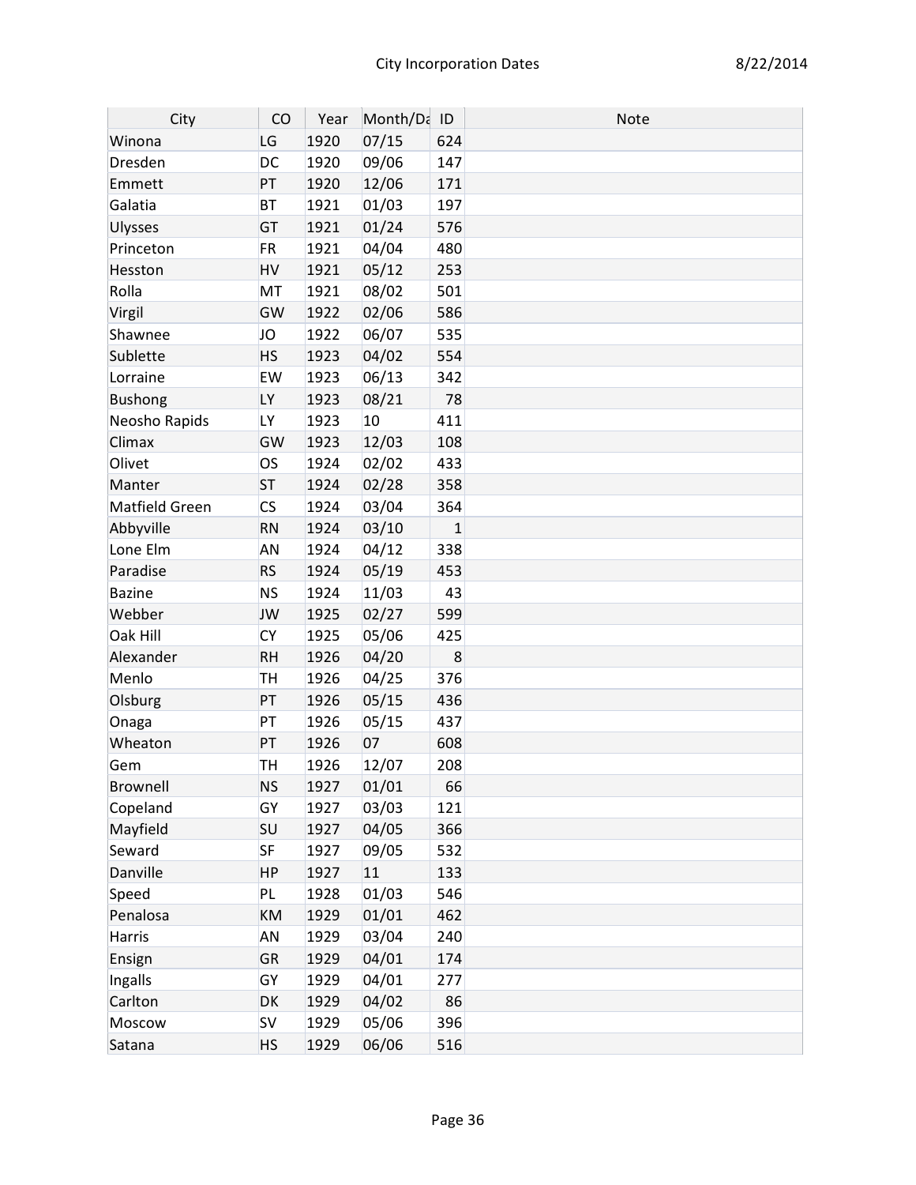| City | CO | Year | Month/Da | ID | Note |
|---|---|---|---|---|---|
| Winona | LG | 1920 | 07/15 | 624 | |
| Dresden | DC | 1920 | 09/06 | 147 | |
| Emmett | PT | 1920 | 12/06 | 171 | |
| Galatia | BT | 1921 | 01/03 | 197 | |
| Ulysses | GT | 1921 | 01/24 | 576 | |
| Princeton | FR | 1921 | 04/04 | 480 | |
| Hesston | HV | 1921 | 05/12 | 253 | |
| Rolla | MT | 1921 | 08/02 | 501 | |
| Virgil | GW | 1922 | 02/06 | 586 | |
| Shawnee | JO | 1922 | 06/07 | 535 | |
| Sublette | HS | 1923 | 04/02 | 554 | |
| Lorraine | EW | 1923 | 06/13 | 342 | |
| Bushong | LY | 1923 | 08/21 | 78 | |
| Neosho Rapids | LY | 1923 | 10 | 411 | |
| Climax | GW | 1923 | 12/03 | 108 | |
| Olivet | OS | 1924 | 02/02 | 433 | |
| Manter | ST | 1924 | 02/28 | 358 | |
| Matfield Green | CS | 1924 | 03/04 | 364 | |
| Abbyville | RN | 1924 | 03/10 | 1 | |
| Lone Elm | AN | 1924 | 04/12 | 338 | |
| Paradise | RS | 1924 | 05/19 | 453 | |
| Bazine | NS | 1924 | 11/03 | 43 | |
| Webber | JW | 1925 | 02/27 | 599 | |
| Oak Hill | CY | 1925 | 05/06 | 425 | |
| Alexander | RH | 1926 | 04/20 | 8 | |
| Menlo | TH | 1926 | 04/25 | 376 | |
| Olsburg | PT | 1926 | 05/15 | 436 | |
| Onaga | PT | 1926 | 05/15 | 437 | |
| Wheaton | PT | 1926 | 07 | 608 | |
| Gem | TH | 1926 | 12/07 | 208 | |
| Brownell | NS | 1927 | 01/01 | 66 | |
| Copeland | GY | 1927 | 03/03 | 121 | |
| Mayfield | SU | 1927 | 04/05 | 366 | |
| Seward | SF | 1927 | 09/05 | 532 | |
| Danville | HP | 1927 | 11 | 133 | |
| Speed | PL | 1928 | 01/03 | 546 | |
| Penalosa | KM | 1929 | 01/01 | 462 | |
| Harris | AN | 1929 | 03/04 | 240 | |
| Ensign | GR | 1929 | 04/01 | 174 | |
| Ingalls | GY | 1929 | 04/01 | 277 | |
| Carlton | DK | 1929 | 04/02 | 86 | |
| Moscow | SV | 1929 | 05/06 | 396 | |
| Satana | HS | 1929 | 06/06 | 516 | |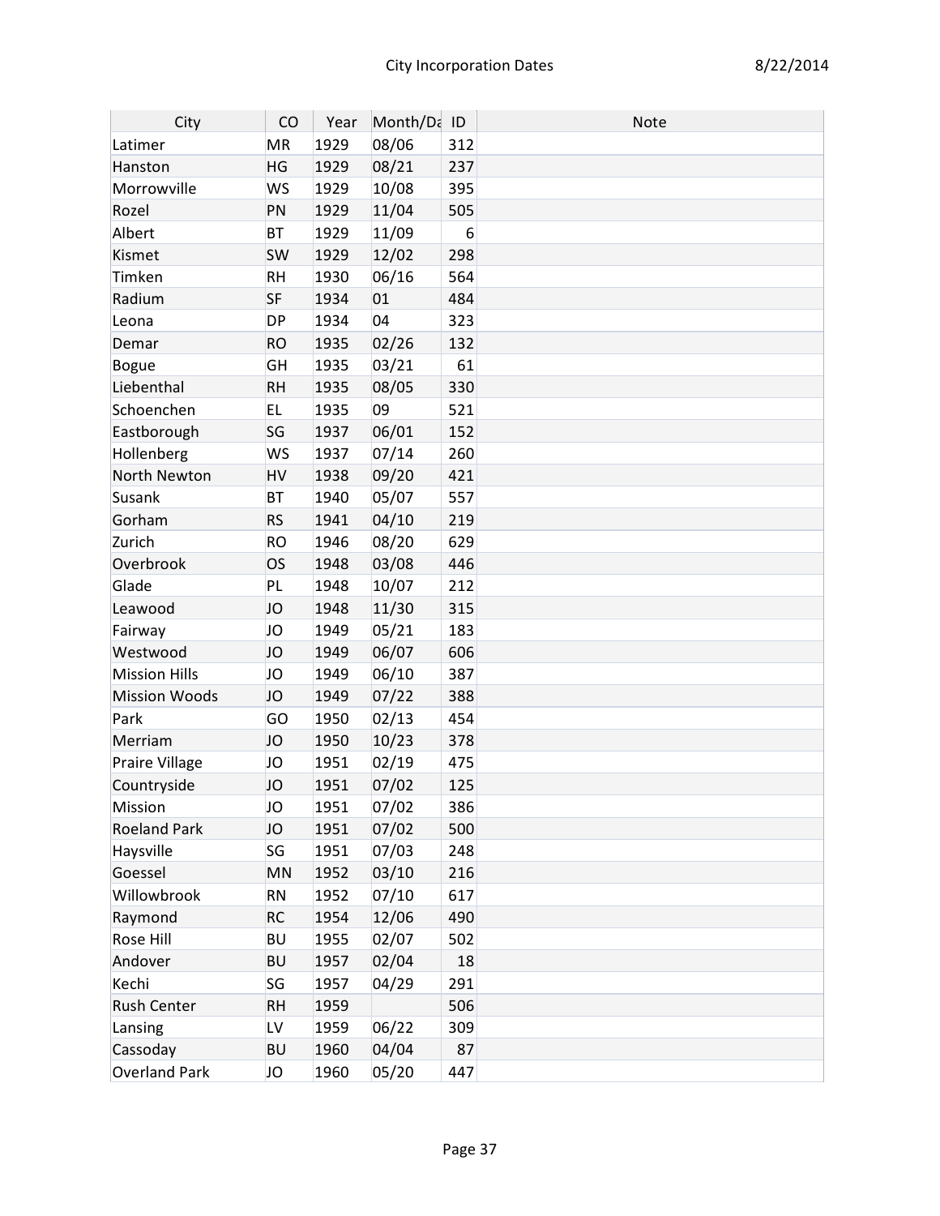| City | CO | Year | Month/Da | ID | Note |
|---|---|---|---|---|---|
| Latimer | MR | 1929 | 08/06 | 312 | |
| Hanston | HG | 1929 | 08/21 | 237 | |
| Morrowville | WS | 1929 | 10/08 | 395 | |
| Rozel | PN | 1929 | 11/04 | 505 | |
| Albert | BT | 1929 | 11/09 | 6 | |
| Kismet | SW | 1929 | 12/02 | 298 | |
| Timken | RH | 1930 | 06/16 | 564 | |
| Radium | SF | 1934 | 01 | 484 | |
| Leona | DP | 1934 | 04 | 323 | |
| Demar | RO | 1935 | 02/26 | 132 | |
| Bogue | GH | 1935 | 03/21 | 61 | |
| Liebenthal | RH | 1935 | 08/05 | 330 | |
| Schoenchen | EL | 1935 | 09 | 521 | |
| Eastborough | SG | 1937 | 06/01 | 152 | |
| Hollenberg | WS | 1937 | 07/14 | 260 | |
| North Newton | HV | 1938 | 09/20 | 421 | |
| Susank | BT | 1940 | 05/07 | 557 | |
| Gorham | RS | 1941 | 04/10 | 219 | |
| Zurich | RO | 1946 | 08/20 | 629 | |
| Overbrook | OS | 1948 | 03/08 | 446 | |
| Glade | PL | 1948 | 10/07 | 212 | |
| Leawood | JO | 1948 | 11/30 | 315 | |
| Fairway | JO | 1949 | 05/21 | 183 | |
| Westwood | JO | 1949 | 06/07 | 606 | |
| Mission Hills | JO | 1949 | 06/10 | 387 | |
| Mission Woods | JO | 1949 | 07/22 | 388 | |
| Park | GO | 1950 | 02/13 | 454 | |
| Merriam | JO | 1950 | 10/23 | 378 | |
| Praire Village | JO | 1951 | 02/19 | 475 | |
| Countryside | JO | 1951 | 07/02 | 125 | |
| Mission | JO | 1951 | 07/02 | 386 | |
| Roeland Park | JO | 1951 | 07/02 | 500 | |
| Haysville | SG | 1951 | 07/03 | 248 | |
| Goessel | MN | 1952 | 03/10 | 216 | |
| Willowbrook | RN | 1952 | 07/10 | 617 | |
| Raymond | RC | 1954 | 12/06 | 490 | |
| Rose Hill | BU | 1955 | 02/07 | 502 | |
| Andover | BU | 1957 | 02/04 | 18 | |
| Kechi | SG | 1957 | 04/29 | 291 | |
| Rush Center | RH | 1959 | | 506 | |
| Lansing | LV | 1959 | 06/22 | 309 | |
| Cassoday | BU | 1960 | 04/04 | 87 | |
| Overland Park | JO | 1960 | 05/20 | 447 | |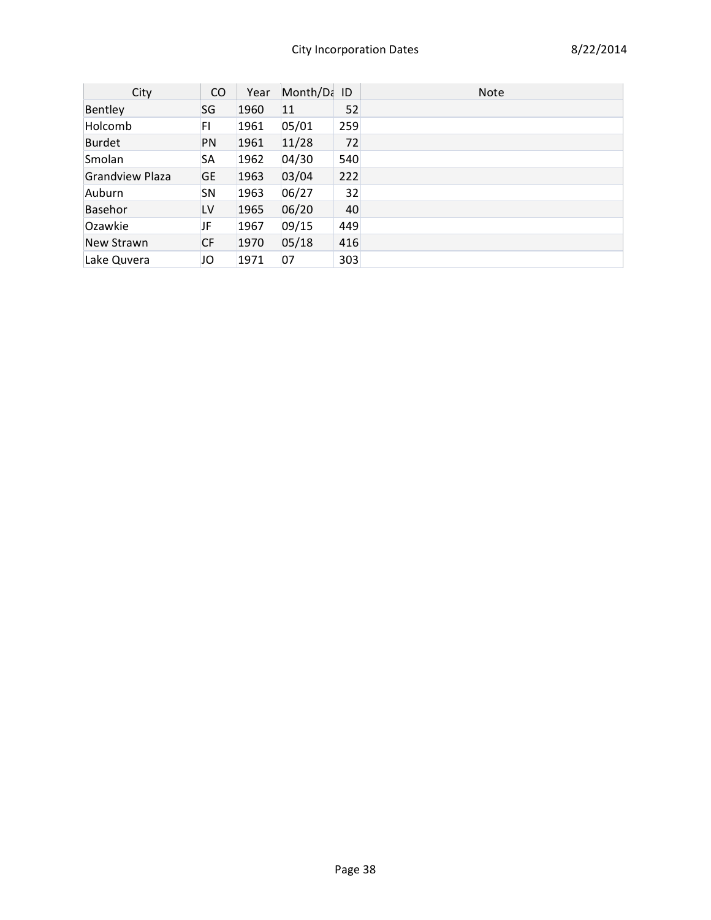| City | CO | Year | Month/Da | ID | Note |
|---|---|---|---|---|---|
| Bentley | SG | 1960 | 11 | 52 | |
| Holcomb | FI | 1961 | 05/01 | 259 | |
| Burdet | PN | 1961 | 11/28 | 72 | |
| Smolan | SA | 1962 | 04/30 | 540 | |
| Grandview Plaza | GE | 1963 | 03/04 | 222 | |
| Auburn | SN | 1963 | 06/27 | 32 | |
| Basehor | LV | 1965 | 06/20 | 40 | |
| Ozawkie | JF | 1967 | 09/15 | 449 | |
| New Strawn | CF | 1970 | 05/18 | 416 | |
| Lake Quvera | JO | 1971 | 07 | 303 | |